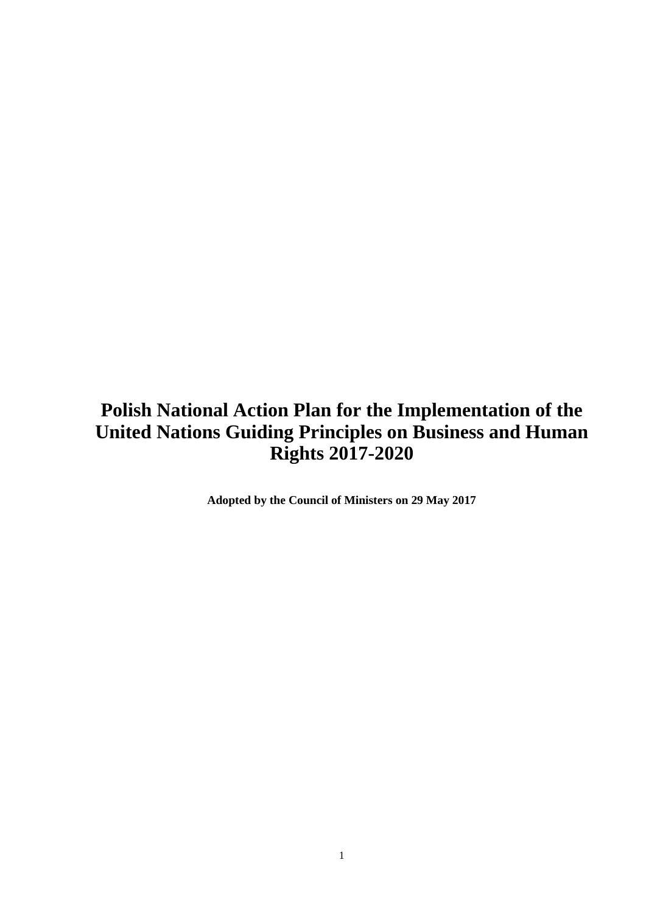# Polish National Action Plan for the Implementation of the United Nations Guiding Principles on Business and Human Rights 2017-2020

**Adopted by the Council of Ministers on 29 May 2017**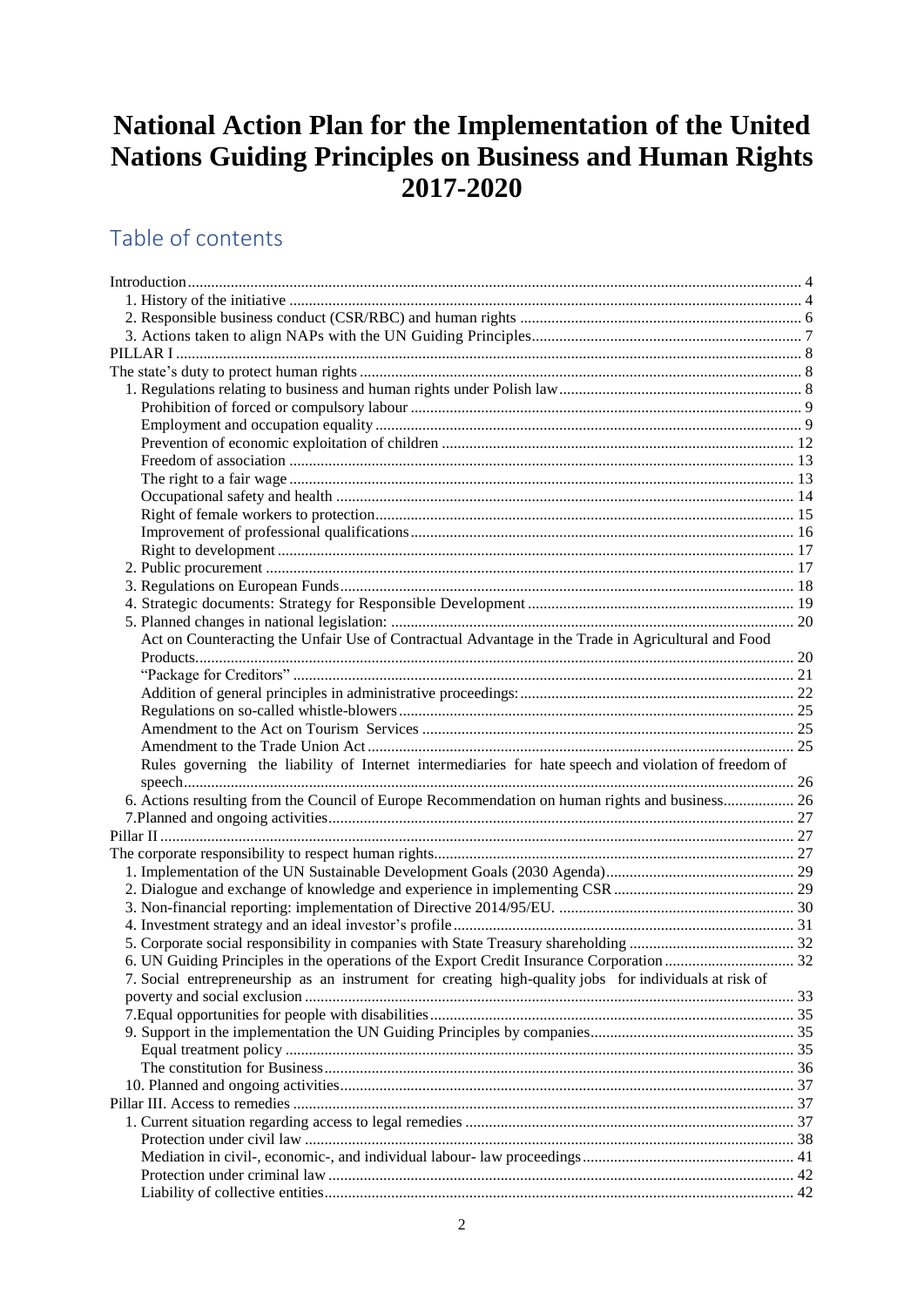# National Action Plan for the Implementation of the United Nations Guiding Principles on Business and Human Rights 2017-2020

## Table of contents

Introduction ........ 4
- 1. History of the initiative ........ 4
- 2. Responsible business conduct (CSR/RBC) and human rights ........ 6
- 3. Actions taken to align NAPs with the UN Guiding Principles ........ 7

PILLAR I ........ 8

The state's duty to protect human rights ........ 8
- 1. Regulations relating to business and human rights under Polish law ........ 8
  - Prohibition of forced or compulsory labour ........ 9
  - Employment and occupation equality ........ 9
  - Prevention of economic exploitation of children ........ 12
  - Freedom of association ........ 13
  - The right to a fair wage ........ 13
  - Occupational safety and health ........ 14
  - Right of female workers to protection ........ 15
  - Improvement of professional qualifications ........ 16
  - Right to development ........ 17
- 2. Public procurement ........ 17
- 3. Regulations on European Funds ........ 18
- 4. Strategic documents: Strategy for Responsible Development ........ 19
- 5. Planned changes in national legislation: ........ 20
  - Act on Counteracting the Unfair Use of Contractual Advantage in the Trade in Agricultural and Food Products ........ 20
  - "Package for Creditors" ........ 21
  - Addition of general principles in administrative proceedings: ........ 22
  - Regulations on so-called whistle-blowers ........ 25
  - Amendment to the Act on Tourism Services ........ 25
  - Amendment to the Trade Union Act ........ 25
  - Rules governing the liability of Internet intermediaries for hate speech and violation of freedom of speech ........ 26
- 6. Actions resulting from the Council of Europe Recommendation on human rights and business ........ 26
- 7. Planned and ongoing activities ........ 27

Pillar II ........ 27

The corporate responsibility to respect human rights ........ 27
- 1. Implementation of the UN Sustainable Development Goals (2030 Agenda) ........ 29
- 2. Dialogue and exchange of knowledge and experience in implementing CSR ........ 29
- 3. Non-financial reporting: implementation of Directive 2014/95/EU. ........ 30
- 4. Investment strategy and an ideal investor's profile ........ 31
- 5. Corporate social responsibility in companies with State Treasury shareholding ........ 32
- 6. UN Guiding Principles in the operations of the Export Credit Insurance Corporation ........ 32
- 7. Social entrepreneurship as an instrument for creating high-quality jobs for individuals at risk of poverty and social exclusion ........ 33
- 7. Equal opportunities for people with disabilities ........ 35
- 9. Support in the implementation the UN Guiding Principles by companies ........ 35
  - Equal treatment policy ........ 35
  - The constitution for Business ........ 36
- 10. Planned and ongoing activities ........ 37

Pillar III. Access to remedies ........ 37
- 1. Current situation regarding access to legal remedies ........ 37
  - Protection under civil law ........ 38
  - Mediation in civil-, economic-, and individual labour- law proceedings ........ 41
  - Protection under criminal law ........ 42
  - Liability of collective entities ........ 42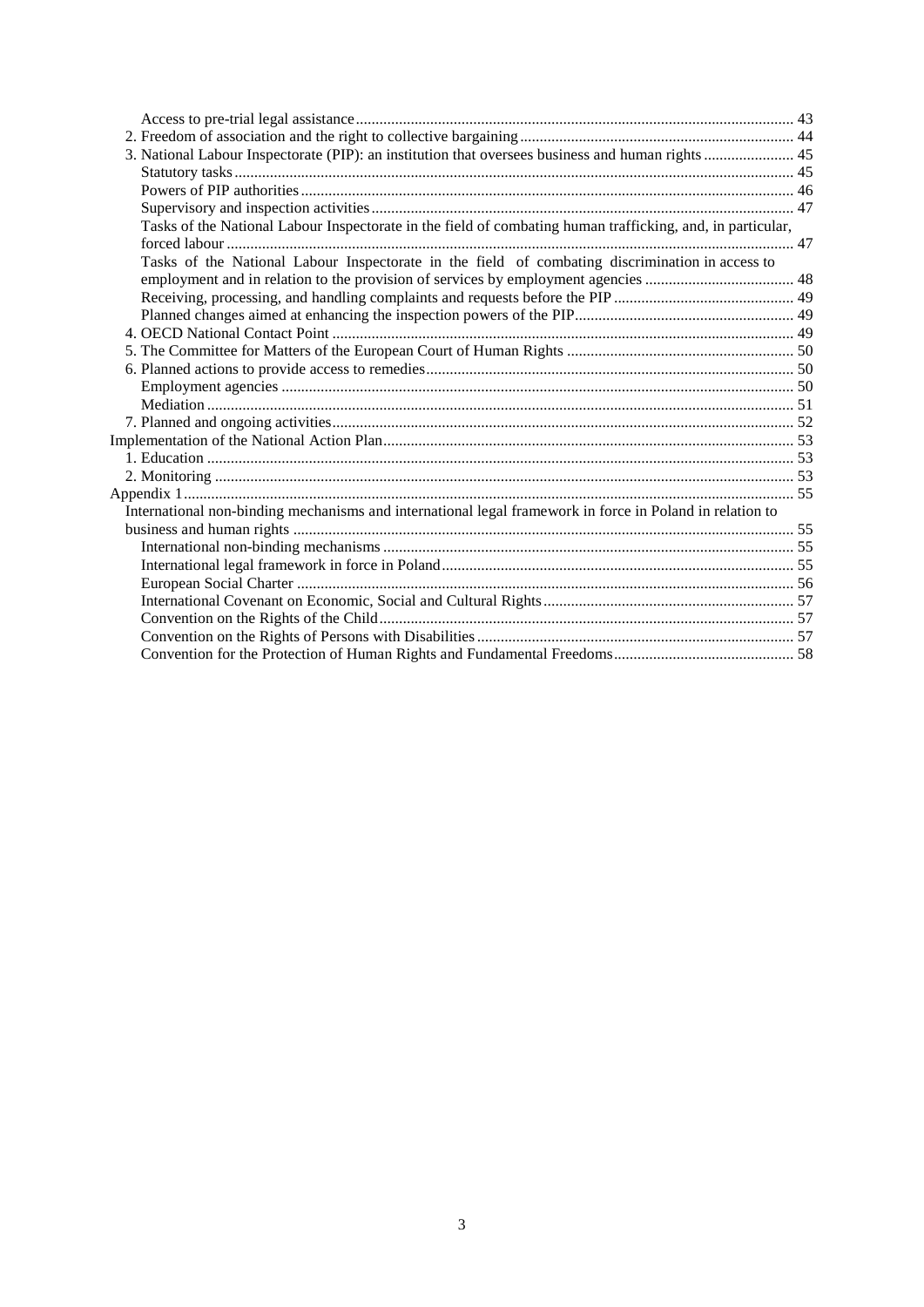Access to pre-trial legal assistance ... 43
2. Freedom of association and the right to collective bargaining ... 44
3. National Labour Inspectorate (PIP): an institution that oversees business and human rights ... 45
Statutory tasks ... 45
Powers of PIP authorities ... 46
Supervisory and inspection activities ... 47
Tasks of the National Labour Inspectorate in the field of combating human trafficking, and, in particular, forced labour ... 47
Tasks of the National Labour Inspectorate in the field of combating discrimination in access to employment and in relation to the provision of services by employment agencies ... 48
Receiving, processing, and handling complaints and requests before the PIP ... 49
Planned changes aimed at enhancing the inspection powers of the PIP ... 49
4. OECD National Contact Point ... 49
5. The Committee for Matters of the European Court of Human Rights ... 50
6. Planned actions to provide access to remedies ... 50
Employment agencies ... 50
Mediation ... 51
7. Planned and ongoing activities ... 52
Implementation of the National Action Plan ... 53
1. Education ... 53
2. Monitoring ... 53
Appendix 1 ... 55
International non-binding mechanisms and international legal framework in force in Poland in relation to business and human rights ... 55
International non-binding mechanisms ... 55
International legal framework in force in Poland ... 55
European Social Charter ... 56
International Covenant on Economic, Social and Cultural Rights ... 57
Convention on the Rights of the Child ... 57
Convention on the Rights of Persons with Disabilities ... 57
Convention for the Protection of Human Rights and Fundamental Freedoms ... 58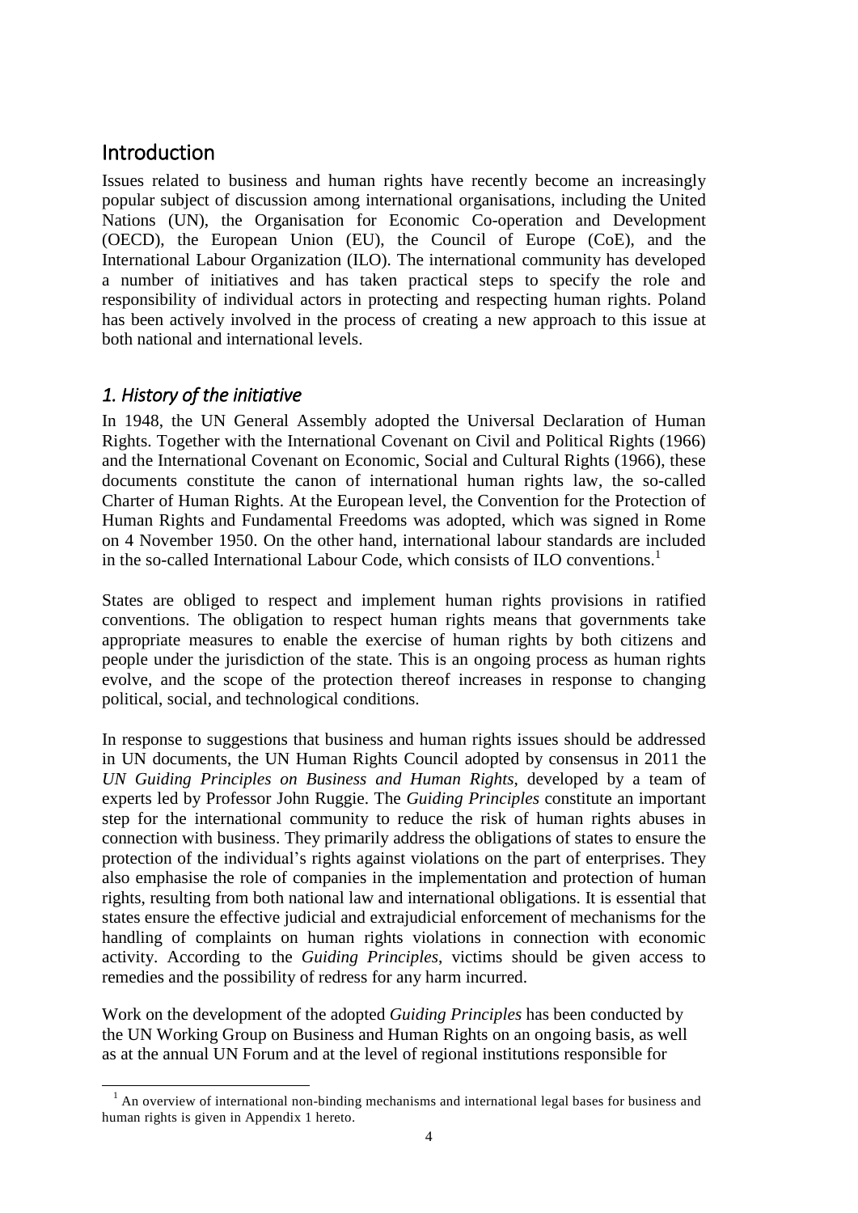# Introduction

Issues related to business and human rights have recently become an increasingly popular subject of discussion among international organisations, including the United Nations (UN), the Organisation for Economic Co-operation and Development (OECD), the European Union (EU), the Council of Europe (CoE), and the International Labour Organization (ILO). The international community has developed a number of initiatives and has taken practical steps to specify the role and responsibility of individual actors in protecting and respecting human rights. Poland has been actively involved in the process of creating a new approach to this issue at both national and international levels.

## *1. History of the initiative*

In 1948, the UN General Assembly adopted the Universal Declaration of Human Rights. Together with the International Covenant on Civil and Political Rights (1966) and the International Covenant on Economic, Social and Cultural Rights (1966), these documents constitute the canon of international human rights law, the so-called Charter of Human Rights. At the European level, the Convention for the Protection of Human Rights and Fundamental Freedoms was adopted, which was signed in Rome on 4 November 1950. On the other hand, international labour standards are included in the so-called International Labour Code, which consists of ILO conventions.[1]

States are obliged to respect and implement human rights provisions in ratified conventions. The obligation to respect human rights means that governments take appropriate measures to enable the exercise of human rights by both citizens and people under the jurisdiction of the state. This is an ongoing process as human rights evolve, and the scope of the protection thereof increases in response to changing political, social, and technological conditions.

In response to suggestions that business and human rights issues should be addressed in UN documents, the UN Human Rights Council adopted by consensus in 2011 the *UN Guiding Principles on Business and Human Rights*, developed by a team of experts led by Professor John Ruggie. The *Guiding Principles* constitute an important step for the international community to reduce the risk of human rights abuses in connection with business. They primarily address the obligations of states to ensure the protection of the individual's rights against violations on the part of enterprises. They also emphasise the role of companies in the implementation and protection of human rights, resulting from both national law and international obligations. It is essential that states ensure the effective judicial and extrajudicial enforcement of mechanisms for the handling of complaints on human rights violations in connection with economic activity. According to the *Guiding Principles*, victims should be given access to remedies and the possibility of redress for any harm incurred.

Work on the development of the adopted *Guiding Principles* has been conducted by the UN Working Group on Business and Human Rights on an ongoing basis, as well as at the annual UN Forum and at the level of regional institutions responsible for

[1] An overview of international non-binding mechanisms and international legal bases for business and human rights is given in Appendix 1 hereto.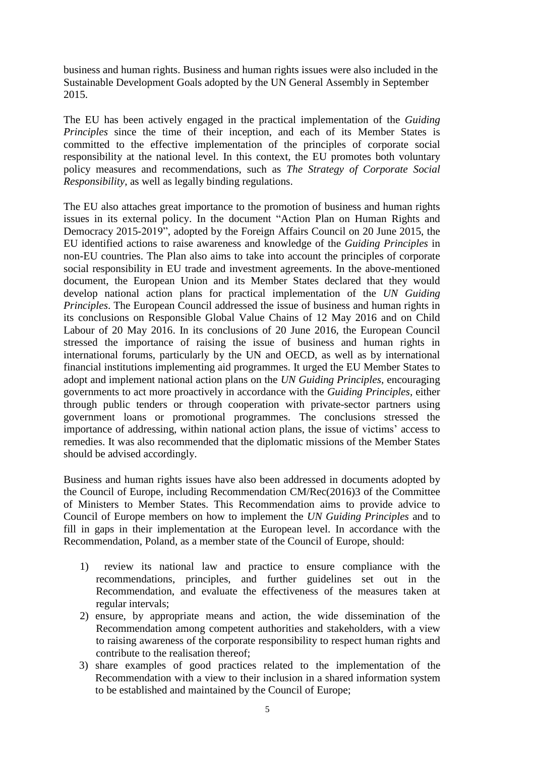business and human rights. Business and human rights issues were also included in the Sustainable Development Goals adopted by the UN General Assembly in September 2015.

The EU has been actively engaged in the practical implementation of the *Guiding Principles* since the time of their inception, and each of its Member States is committed to the effective implementation of the principles of corporate social responsibility at the national level. In this context, the EU promotes both voluntary policy measures and recommendations, such as *The Strategy of Corporate Social Responsibility*, as well as legally binding regulations.

The EU also attaches great importance to the promotion of business and human rights issues in its external policy. In the document "Action Plan on Human Rights and Democracy 2015-2019", adopted by the Foreign Affairs Council on 20 June 2015, the EU identified actions to raise awareness and knowledge of the *Guiding Principles* in non-EU countries. The Plan also aims to take into account the principles of corporate social responsibility in EU trade and investment agreements. In the above-mentioned document, the European Union and its Member States declared that they would develop national action plans for practical implementation of the *UN Guiding Principles*. The European Council addressed the issue of business and human rights in its conclusions on Responsible Global Value Chains of 12 May 2016 and on Child Labour of 20 May 2016. In its conclusions of 20 June 2016, the European Council stressed the importance of raising the issue of business and human rights in international forums, particularly by the UN and OECD, as well as by international financial institutions implementing aid programmes. It urged the EU Member States to adopt and implement national action plans on the *UN Guiding Principles*, encouraging governments to act more proactively in accordance with the *Guiding Principles*, either through public tenders or through cooperation with private-sector partners using government loans or promotional programmes. The conclusions stressed the importance of addressing, within national action plans, the issue of victims' access to remedies. It was also recommended that the diplomatic missions of the Member States should be advised accordingly.

Business and human rights issues have also been addressed in documents adopted by the Council of Europe, including Recommendation CM/Rec(2016)3 of the Committee of Ministers to Member States. This Recommendation aims to provide advice to Council of Europe members on how to implement the *UN Guiding Principles* and to fill in gaps in their implementation at the European level. In accordance with the Recommendation, Poland, as a member state of the Council of Europe, should:

1) review its national law and practice to ensure compliance with the recommendations, principles, and further guidelines set out in the Recommendation, and evaluate the effectiveness of the measures taken at regular intervals;
2) ensure, by appropriate means and action, the wide dissemination of the Recommendation among competent authorities and stakeholders, with a view to raising awareness of the corporate responsibility to respect human rights and contribute to the realisation thereof;
3) share examples of good practices related to the implementation of the Recommendation with a view to their inclusion in a shared information system to be established and maintained by the Council of Europe;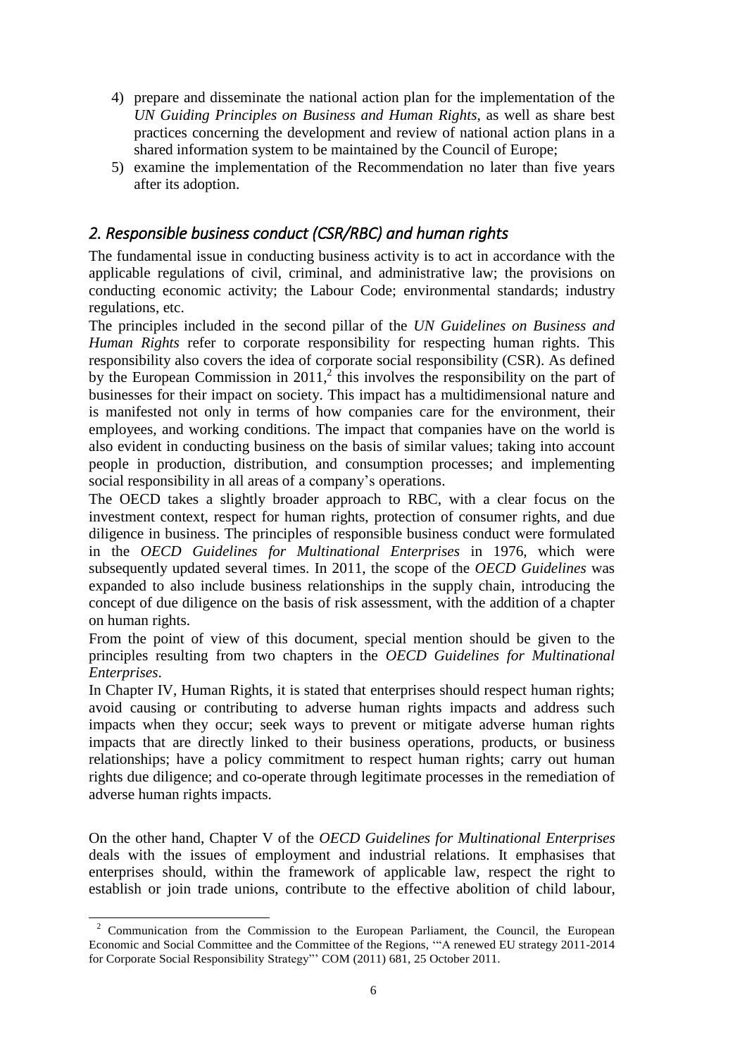4) prepare and disseminate the national action plan for the implementation of the *UN Guiding Principles on Business and Human Rights*, as well as share best practices concerning the development and review of national action plans in a shared information system to be maintained by the Council of Europe;
5) examine the implementation of the Recommendation no later than five years after its adoption.

## *2. Responsible business conduct (CSR/RBC) and human rights*

The fundamental issue in conducting business activity is to act in accordance with the applicable regulations of civil, criminal, and administrative law; the provisions on conducting economic activity; the Labour Code; environmental standards; industry regulations, etc.

The principles included in the second pillar of the *UN Guidelines on Business and Human Rights* refer to corporate responsibility for respecting human rights. This responsibility also covers the idea of corporate social responsibility (CSR). As defined by the European Commission in 2011,[2] this involves the responsibility on the part of businesses for their impact on society. This impact has a multidimensional nature and is manifested not only in terms of how companies care for the environment, their employees, and working conditions. The impact that companies have on the world is also evident in conducting business on the basis of similar values; taking into account people in production, distribution, and consumption processes; and implementing social responsibility in all areas of a company's operations.

The OECD takes a slightly broader approach to RBC, with a clear focus on the investment context, respect for human rights, protection of consumer rights, and due diligence in business. The principles of responsible business conduct were formulated in the *OECD Guidelines for Multinational Enterprises* in 1976, which were subsequently updated several times. In 2011, the scope of the *OECD Guidelines* was expanded to also include business relationships in the supply chain, introducing the concept of due diligence on the basis of risk assessment, with the addition of a chapter on human rights.

From the point of view of this document, special mention should be given to the principles resulting from two chapters in the *OECD Guidelines for Multinational Enterprises*.

In Chapter IV, Human Rights, it is stated that enterprises should respect human rights; avoid causing or contributing to adverse human rights impacts and address such impacts when they occur; seek ways to prevent or mitigate adverse human rights impacts that are directly linked to their business operations, products, or business relationships; have a policy commitment to respect human rights; carry out human rights due diligence; and co-operate through legitimate processes in the remediation of adverse human rights impacts.

On the other hand, Chapter V of the *OECD Guidelines for Multinational Enterprises* deals with the issues of employment and industrial relations. It emphasises that enterprises should, within the framework of applicable law, respect the right to establish or join trade unions, contribute to the effective abolition of child labour,

---

[2] Communication from the Commission to the European Parliament, the Council, the European Economic and Social Committee and the Committee of the Regions, '"A renewed EU strategy 2011-2014 for Corporate Social Responsibility Strategy"' COM (2011) 681, 25 October 2011.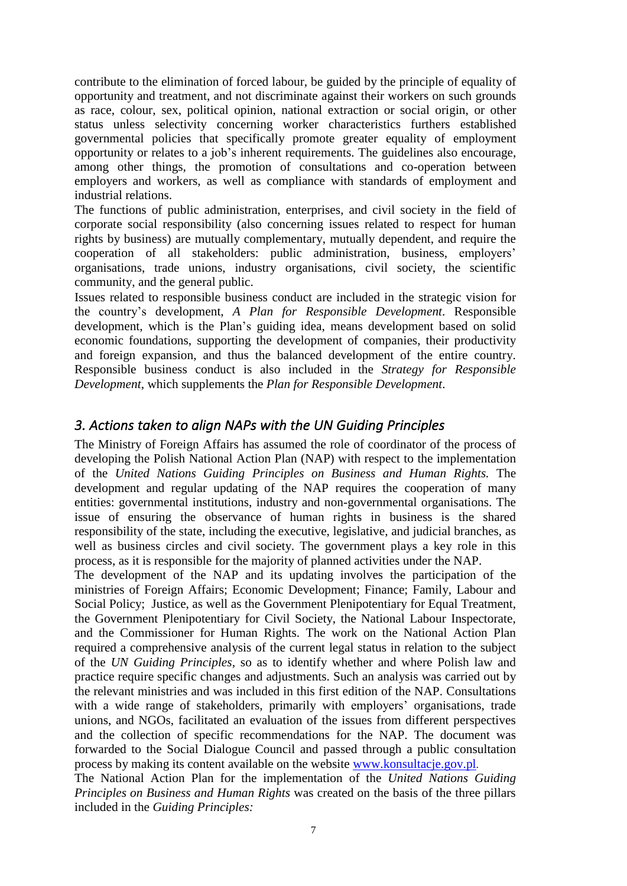contribute to the elimination of forced labour, be guided by the principle of equality of opportunity and treatment, and not discriminate against their workers on such grounds as race, colour, sex, political opinion, national extraction or social origin, or other status unless selectivity concerning worker characteristics furthers established governmental policies that specifically promote greater equality of employment opportunity or relates to a job's inherent requirements. The guidelines also encourage, among other things, the promotion of consultations and co-operation between employers and workers, as well as compliance with standards of employment and industrial relations.

The functions of public administration, enterprises, and civil society in the field of corporate social responsibility (also concerning issues related to respect for human rights by business) are mutually complementary, mutually dependent, and require the cooperation of all stakeholders: public administration, business, employers' organisations, trade unions, industry organisations, civil society, the scientific community, and the general public.

Issues related to responsible business conduct are included in the strategic vision for the country's development, *A Plan for Responsible Development*. Responsible development, which is the Plan's guiding idea, means development based on solid economic foundations, supporting the development of companies, their productivity and foreign expansion, and thus the balanced development of the entire country. Responsible business conduct is also included in the *Strategy for Responsible Development*, which supplements the *Plan for Responsible Development*.

## *3. Actions taken to align NAPs with the UN Guiding Principles*

The Ministry of Foreign Affairs has assumed the role of coordinator of the process of developing the Polish National Action Plan (NAP) with respect to the implementation of the *United Nations Guiding Principles on Business and Human Rights.* The development and regular updating of the NAP requires the cooperation of many entities: governmental institutions, industry and non-governmental organisations. The issue of ensuring the observance of human rights in business is the shared responsibility of the state, including the executive, legislative, and judicial branches, as well as business circles and civil society. The government plays a key role in this process, as it is responsible for the majority of planned activities under the NAP.

The development of the NAP and its updating involves the participation of the ministries of Foreign Affairs; Economic Development; Finance; Family, Labour and Social Policy; Justice, as well as the Government Plenipotentiary for Equal Treatment, the Government Plenipotentiary for Civil Society, the National Labour Inspectorate, and the Commissioner for Human Rights. The work on the National Action Plan required a comprehensive analysis of the current legal status in relation to the subject of the *UN Guiding Principles*, so as to identify whether and where Polish law and practice require specific changes and adjustments. Such an analysis was carried out by the relevant ministries and was included in this first edition of the NAP. Consultations with a wide range of stakeholders, primarily with employers' organisations, trade unions, and NGOs, facilitated an evaluation of the issues from different perspectives and the collection of specific recommendations for the NAP. The document was forwarded to the Social Dialogue Council and passed through a public consultation process by making its content available on the website www.konsultacje.gov.pl.

The National Action Plan for the implementation of the *United Nations Guiding Principles on Business and Human Rights* was created on the basis of the three pillars included in the *Guiding Principles:*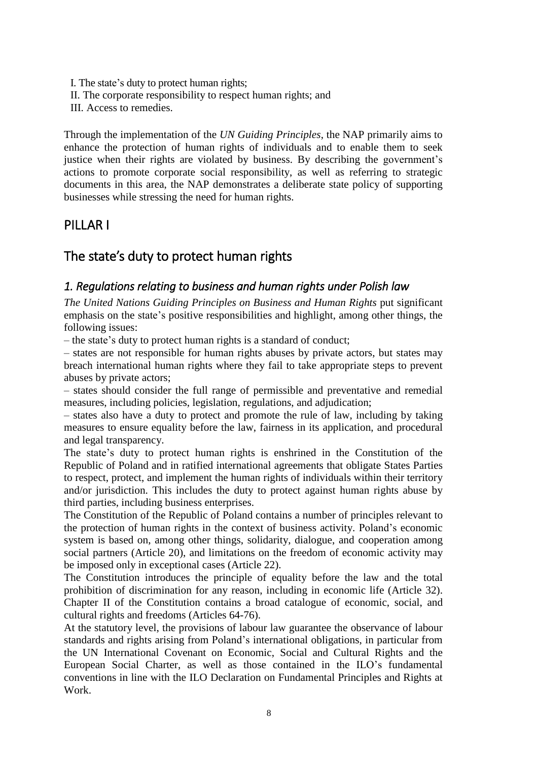I. The state's duty to protect human rights;
II. The corporate responsibility to respect human rights; and
III. Access to remedies.

Through the implementation of the *UN Guiding Principles*, the NAP primarily aims to enhance the protection of human rights of individuals and to enable them to seek justice when their rights are violated by business. By describing the government's actions to promote corporate social responsibility, as well as referring to strategic documents in this area, the NAP demonstrates a deliberate state policy of supporting businesses while stressing the need for human rights.

# PILLAR I

# The state's duty to protect human rights

## *1. Regulations relating to business and human rights under Polish law*

*The United Nations Guiding Principles on Business and Human Rights* put significant emphasis on the state's positive responsibilities and highlight, among other things, the following issues:

– the state's duty to protect human rights is a standard of conduct;

– states are not responsible for human rights abuses by private actors, but states may breach international human rights where they fail to take appropriate steps to prevent abuses by private actors;

– states should consider the full range of permissible and preventative and remedial measures, including policies, legislation, regulations, and adjudication;

– states also have a duty to protect and promote the rule of law, including by taking measures to ensure equality before the law, fairness in its application, and procedural and legal transparency.

The state's duty to protect human rights is enshrined in the Constitution of the Republic of Poland and in ratified international agreements that obligate States Parties to respect, protect, and implement the human rights of individuals within their territory and/or jurisdiction. This includes the duty to protect against human rights abuse by third parties, including business enterprises.

The Constitution of the Republic of Poland contains a number of principles relevant to the protection of human rights in the context of business activity. Poland's economic system is based on, among other things, solidarity, dialogue, and cooperation among social partners (Article 20), and limitations on the freedom of economic activity may be imposed only in exceptional cases (Article 22).

The Constitution introduces the principle of equality before the law and the total prohibition of discrimination for any reason, including in economic life (Article 32). Chapter II of the Constitution contains a broad catalogue of economic, social, and cultural rights and freedoms (Articles 64-76).

At the statutory level, the provisions of labour law guarantee the observance of labour standards and rights arising from Poland's international obligations, in particular from the UN International Covenant on Economic, Social and Cultural Rights and the European Social Charter, as well as those contained in the ILO's fundamental conventions in line with the ILO Declaration on Fundamental Principles and Rights at Work.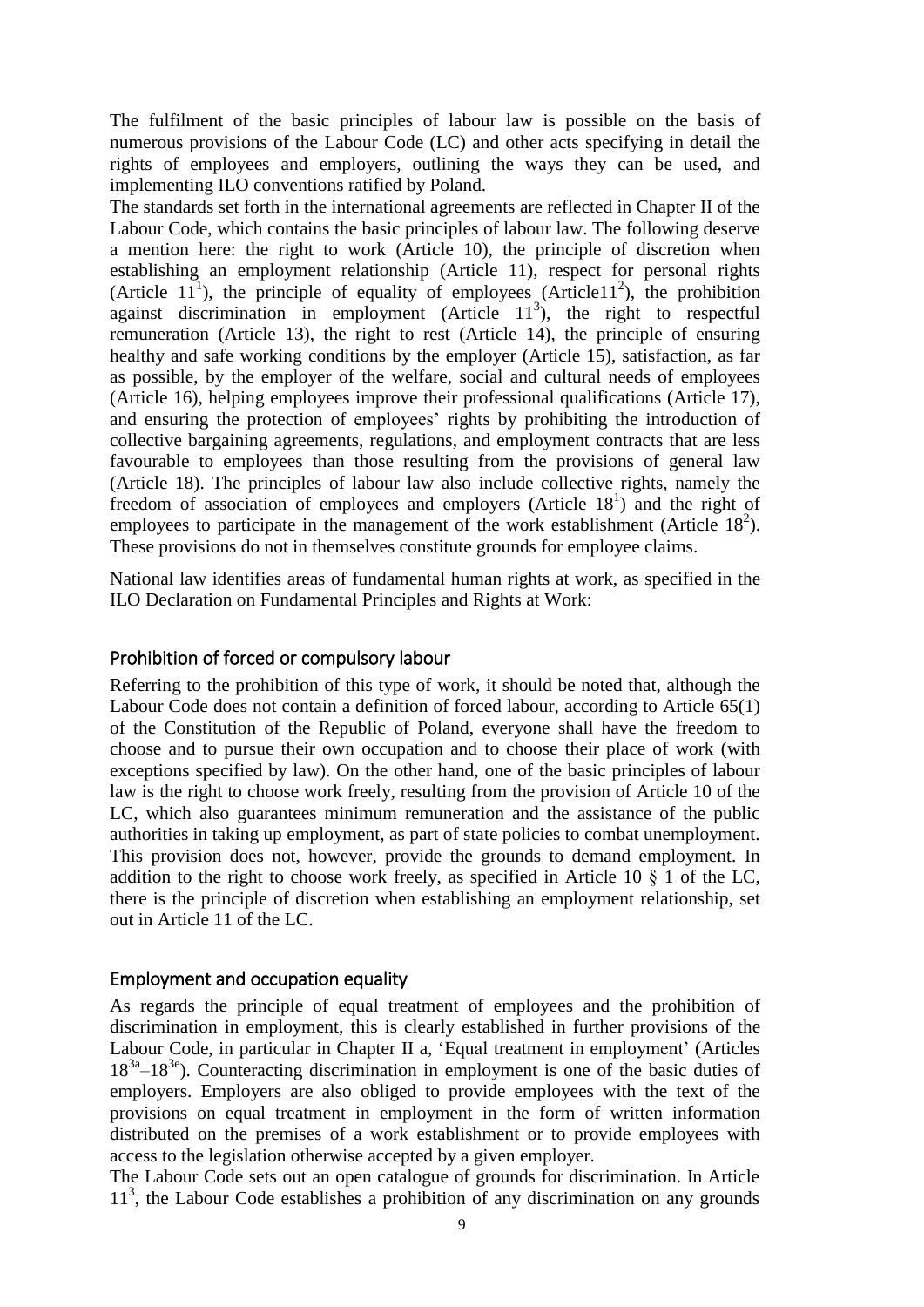The fulfilment of the basic principles of labour law is possible on the basis of numerous provisions of the Labour Code (LC) and other acts specifying in detail the rights of employees and employers, outlining the ways they can be used, and implementing ILO conventions ratified by Poland.

The standards set forth in the international agreements are reflected in Chapter II of the Labour Code, which contains the basic principles of labour law. The following deserve a mention here: the right to work (Article 10), the principle of discretion when establishing an employment relationship (Article 11), respect for personal rights (Article $11^1$), the principle of equality of employees (Article$11^2$), the prohibition against discrimination in employment (Article $11^3$), the right to respectful remuneration (Article 13), the right to rest (Article 14), the principle of ensuring healthy and safe working conditions by the employer (Article 15), satisfaction, as far as possible, by the employer of the welfare, social and cultural needs of employees (Article 16), helping employees improve their professional qualifications (Article 17), and ensuring the protection of employees' rights by prohibiting the introduction of collective bargaining agreements, regulations, and employment contracts that are less favourable to employees than those resulting from the provisions of general law (Article 18). The principles of labour law also include collective rights, namely the freedom of association of employees and employers (Article $18^1$) and the right of employees to participate in the management of the work establishment (Article $18^2$). These provisions do not in themselves constitute grounds for employee claims.

National law identifies areas of fundamental human rights at work, as specified in the ILO Declaration on Fundamental Principles and Rights at Work:

## Prohibition of forced or compulsory labour

Referring to the prohibition of this type of work, it should be noted that, although the Labour Code does not contain a definition of forced labour, according to Article 65(1) of the Constitution of the Republic of Poland, everyone shall have the freedom to choose and to pursue their own occupation and to choose their place of work (with exceptions specified by law). On the other hand, one of the basic principles of labour law is the right to choose work freely, resulting from the provision of Article 10 of the LC, which also guarantees minimum remuneration and the assistance of the public authorities in taking up employment, as part of state policies to combat unemployment. This provision does not, however, provide the grounds to demand employment. In addition to the right to choose work freely, as specified in Article 10 § 1 of the LC, there is the principle of discretion when establishing an employment relationship, set out in Article 11 of the LC.

## Employment and occupation equality

As regards the principle of equal treatment of employees and the prohibition of discrimination in employment, this is clearly established in further provisions of the Labour Code, in particular in Chapter II a, 'Equal treatment in employment' (Articles $18^{3a}$–$18^{3e}$). Counteracting discrimination in employment is one of the basic duties of employers. Employers are also obliged to provide employees with the text of the provisions on equal treatment in employment in the form of written information distributed on the premises of a work establishment or to provide employees with access to the legislation otherwise accepted by a given employer.

The Labour Code sets out an open catalogue of grounds for discrimination. In Article $11^3$, the Labour Code establishes a prohibition of any discrimination on any grounds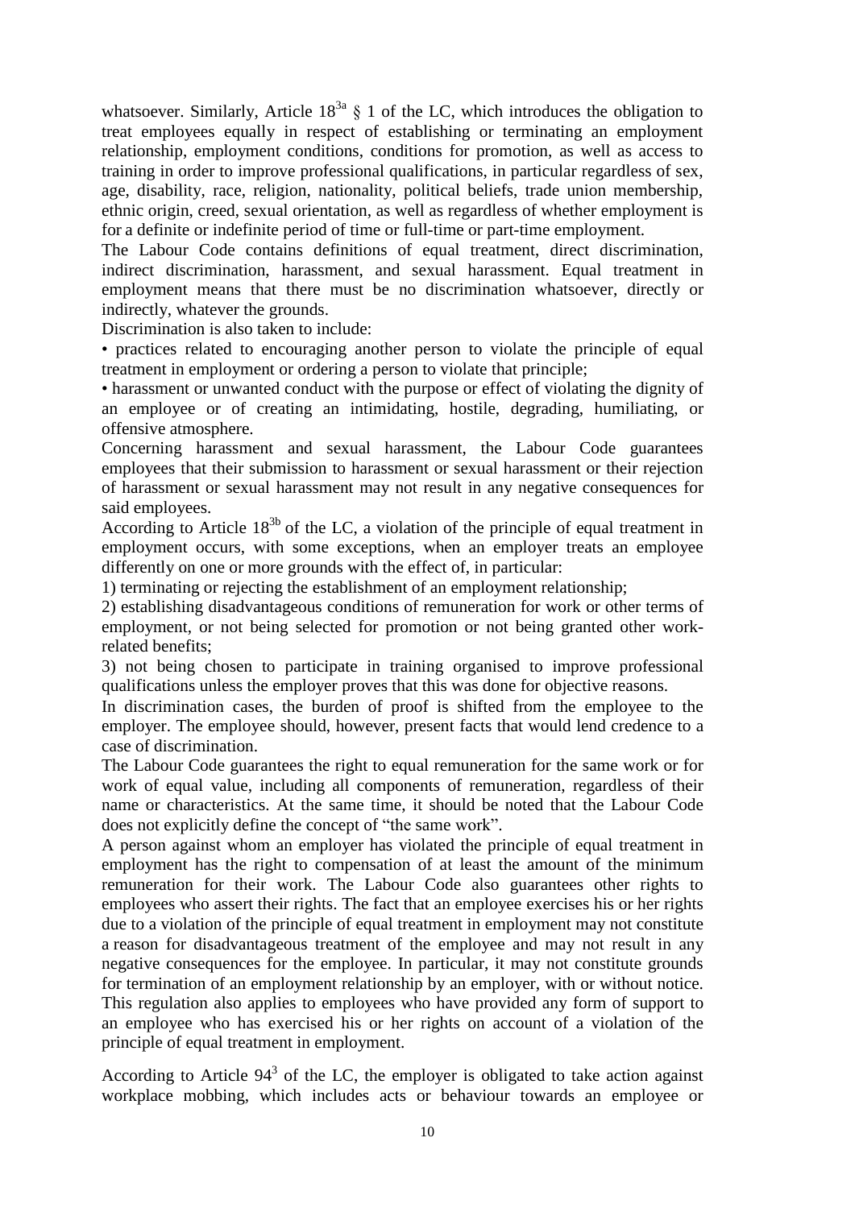whatsoever. Similarly, Article $18^{3a}$ § 1 of the LC, which introduces the obligation to treat employees equally in respect of establishing or terminating an employment relationship, employment conditions, conditions for promotion, as well as access to training in order to improve professional qualifications, in particular regardless of sex, age, disability, race, religion, nationality, political beliefs, trade union membership, ethnic origin, creed, sexual orientation, as well as regardless of whether employment is for a definite or indefinite period of time or full-time or part-time employment.

The Labour Code contains definitions of equal treatment, direct discrimination, indirect discrimination, harassment, and sexual harassment. Equal treatment in employment means that there must be no discrimination whatsoever, directly or indirectly, whatever the grounds.

Discrimination is also taken to include:

- practices related to encouraging another person to violate the principle of equal treatment in employment or ordering a person to violate that principle;
- harassment or unwanted conduct with the purpose or effect of violating the dignity of an employee or of creating an intimidating, hostile, degrading, humiliating, or offensive atmosphere.

Concerning harassment and sexual harassment, the Labour Code guarantees employees that their submission to harassment or sexual harassment or their rejection of harassment or sexual harassment may not result in any negative consequences for said employees.

According to Article $18^{3b}$ of the LC, a violation of the principle of equal treatment in employment occurs, with some exceptions, when an employer treats an employee differently on one or more grounds with the effect of, in particular:

1) terminating or rejecting the establishment of an employment relationship;
2) establishing disadvantageous conditions of remuneration for work or other terms of employment, or not being selected for promotion or not being granted other work-related benefits;
3) not being chosen to participate in training organised to improve professional qualifications unless the employer proves that this was done for objective reasons.

In discrimination cases, the burden of proof is shifted from the employee to the employer. The employee should, however, present facts that would lend credence to a case of discrimination.

The Labour Code guarantees the right to equal remuneration for the same work or for work of equal value, including all components of remuneration, regardless of their name or characteristics. At the same time, it should be noted that the Labour Code does not explicitly define the concept of "the same work".

A person against whom an employer has violated the principle of equal treatment in employment has the right to compensation of at least the amount of the minimum remuneration for their work. The Labour Code also guarantees other rights to employees who assert their rights. The fact that an employee exercises his or her rights due to a violation of the principle of equal treatment in employment may not constitute a reason for disadvantageous treatment of the employee and may not result in any negative consequences for the employee. In particular, it may not constitute grounds for termination of an employment relationship by an employer, with or without notice. This regulation also applies to employees who have provided any form of support to an employee who has exercised his or her rights on account of a violation of the principle of equal treatment in employment.

According to Article $94^{3}$ of the LC, the employer is obligated to take action against workplace mobbing, which includes acts or behaviour towards an employee or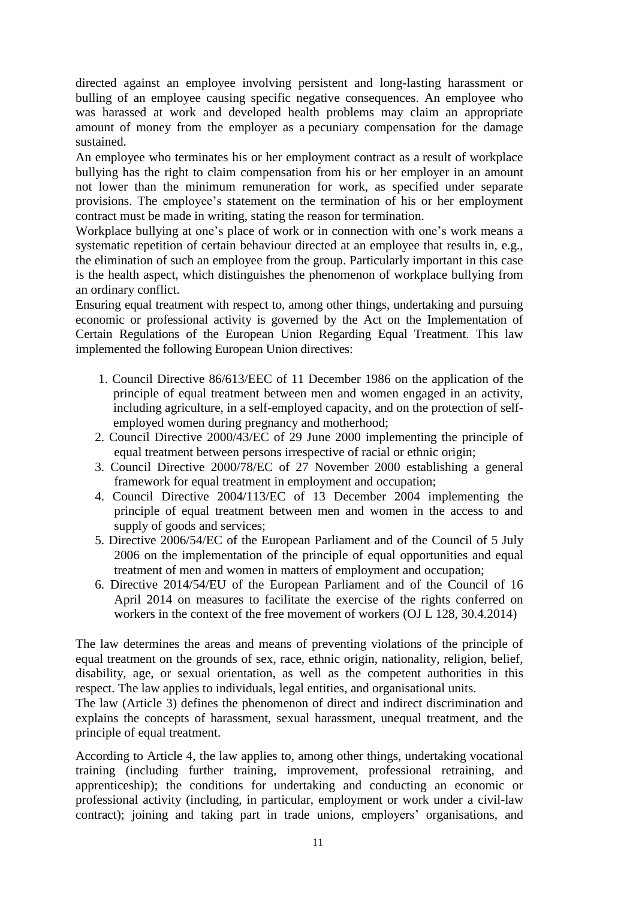directed against an employee involving persistent and long-lasting harassment or bulling of an employee causing specific negative consequences. An employee who was harassed at work and developed health problems may claim an appropriate amount of money from the employer as a pecuniary compensation for the damage sustained.

An employee who terminates his or her employment contract as a result of workplace bullying has the right to claim compensation from his or her employer in an amount not lower than the minimum remuneration for work, as specified under separate provisions. The employee's statement on the termination of his or her employment contract must be made in writing, stating the reason for termination.

Workplace bullying at one's place of work or in connection with one's work means a systematic repetition of certain behaviour directed at an employee that results in, e.g., the elimination of such an employee from the group. Particularly important in this case is the health aspect, which distinguishes the phenomenon of workplace bullying from an ordinary conflict.

Ensuring equal treatment with respect to, among other things, undertaking and pursuing economic or professional activity is governed by the Act on the Implementation of Certain Regulations of the European Union Regarding Equal Treatment. This law implemented the following European Union directives:

1. Council Directive 86/613/EEC of 11 December 1986 on the application of the principle of equal treatment between men and women engaged in an activity, including agriculture, in a self-employed capacity, and on the protection of self-employed women during pregnancy and motherhood;
2. Council Directive 2000/43/EC of 29 June 2000 implementing the principle of equal treatment between persons irrespective of racial or ethnic origin;
3. Council Directive 2000/78/EC of 27 November 2000 establishing a general framework for equal treatment in employment and occupation;
4. Council Directive 2004/113/EC of 13 December 2004 implementing the principle of equal treatment between men and women in the access to and supply of goods and services;
5. Directive 2006/54/EC of the European Parliament and of the Council of 5 July 2006 on the implementation of the principle of equal opportunities and equal treatment of men and women in matters of employment and occupation;
6. Directive 2014/54/EU of the European Parliament and of the Council of 16 April 2014 on measures to facilitate the exercise of the rights conferred on workers in the context of the free movement of workers (OJ L 128, 30.4.2014)

The law determines the areas and means of preventing violations of the principle of equal treatment on the grounds of sex, race, ethnic origin, nationality, religion, belief, disability, age, or sexual orientation, as well as the competent authorities in this respect. The law applies to individuals, legal entities, and organisational units.

The law (Article 3) defines the phenomenon of direct and indirect discrimination and explains the concepts of harassment, sexual harassment, unequal treatment, and the principle of equal treatment.

According to Article 4, the law applies to, among other things, undertaking vocational training (including further training, improvement, professional retraining, and apprenticeship); the conditions for undertaking and conducting an economic or professional activity (including, in particular, employment or work under a civil-law contract); joining and taking part in trade unions, employers' organisations, and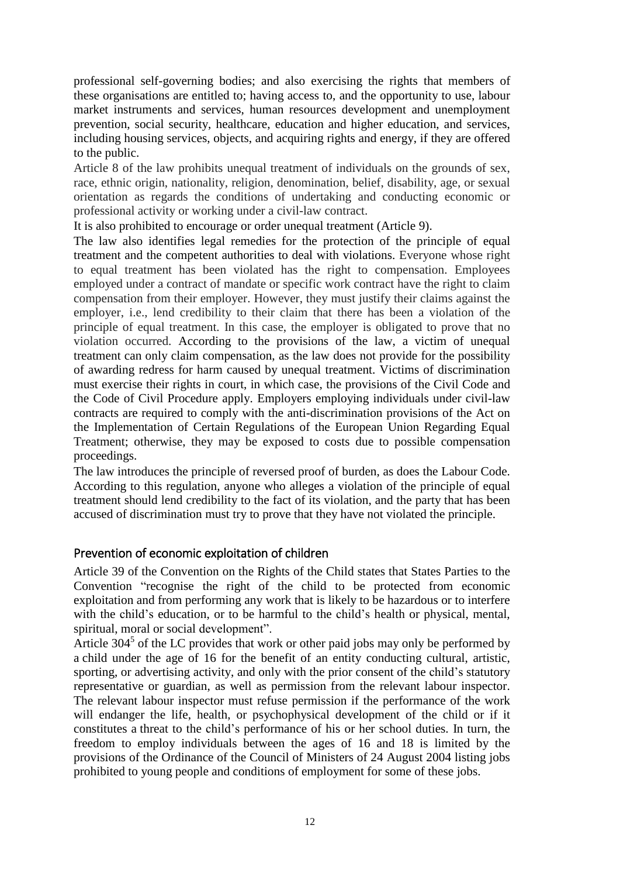professional self-governing bodies; and also exercising the rights that members of these organisations are entitled to; having access to, and the opportunity to use, labour market instruments and services, human resources development and unemployment prevention, social security, healthcare, education and higher education, and services, including housing services, objects, and acquiring rights and energy, if they are offered to the public.

Article 8 of the law prohibits unequal treatment of individuals on the grounds of sex, race, ethnic origin, nationality, religion, denomination, belief, disability, age, or sexual orientation as regards the conditions of undertaking and conducting economic or professional activity or working under a civil-law contract.

It is also prohibited to encourage or order unequal treatment (Article 9).

The law also identifies legal remedies for the protection of the principle of equal treatment and the competent authorities to deal with violations. Everyone whose right to equal treatment has been violated has the right to compensation. Employees employed under a contract of mandate or specific work contract have the right to claim compensation from their employer. However, they must justify their claims against the employer, i.e., lend credibility to their claim that there has been a violation of the principle of equal treatment. In this case, the employer is obligated to prove that no violation occurred. According to the provisions of the law, a victim of unequal treatment can only claim compensation, as the law does not provide for the possibility of awarding redress for harm caused by unequal treatment. Victims of discrimination must exercise their rights in court, in which case, the provisions of the Civil Code and the Code of Civil Procedure apply. Employers employing individuals under civil-law contracts are required to comply with the anti-discrimination provisions of the Act on the Implementation of Certain Regulations of the European Union Regarding Equal Treatment; otherwise, they may be exposed to costs due to possible compensation proceedings.

The law introduces the principle of reversed proof of burden, as does the Labour Code. According to this regulation, anyone who alleges a violation of the principle of equal treatment should lend credibility to the fact of its violation, and the party that has been accused of discrimination must try to prove that they have not violated the principle.

## Prevention of economic exploitation of children

Article 39 of the Convention on the Rights of the Child states that States Parties to the Convention "recognise the right of the child to be protected from economic exploitation and from performing any work that is likely to be hazardous or to interfere with the child's education, or to be harmful to the child's health or physical, mental, spiritual, moral or social development".

Article 304[5] of the LC provides that work or other paid jobs may only be performed by a child under the age of 16 for the benefit of an entity conducting cultural, artistic, sporting, or advertising activity, and only with the prior consent of the child's statutory representative or guardian, as well as permission from the relevant labour inspector. The relevant labour inspector must refuse permission if the performance of the work will endanger the life, health, or psychophysical development of the child or if it constitutes a threat to the child's performance of his or her school duties. In turn, the freedom to employ individuals between the ages of 16 and 18 is limited by the provisions of the Ordinance of the Council of Ministers of 24 August 2004 listing jobs prohibited to young people and conditions of employment for some of these jobs.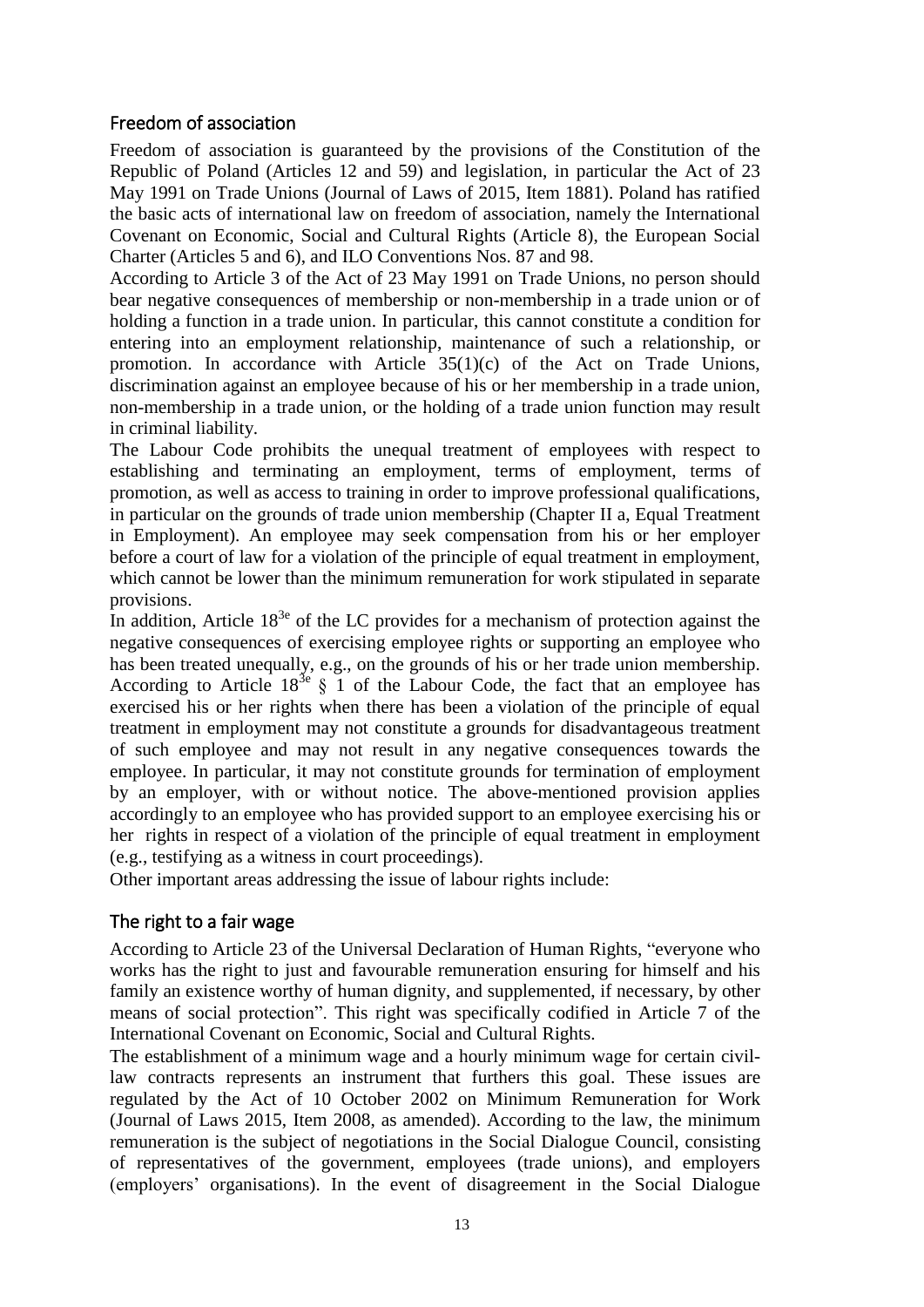## Freedom of association

Freedom of association is guaranteed by the provisions of the Constitution of the Republic of Poland (Articles 12 and 59) and legislation, in particular the Act of 23 May 1991 on Trade Unions (Journal of Laws of 2015, Item 1881). Poland has ratified the basic acts of international law on freedom of association, namely the International Covenant on Economic, Social and Cultural Rights (Article 8), the European Social Charter (Articles 5 and 6), and ILO Conventions Nos. 87 and 98.

According to Article 3 of the Act of 23 May 1991 on Trade Unions, no person should bear negative consequences of membership or non-membership in a trade union or of holding a function in a trade union. In particular, this cannot constitute a condition for entering into an employment relationship, maintenance of such a relationship, or promotion. In accordance with Article 35(1)(c) of the Act on Trade Unions, discrimination against an employee because of his or her membership in a trade union, non-membership in a trade union, or the holding of a trade union function may result in criminal liability.

The Labour Code prohibits the unequal treatment of employees with respect to establishing and terminating an employment, terms of employment, terms of promotion, as well as access to training in order to improve professional qualifications, in particular on the grounds of trade union membership (Chapter II a, Equal Treatment in Employment). An employee may seek compensation from his or her employer before a court of law for a violation of the principle of equal treatment in employment, which cannot be lower than the minimum remuneration for work stipulated in separate provisions.

In addition, Article $18^{3e}$ of the LC provides for a mechanism of protection against the negative consequences of exercising employee rights or supporting an employee who has been treated unequally, e.g., on the grounds of his or her trade union membership. According to Article $18^{3e}$ § 1 of the Labour Code, the fact that an employee has exercised his or her rights when there has been a violation of the principle of equal treatment in employment may not constitute a grounds for disadvantageous treatment of such employee and may not result in any negative consequences towards the employee. In particular, it may not constitute grounds for termination of employment by an employer, with or without notice. The above-mentioned provision applies accordingly to an employee who has provided support to an employee exercising his or her rights in respect of a violation of the principle of equal treatment in employment (e.g., testifying as a witness in court proceedings).

Other important areas addressing the issue of labour rights include:

## The right to a fair wage

According to Article 23 of the Universal Declaration of Human Rights, "everyone who works has the right to just and favourable remuneration ensuring for himself and his family an existence worthy of human dignity, and supplemented, if necessary, by other means of social protection". This right was specifically codified in Article 7 of the International Covenant on Economic, Social and Cultural Rights.

The establishment of a minimum wage and a hourly minimum wage for certain civil-law contracts represents an instrument that furthers this goal. These issues are regulated by the Act of 10 October 2002 on Minimum Remuneration for Work (Journal of Laws 2015, Item 2008, as amended). According to the law, the minimum remuneration is the subject of negotiations in the Social Dialogue Council, consisting of representatives of the government, employees (trade unions), and employers (employers' organisations). In the event of disagreement in the Social Dialogue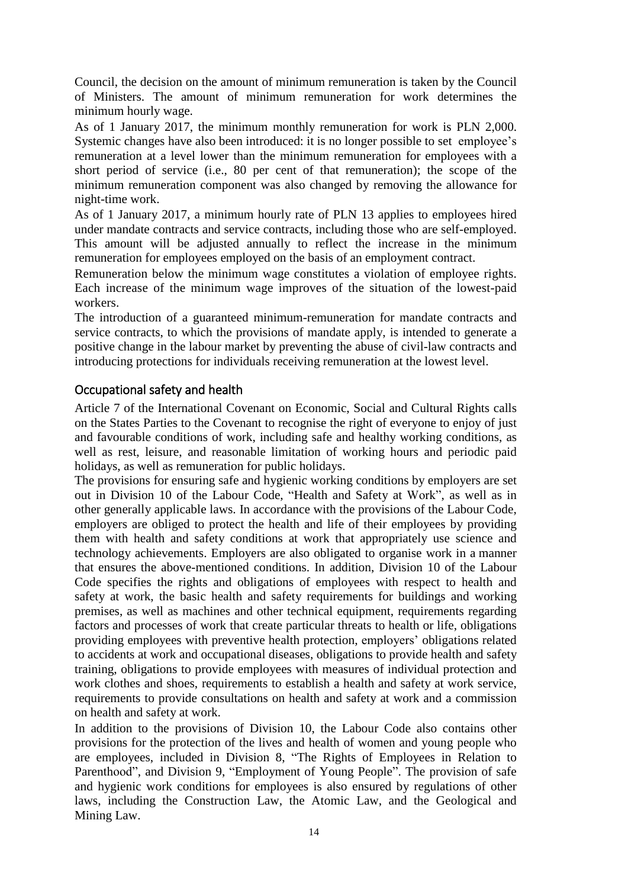Council, the decision on the amount of minimum remuneration is taken by the Council of Ministers. The amount of minimum remuneration for work determines the minimum hourly wage.

As of 1 January 2017, the minimum monthly remuneration for work is PLN 2,000. Systemic changes have also been introduced: it is no longer possible to set employee's remuneration at a level lower than the minimum remuneration for employees with a short period of service (i.e., 80 per cent of that remuneration); the scope of the minimum remuneration component was also changed by removing the allowance for night-time work.

As of 1 January 2017, a minimum hourly rate of PLN 13 applies to employees hired under mandate contracts and service contracts, including those who are self-employed. This amount will be adjusted annually to reflect the increase in the minimum remuneration for employees employed on the basis of an employment contract.

Remuneration below the minimum wage constitutes a violation of employee rights. Each increase of the minimum wage improves of the situation of the lowest-paid workers.

The introduction of a guaranteed minimum-remuneration for mandate contracts and service contracts, to which the provisions of mandate apply, is intended to generate a positive change in the labour market by preventing the abuse of civil-law contracts and introducing protections for individuals receiving remuneration at the lowest level.

## Occupational safety and health

Article 7 of the International Covenant on Economic, Social and Cultural Rights calls on the States Parties to the Covenant to recognise the right of everyone to enjoy of just and favourable conditions of work, including safe and healthy working conditions, as well as rest, leisure, and reasonable limitation of working hours and periodic paid holidays, as well as remuneration for public holidays.

The provisions for ensuring safe and hygienic working conditions by employers are set out in Division 10 of the Labour Code, "Health and Safety at Work", as well as in other generally applicable laws. In accordance with the provisions of the Labour Code, employers are obliged to protect the health and life of their employees by providing them with health and safety conditions at work that appropriately use science and technology achievements. Employers are also obligated to organise work in a manner that ensures the above-mentioned conditions. In addition, Division 10 of the Labour Code specifies the rights and obligations of employees with respect to health and safety at work, the basic health and safety requirements for buildings and working premises, as well as machines and other technical equipment, requirements regarding factors and processes of work that create particular threats to health or life, obligations providing employees with preventive health protection, employers' obligations related to accidents at work and occupational diseases, obligations to provide health and safety training, obligations to provide employees with measures of individual protection and work clothes and shoes, requirements to establish a health and safety at work service, requirements to provide consultations on health and safety at work and a commission on health and safety at work.

In addition to the provisions of Division 10, the Labour Code also contains other provisions for the protection of the lives and health of women and young people who are employees, included in Division 8, "The Rights of Employees in Relation to Parenthood", and Division 9, "Employment of Young People". The provision of safe and hygienic work conditions for employees is also ensured by regulations of other laws, including the Construction Law, the Atomic Law, and the Geological and Mining Law.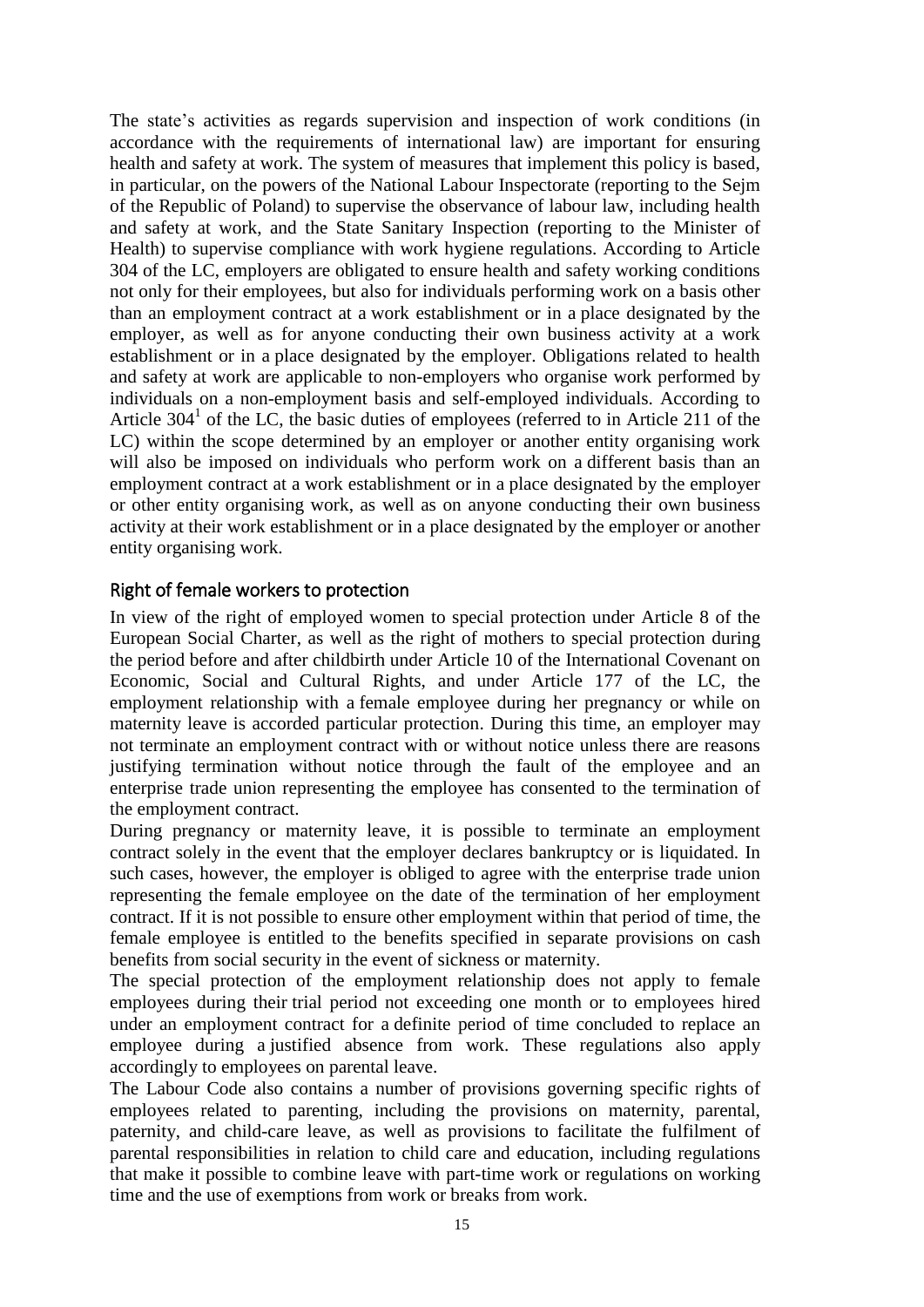The state's activities as regards supervision and inspection of work conditions (in accordance with the requirements of international law) are important for ensuring health and safety at work. The system of measures that implement this policy is based, in particular, on the powers of the National Labour Inspectorate (reporting to the Sejm of the Republic of Poland) to supervise the observance of labour law, including health and safety at work, and the State Sanitary Inspection (reporting to the Minister of Health) to supervise compliance with work hygiene regulations. According to Article 304 of the LC, employers are obligated to ensure health and safety working conditions not only for their employees, but also for individuals performing work on a basis other than an employment contract at a work establishment or in a place designated by the employer, as well as for anyone conducting their own business activity at a work establishment or in a place designated by the employer. Obligations related to health and safety at work are applicable to non-employers who organise work performed by individuals on a non-employment basis and self-employed individuals. According to Article 304[1] of the LC, the basic duties of employees (referred to in Article 211 of the LC) within the scope determined by an employer or another entity organising work will also be imposed on individuals who perform work on a different basis than an employment contract at a work establishment or in a place designated by the employer or other entity organising work, as well as on anyone conducting their own business activity at their work establishment or in a place designated by the employer or another entity organising work.

## Right of female workers to protection

In view of the right of employed women to special protection under Article 8 of the European Social Charter, as well as the right of mothers to special protection during the period before and after childbirth under Article 10 of the International Covenant on Economic, Social and Cultural Rights, and under Article 177 of the LC, the employment relationship with a female employee during her pregnancy or while on maternity leave is accorded particular protection. During this time, an employer may not terminate an employment contract with or without notice unless there are reasons justifying termination without notice through the fault of the employee and an enterprise trade union representing the employee has consented to the termination of the employment contract.

During pregnancy or maternity leave, it is possible to terminate an employment contract solely in the event that the employer declares bankruptcy or is liquidated. In such cases, however, the employer is obliged to agree with the enterprise trade union representing the female employee on the date of the termination of her employment contract. If it is not possible to ensure other employment within that period of time, the female employee is entitled to the benefits specified in separate provisions on cash benefits from social security in the event of sickness or maternity.

The special protection of the employment relationship does not apply to female employees during their trial period not exceeding one month or to employees hired under an employment contract for a definite period of time concluded to replace an employee during a justified absence from work. These regulations also apply accordingly to employees on parental leave.

The Labour Code also contains a number of provisions governing specific rights of employees related to parenting, including the provisions on maternity, parental, paternity, and child-care leave, as well as provisions to facilitate the fulfilment of parental responsibilities in relation to child care and education, including regulations that make it possible to combine leave with part-time work or regulations on working time and the use of exemptions from work or breaks from work.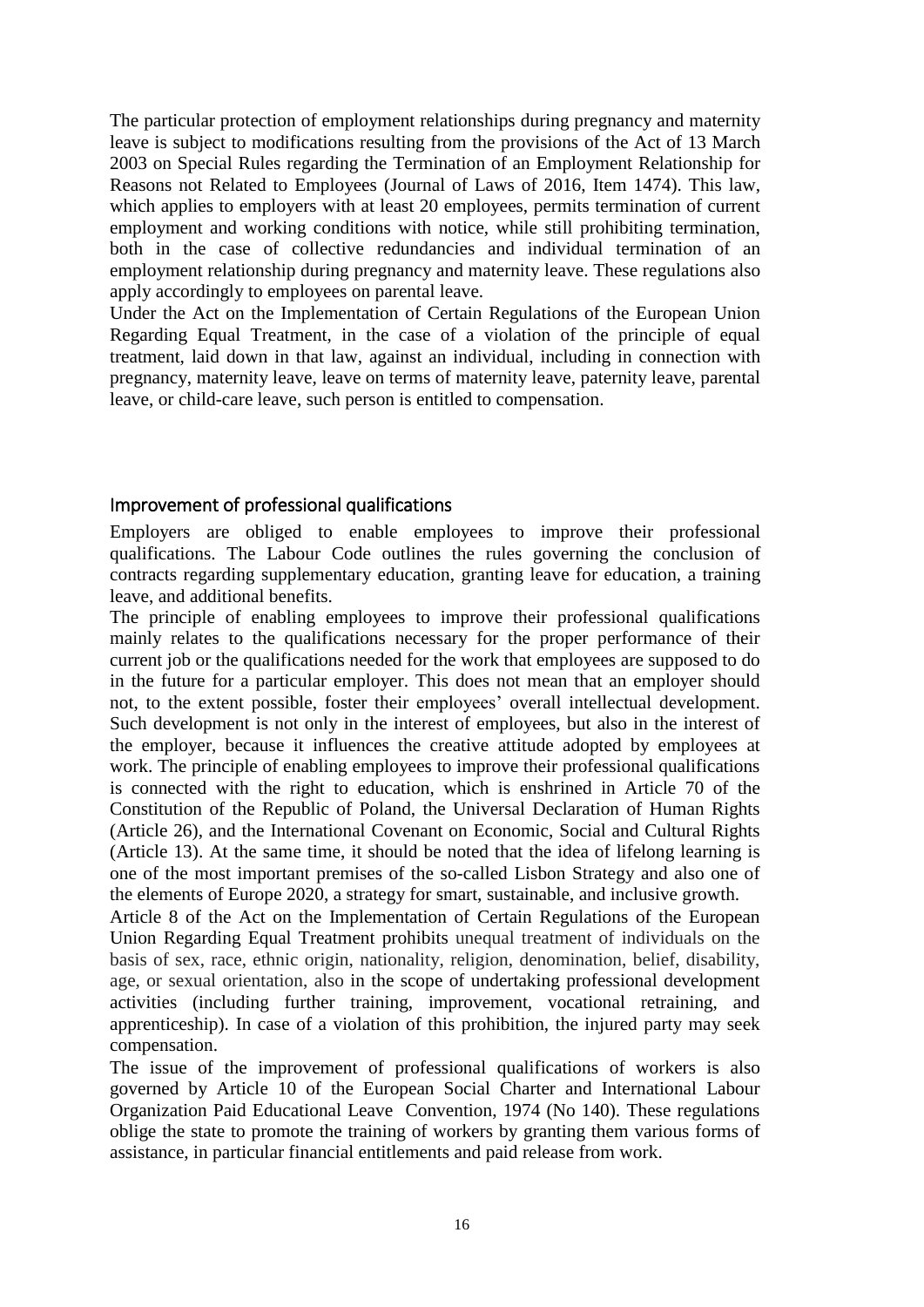The particular protection of employment relationships during pregnancy and maternity leave is subject to modifications resulting from the provisions of the Act of 13 March 2003 on Special Rules regarding the Termination of an Employment Relationship for Reasons not Related to Employees (Journal of Laws of 2016, Item 1474). This law, which applies to employers with at least 20 employees, permits termination of current employment and working conditions with notice, while still prohibiting termination, both in the case of collective redundancies and individual termination of an employment relationship during pregnancy and maternity leave. These regulations also apply accordingly to employees on parental leave.

Under the Act on the Implementation of Certain Regulations of the European Union Regarding Equal Treatment, in the case of a violation of the principle of equal treatment, laid down in that law, against an individual, including in connection with pregnancy, maternity leave, leave on terms of maternity leave, paternity leave, parental leave, or child-care leave, such person is entitled to compensation.

## Improvement of professional qualifications

Employers are obliged to enable employees to improve their professional qualifications. The Labour Code outlines the rules governing the conclusion of contracts regarding supplementary education, granting leave for education, a training leave, and additional benefits.

The principle of enabling employees to improve their professional qualifications mainly relates to the qualifications necessary for the proper performance of their current job or the qualifications needed for the work that employees are supposed to do in the future for a particular employer. This does not mean that an employer should not, to the extent possible, foster their employees' overall intellectual development. Such development is not only in the interest of employees, but also in the interest of the employer, because it influences the creative attitude adopted by employees at work. The principle of enabling employees to improve their professional qualifications is connected with the right to education, which is enshrined in Article 70 of the Constitution of the Republic of Poland, the Universal Declaration of Human Rights (Article 26), and the International Covenant on Economic, Social and Cultural Rights (Article 13). At the same time, it should be noted that the idea of lifelong learning is one of the most important premises of the so-called Lisbon Strategy and also one of the elements of Europe 2020, a strategy for smart, sustainable, and inclusive growth.

Article 8 of the Act on the Implementation of Certain Regulations of the European Union Regarding Equal Treatment prohibits unequal treatment of individuals on the basis of sex, race, ethnic origin, nationality, religion, denomination, belief, disability, age, or sexual orientation, also in the scope of undertaking professional development activities (including further training, improvement, vocational retraining, and apprenticeship). In case of a violation of this prohibition, the injured party may seek compensation.

The issue of the improvement of professional qualifications of workers is also governed by Article 10 of the European Social Charter and International Labour Organization Paid Educational Leave Convention, 1974 (No 140). These regulations oblige the state to promote the training of workers by granting them various forms of assistance, in particular financial entitlements and paid release from work.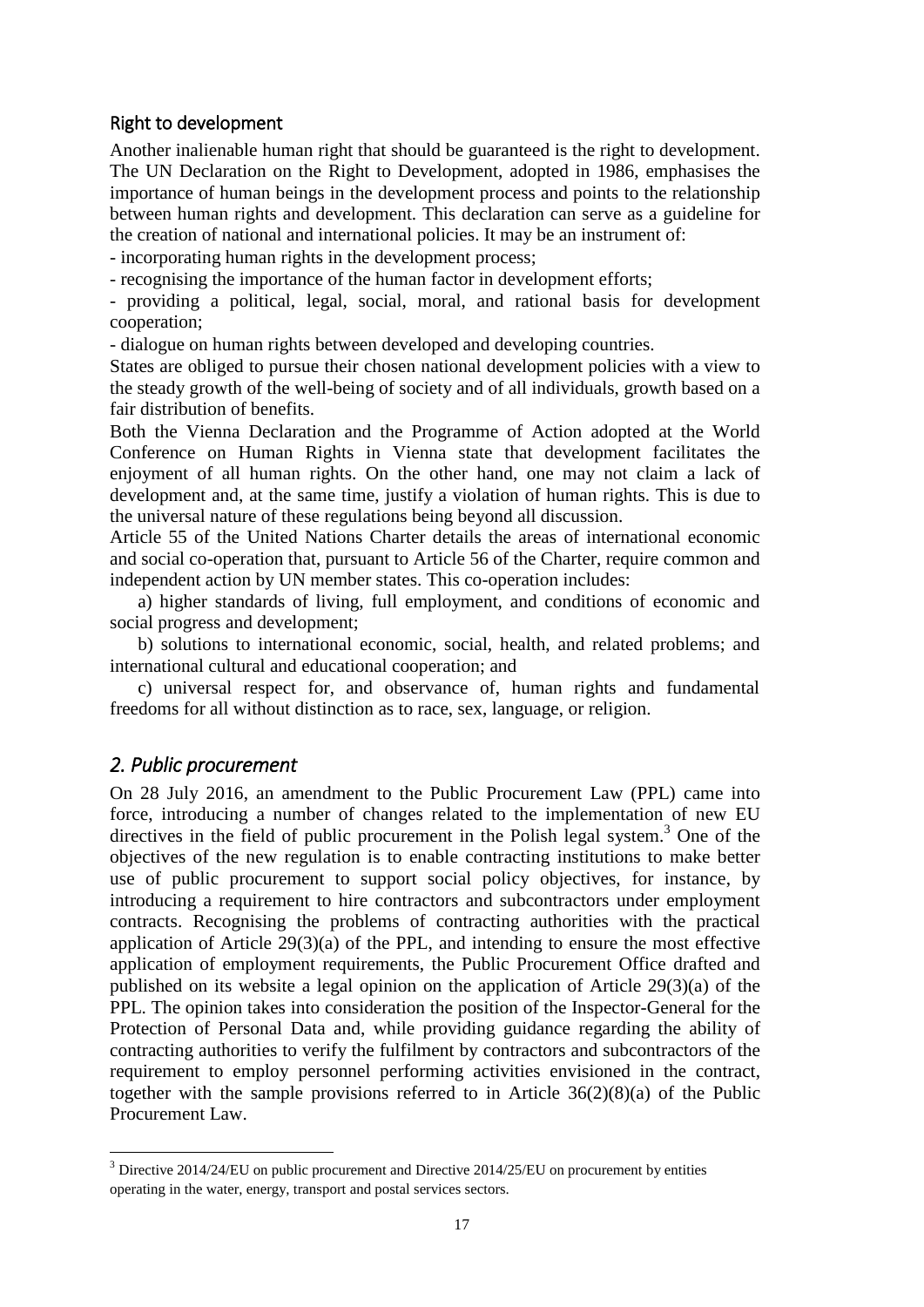### Right to development

Another inalienable human right that should be guaranteed is the right to development. The UN Declaration on the Right to Development, adopted in 1986, emphasises the importance of human beings in the development process and points to the relationship between human rights and development. This declaration can serve as a guideline for the creation of national and international policies. It may be an instrument of:

- incorporating human rights in the development process;
- recognising the importance of the human factor in development efforts;
- providing a political, legal, social, moral, and rational basis for development cooperation;
- dialogue on human rights between developed and developing countries.

States are obliged to pursue their chosen national development policies with a view to the steady growth of the well-being of society and of all individuals, growth based on a fair distribution of benefits.

Both the Vienna Declaration and the Programme of Action adopted at the World Conference on Human Rights in Vienna state that development facilitates the enjoyment of all human rights. On the other hand, one may not claim a lack of development and, at the same time, justify a violation of human rights. This is due to the universal nature of these regulations being beyond all discussion.

Article 55 of the United Nations Charter details the areas of international economic and social co-operation that, pursuant to Article 56 of the Charter, require common and independent action by UN member states. This co-operation includes:

a) higher standards of living, full employment, and conditions of economic and social progress and development;

b) solutions to international economic, social, health, and related problems; and international cultural and educational cooperation; and

c) universal respect for, and observance of, human rights and fundamental freedoms for all without distinction as to race, sex, language, or religion.

## *2. Public procurement*

On 28 July 2016, an amendment to the Public Procurement Law (PPL) came into force, introducing a number of changes related to the implementation of new EU directives in the field of public procurement in the Polish legal system.[3] One of the objectives of the new regulation is to enable contracting institutions to make better use of public procurement to support social policy objectives, for instance, by introducing a requirement to hire contractors and subcontractors under employment contracts. Recognising the problems of contracting authorities with the practical application of Article 29(3)(a) of the PPL, and intending to ensure the most effective application of employment requirements, the Public Procurement Office drafted and published on its website a legal opinion on the application of Article 29(3)(a) of the PPL. The opinion takes into consideration the position of the Inspector-General for the Protection of Personal Data and, while providing guidance regarding the ability of contracting authorities to verify the fulfilment by contractors and subcontractors of the requirement to employ personnel performing activities envisioned in the contract, together with the sample provisions referred to in Article 36(2)(8)(a) of the Public Procurement Law.

---

[3] Directive 2014/24/EU on public procurement and Directive 2014/25/EU on procurement by entities operating in the water, energy, transport and postal services sectors.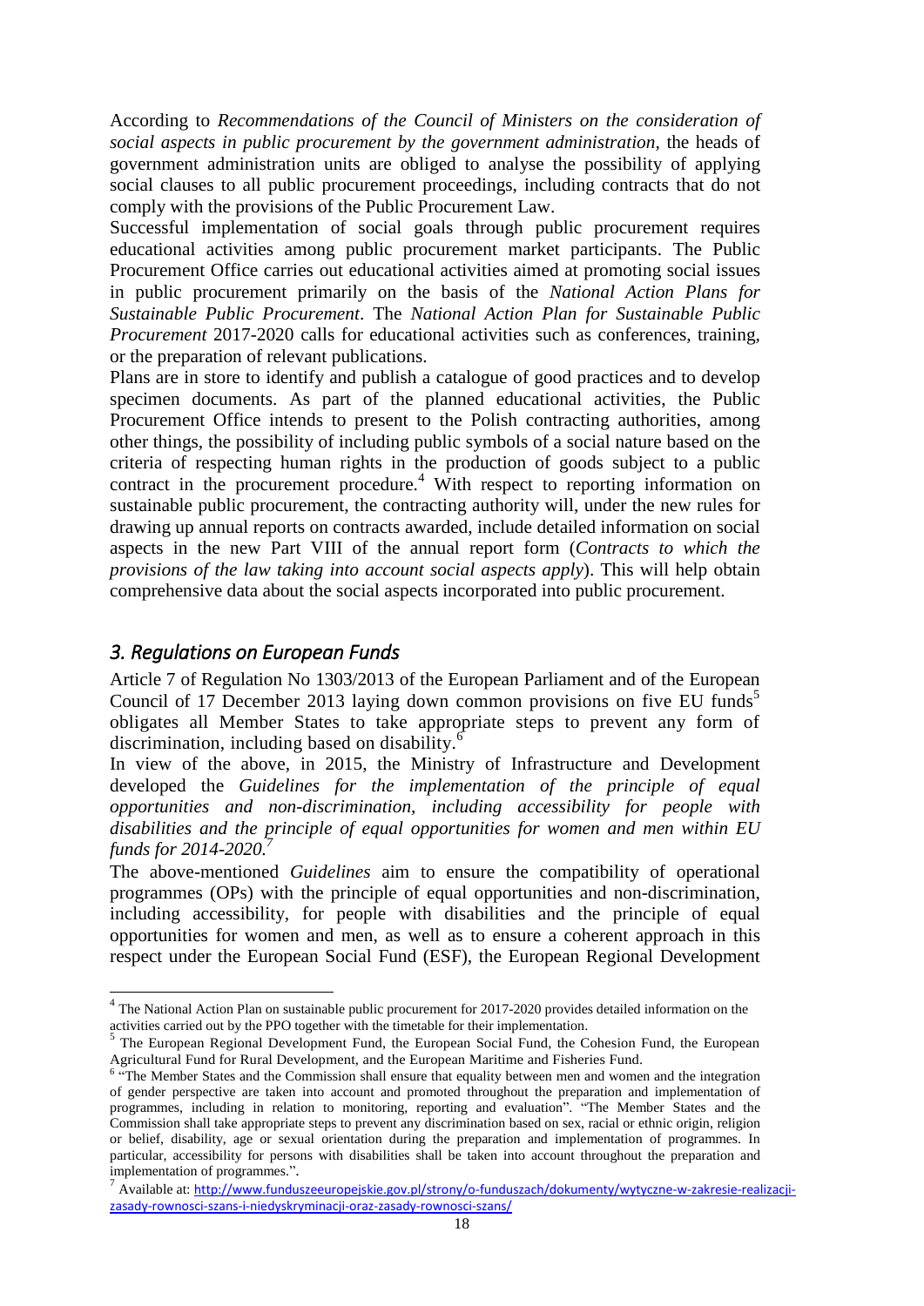According to *Recommendations of the Council of Ministers on the consideration of social aspects in public procurement by the government administration*, the heads of government administration units are obliged to analyse the possibility of applying social clauses to all public procurement proceedings, including contracts that do not comply with the provisions of the Public Procurement Law.

Successful implementation of social goals through public procurement requires educational activities among public procurement market participants. The Public Procurement Office carries out educational activities aimed at promoting social issues in public procurement primarily on the basis of the *National Action Plans for Sustainable Public Procurement*. The *National Action Plan for Sustainable Public Procurement* 2017-2020 calls for educational activities such as conferences, training, or the preparation of relevant publications.

Plans are in store to identify and publish a catalogue of good practices and to develop specimen documents. As part of the planned educational activities, the Public Procurement Office intends to present to the Polish contracting authorities, among other things, the possibility of including public symbols of a social nature based on the criteria of respecting human rights in the production of goods subject to a public contract in the procurement procedure.[4] With respect to reporting information on sustainable public procurement, the contracting authority will, under the new rules for drawing up annual reports on contracts awarded, include detailed information on social aspects in the new Part VIII of the annual report form (*Contracts to which the provisions of the law taking into account social aspects apply*). This will help obtain comprehensive data about the social aspects incorporated into public procurement.

## *3. Regulations on European Funds*

Article 7 of Regulation No 1303/2013 of the European Parliament and of the European Council of 17 December 2013 laying down common provisions on five EU funds[5] obligates all Member States to take appropriate steps to prevent any form of discrimination, including based on disability.[6]

In view of the above, in 2015, the Ministry of Infrastructure and Development developed the *Guidelines for the implementation of the principle of equal opportunities and non-discrimination, including accessibility for people with disabilities and the principle of equal opportunities for women and men within EU funds for 2014-2020.*[7]

The above-mentioned *Guidelines* aim to ensure the compatibility of operational programmes (OPs) with the principle of equal opportunities and non-discrimination, including accessibility, for people with disabilities and the principle of equal opportunities for women and men, as well as to ensure a coherent approach in this respect under the European Social Fund (ESF), the European Regional Development

---

[4] The National Action Plan on sustainable public procurement for 2017-2020 provides detailed information on the activities carried out by the PPO together with the timetable for their implementation.

[5] The European Regional Development Fund, the European Social Fund, the Cohesion Fund, the European Agricultural Fund for Rural Development, and the European Maritime and Fisheries Fund.

[6] "The Member States and the Commission shall ensure that equality between men and women and the integration of gender perspective are taken into account and promoted throughout the preparation and implementation of programmes, including in relation to monitoring, reporting and evaluation". "The Member States and the Commission shall take appropriate steps to prevent any discrimination based on sex, racial or ethnic origin, religion or belief, disability, age or sexual orientation during the preparation and implementation of programmes. In particular, accessibility for persons with disabilities shall be taken into account throughout the preparation and implementation of programmes.".

[7] Available at: http://www.funduszeeuropejskie.gov.pl/strony/o-funduszach/dokumenty/wytyczne-w-zakresie-realizacji-zasady-rownosci-szans-i-niedyskryminacji-oraz-zasady-rownosci-szans/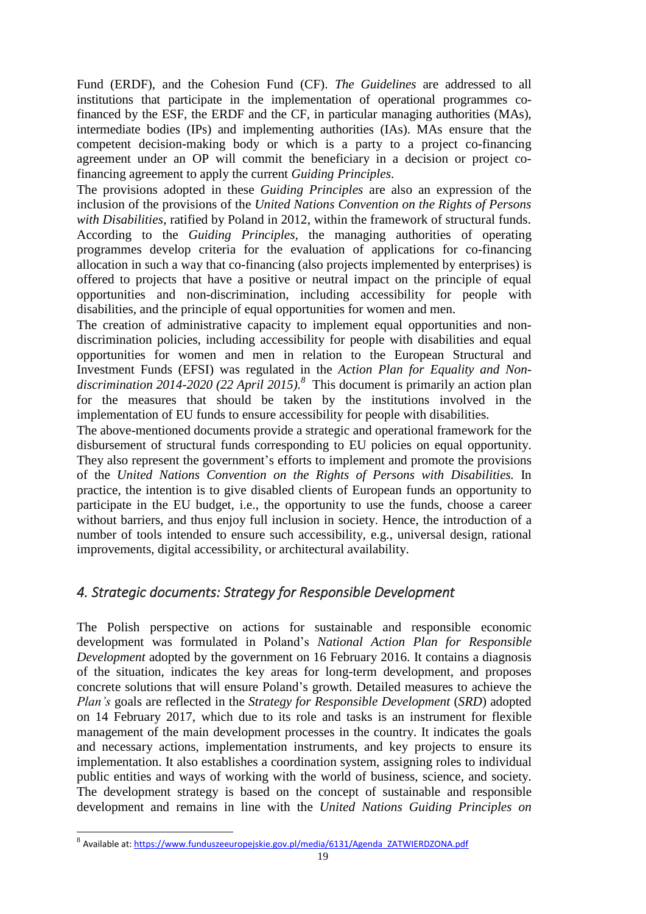Fund (ERDF), and the Cohesion Fund (CF). *The Guidelines* are addressed to all institutions that participate in the implementation of operational programmes co-financed by the ESF, the ERDF and the CF, in particular managing authorities (MAs), intermediate bodies (IPs) and implementing authorities (IAs). MAs ensure that the competent decision-making body or which is a party to a project co-financing agreement under an OP will commit the beneficiary in a decision or project co-financing agreement to apply the current *Guiding Principles*.

The provisions adopted in these *Guiding Principles* are also an expression of the inclusion of the provisions of the *United Nations Convention on the Rights of Persons with Disabilities*, ratified by Poland in 2012, within the framework of structural funds. According to the *Guiding Principles*, the managing authorities of operating programmes develop criteria for the evaluation of applications for co-financing allocation in such a way that co-financing (also projects implemented by enterprises) is offered to projects that have a positive or neutral impact on the principle of equal opportunities and non-discrimination, including accessibility for people with disabilities, and the principle of equal opportunities for women and men.

The creation of administrative capacity to implement equal opportunities and non-discrimination policies, including accessibility for people with disabilities and equal opportunities for women and men in relation to the European Structural and Investment Funds (EFSI) was regulated in the *Action Plan for Equality and Non-discrimination 2014-2020 (22 April 2015).*[8] This document is primarily an action plan for the measures that should be taken by the institutions involved in the implementation of EU funds to ensure accessibility for people with disabilities.

The above-mentioned documents provide a strategic and operational framework for the disbursement of structural funds corresponding to EU policies on equal opportunity. They also represent the government's efforts to implement and promote the provisions of the *United Nations Convention on the Rights of Persons with Disabilities.* In practice, the intention is to give disabled clients of European funds an opportunity to participate in the EU budget, i.e., the opportunity to use the funds, choose a career without barriers, and thus enjoy full inclusion in society. Hence, the introduction of a number of tools intended to ensure such accessibility, e.g., universal design, rational improvements, digital accessibility, or architectural availability.

## *4. Strategic documents: Strategy for Responsible Development*

The Polish perspective on actions for sustainable and responsible economic development was formulated in Poland's *National Action Plan for Responsible Development* adopted by the government on 16 February 2016. It contains a diagnosis of the situation, indicates the key areas for long-term development, and proposes concrete solutions that will ensure Poland's growth. Detailed measures to achieve the *Plan's* goals are reflected in the *Strategy for Responsible Development* (*SRD*) adopted on 14 February 2017, which due to its role and tasks is an instrument for flexible management of the main development processes in the country. It indicates the goals and necessary actions, implementation instruments, and key projects to ensure its implementation. It also establishes a coordination system, assigning roles to individual public entities and ways of working with the world of business, science, and society. The development strategy is based on the concept of sustainable and responsible development and remains in line with the *United Nations Guiding Principles on*

[8] Available at: https://www.funduszeeuropejskie.gov.pl/media/6131/Agenda_ZATWIERDZONA.pdf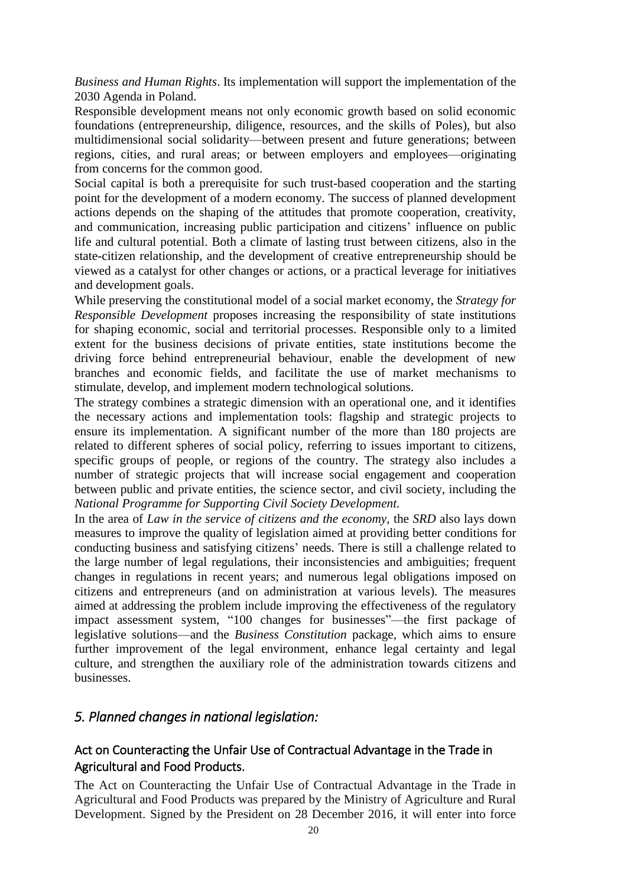*Business and Human Rights*. Its implementation will support the implementation of the 2030 Agenda in Poland.

Responsible development means not only economic growth based on solid economic foundations (entrepreneurship, diligence, resources, and the skills of Poles), but also multidimensional social solidarity—between present and future generations; between regions, cities, and rural areas; or between employers and employees—originating from concerns for the common good.

Social capital is both a prerequisite for such trust-based cooperation and the starting point for the development of a modern economy. The success of planned development actions depends on the shaping of the attitudes that promote cooperation, creativity, and communication, increasing public participation and citizens' influence on public life and cultural potential. Both a climate of lasting trust between citizens, also in the state-citizen relationship, and the development of creative entrepreneurship should be viewed as a catalyst for other changes or actions, or a practical leverage for initiatives and development goals.

While preserving the constitutional model of a social market economy, the *Strategy for Responsible Development* proposes increasing the responsibility of state institutions for shaping economic, social and territorial processes. Responsible only to a limited extent for the business decisions of private entities, state institutions become the driving force behind entrepreneurial behaviour, enable the development of new branches and economic fields, and facilitate the use of market mechanisms to stimulate, develop, and implement modern technological solutions.

The strategy combines a strategic dimension with an operational one, and it identifies the necessary actions and implementation tools: flagship and strategic projects to ensure its implementation. A significant number of the more than 180 projects are related to different spheres of social policy, referring to issues important to citizens, specific groups of people, or regions of the country. The strategy also includes a number of strategic projects that will increase social engagement and cooperation between public and private entities, the science sector, and civil society, including the *National Programme for Supporting Civil Society Development.*

In the area of *Law in the service of citizens and the economy*, the *SRD* also lays down measures to improve the quality of legislation aimed at providing better conditions for conducting business and satisfying citizens' needs. There is still a challenge related to the large number of legal regulations, their inconsistencies and ambiguities; frequent changes in regulations in recent years; and numerous legal obligations imposed on citizens and entrepreneurs (and on administration at various levels). The measures aimed at addressing the problem include improving the effectiveness of the regulatory impact assessment system, "100 changes for businesses"—the first package of legislative solutions—and the *Business Constitution* package, which aims to ensure further improvement of the legal environment, enhance legal certainty and legal culture, and strengthen the auxiliary role of the administration towards citizens and businesses.

## *5. Planned changes in national legislation:*

### Act on Counteracting the Unfair Use of Contractual Advantage in the Trade in Agricultural and Food Products.

The Act on Counteracting the Unfair Use of Contractual Advantage in the Trade in Agricultural and Food Products was prepared by the Ministry of Agriculture and Rural Development. Signed by the President on 28 December 2016, it will enter into force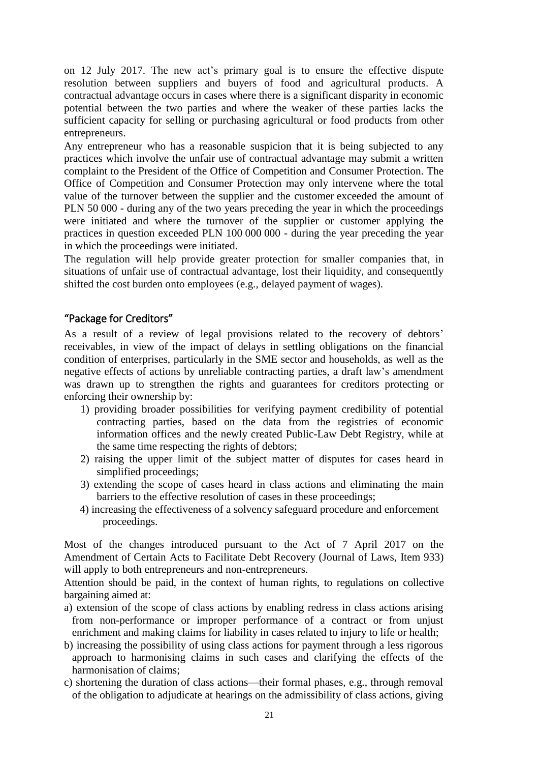on 12 July 2017. The new act's primary goal is to ensure the effective dispute resolution between suppliers and buyers of food and agricultural products. A contractual advantage occurs in cases where there is a significant disparity in economic potential between the two parties and where the weaker of these parties lacks the sufficient capacity for selling or purchasing agricultural or food products from other entrepreneurs.

Any entrepreneur who has a reasonable suspicion that it is being subjected to any practices which involve the unfair use of contractual advantage may submit a written complaint to the President of the Office of Competition and Consumer Protection. The Office of Competition and Consumer Protection may only intervene where the total value of the turnover between the supplier and the customer exceeded the amount of PLN 50 000 - during any of the two years preceding the year in which the proceedings were initiated and where the turnover of the supplier or customer applying the practices in question exceeded PLN 100 000 000 - during the year preceding the year in which the proceedings were initiated.

The regulation will help provide greater protection for smaller companies that, in situations of unfair use of contractual advantage, lost their liquidity, and consequently shifted the cost burden onto employees (e.g., delayed payment of wages).

## "Package for Creditors"

As a result of a review of legal provisions related to the recovery of debtors' receivables, in view of the impact of delays in settling obligations on the financial condition of enterprises, particularly in the SME sector and households, as well as the negative effects of actions by unreliable contracting parties, a draft law's amendment was drawn up to strengthen the rights and guarantees for creditors protecting or enforcing their ownership by:

1) providing broader possibilities for verifying payment credibility of potential contracting parties, based on the data from the registries of economic information offices and the newly created Public-Law Debt Registry, while at the same time respecting the rights of debtors;
2) raising the upper limit of the subject matter of disputes for cases heard in simplified proceedings;
3) extending the scope of cases heard in class actions and eliminating the main barriers to the effective resolution of cases in these proceedings;
4) increasing the effectiveness of a solvency safeguard procedure and enforcement proceedings.

Most of the changes introduced pursuant to the Act of 7 April 2017 on the Amendment of Certain Acts to Facilitate Debt Recovery (Journal of Laws, Item 933) will apply to both entrepreneurs and non-entrepreneurs.

Attention should be paid, in the context of human rights, to regulations on collective bargaining aimed at:

a) extension of the scope of class actions by enabling redress in class actions arising from non-performance or improper performance of a contract or from unjust enrichment and making claims for liability in cases related to injury to life or health;
b) increasing the possibility of using class actions for payment through a less rigorous approach to harmonising claims in such cases and clarifying the effects of the harmonisation of claims;
c) shortening the duration of class actions—their formal phases, e.g., through removal of the obligation to adjudicate at hearings on the admissibility of class actions, giving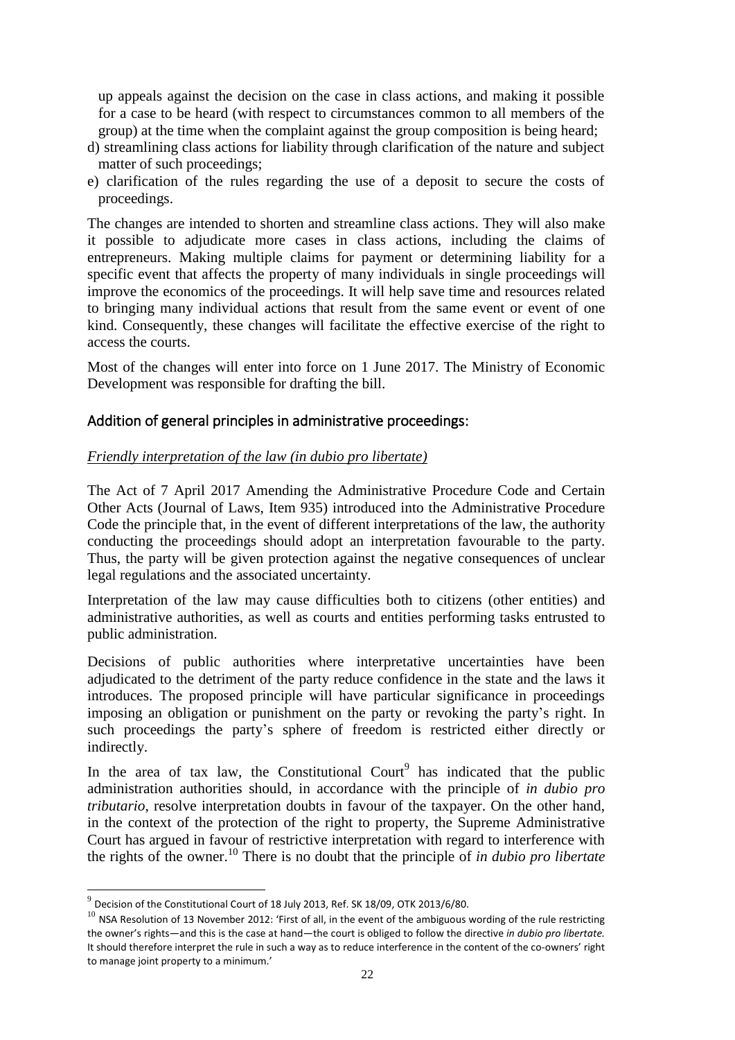up appeals against the decision on the case in class actions, and making it possible for a case to be heard (with respect to circumstances common to all members of the group) at the time when the complaint against the group composition is being heard;

d) streamlining class actions for liability through clarification of the nature and subject matter of such proceedings;

e) clarification of the rules regarding the use of a deposit to secure the costs of proceedings.

The changes are intended to shorten and streamline class actions. They will also make it possible to adjudicate more cases in class actions, including the claims of entrepreneurs. Making multiple claims for payment or determining liability for a specific event that affects the property of many individuals in single proceedings will improve the economics of the proceedings. It will help save time and resources related to bringing many individual actions that result from the same event or event of one kind. Consequently, these changes will facilitate the effective exercise of the right to access the courts.

Most of the changes will enter into force on 1 June 2017. The Ministry of Economic Development was responsible for drafting the bill.

## Addition of general principles in administrative proceedings:

*Friendly interpretation of the law (in dubio pro libertate)*

The Act of 7 April 2017 Amending the Administrative Procedure Code and Certain Other Acts (Journal of Laws, Item 935) introduced into the Administrative Procedure Code the principle that, in the event of different interpretations of the law, the authority conducting the proceedings should adopt an interpretation favourable to the party. Thus, the party will be given protection against the negative consequences of unclear legal regulations and the associated uncertainty.

Interpretation of the law may cause difficulties both to citizens (other entities) and administrative authorities, as well as courts and entities performing tasks entrusted to public administration.

Decisions of public authorities where interpretative uncertainties have been adjudicated to the detriment of the party reduce confidence in the state and the laws it introduces. The proposed principle will have particular significance in proceedings imposing an obligation or punishment on the party or revoking the party's right. In such proceedings the party's sphere of freedom is restricted either directly or indirectly.

In the area of tax law, the Constitutional Court[9] has indicated that the public administration authorities should, in accordance with the principle of *in dubio pro tributario*, resolve interpretation doubts in favour of the taxpayer. On the other hand, in the context of the protection of the right to property, the Supreme Administrative Court has argued in favour of restrictive interpretation with regard to interference with the rights of the owner.[10] There is no doubt that the principle of *in dubio pro libertate*

---

[9] Decision of the Constitutional Court of 18 July 2013, Ref. SK 18/09, OTK 2013/6/80.

[10] NSA Resolution of 13 November 2012: 'First of all, in the event of the ambiguous wording of the rule restricting the owner's rights—and this is the case at hand—the court is obliged to follow the directive *in dubio pro libertate.* It should therefore interpret the rule in such a way as to reduce interference in the content of the co-owners' right to manage joint property to a minimum.'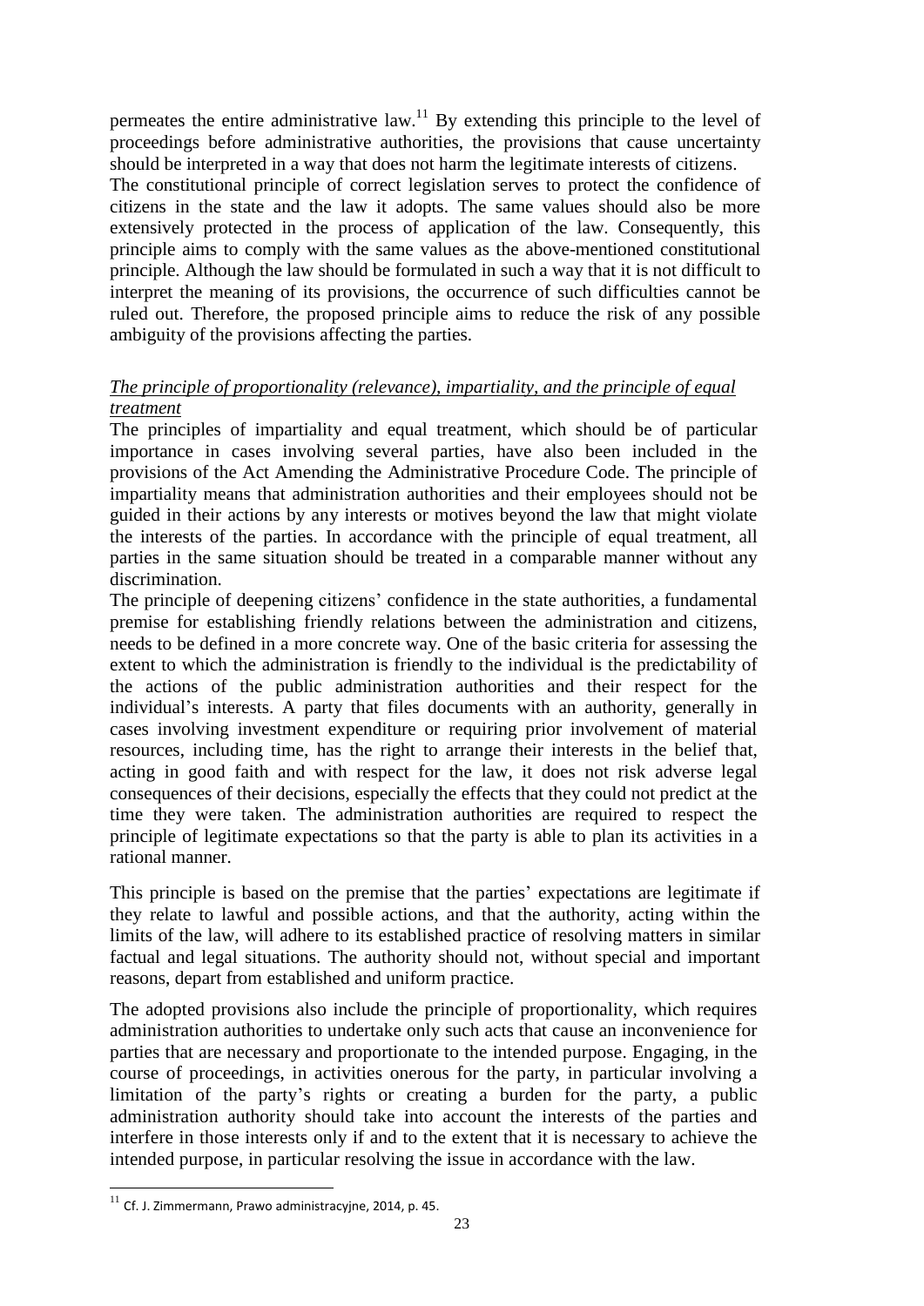permeates the entire administrative law.[11] By extending this principle to the level of proceedings before administrative authorities, the provisions that cause uncertainty should be interpreted in a way that does not harm the legitimate interests of citizens.

The constitutional principle of correct legislation serves to protect the confidence of citizens in the state and the law it adopts. The same values should also be more extensively protected in the process of application of the law. Consequently, this principle aims to comply with the same values as the above-mentioned constitutional principle. Although the law should be formulated in such a way that it is not difficult to interpret the meaning of its provisions, the occurrence of such difficulties cannot be ruled out. Therefore, the proposed principle aims to reduce the risk of any possible ambiguity of the provisions affecting the parties.

*The principle of proportionality (relevance), impartiality, and the principle of equal treatment*

The principles of impartiality and equal treatment, which should be of particular importance in cases involving several parties, have also been included in the provisions of the Act Amending the Administrative Procedure Code. The principle of impartiality means that administration authorities and their employees should not be guided in their actions by any interests or motives beyond the law that might violate the interests of the parties. In accordance with the principle of equal treatment, all parties in the same situation should be treated in a comparable manner without any discrimination.

The principle of deepening citizens' confidence in the state authorities, a fundamental premise for establishing friendly relations between the administration and citizens, needs to be defined in a more concrete way. One of the basic criteria for assessing the extent to which the administration is friendly to the individual is the predictability of the actions of the public administration authorities and their respect for the individual's interests. A party that files documents with an authority, generally in cases involving investment expenditure or requiring prior involvement of material resources, including time, has the right to arrange their interests in the belief that, acting in good faith and with respect for the law, it does not risk adverse legal consequences of their decisions, especially the effects that they could not predict at the time they were taken. The administration authorities are required to respect the principle of legitimate expectations so that the party is able to plan its activities in a rational manner.

This principle is based on the premise that the parties' expectations are legitimate if they relate to lawful and possible actions, and that the authority, acting within the limits of the law, will adhere to its established practice of resolving matters in similar factual and legal situations. The authority should not, without special and important reasons, depart from established and uniform practice.

The adopted provisions also include the principle of proportionality, which requires administration authorities to undertake only such acts that cause an inconvenience for parties that are necessary and proportionate to the intended purpose. Engaging, in the course of proceedings, in activities onerous for the party, in particular involving a limitation of the party's rights or creating a burden for the party, a public administration authority should take into account the interests of the parties and interfere in those interests only if and to the extent that it is necessary to achieve the intended purpose, in particular resolving the issue in accordance with the law.

[11] Cf. J. Zimmermann, Prawo administracyjne, 2014, p. 45.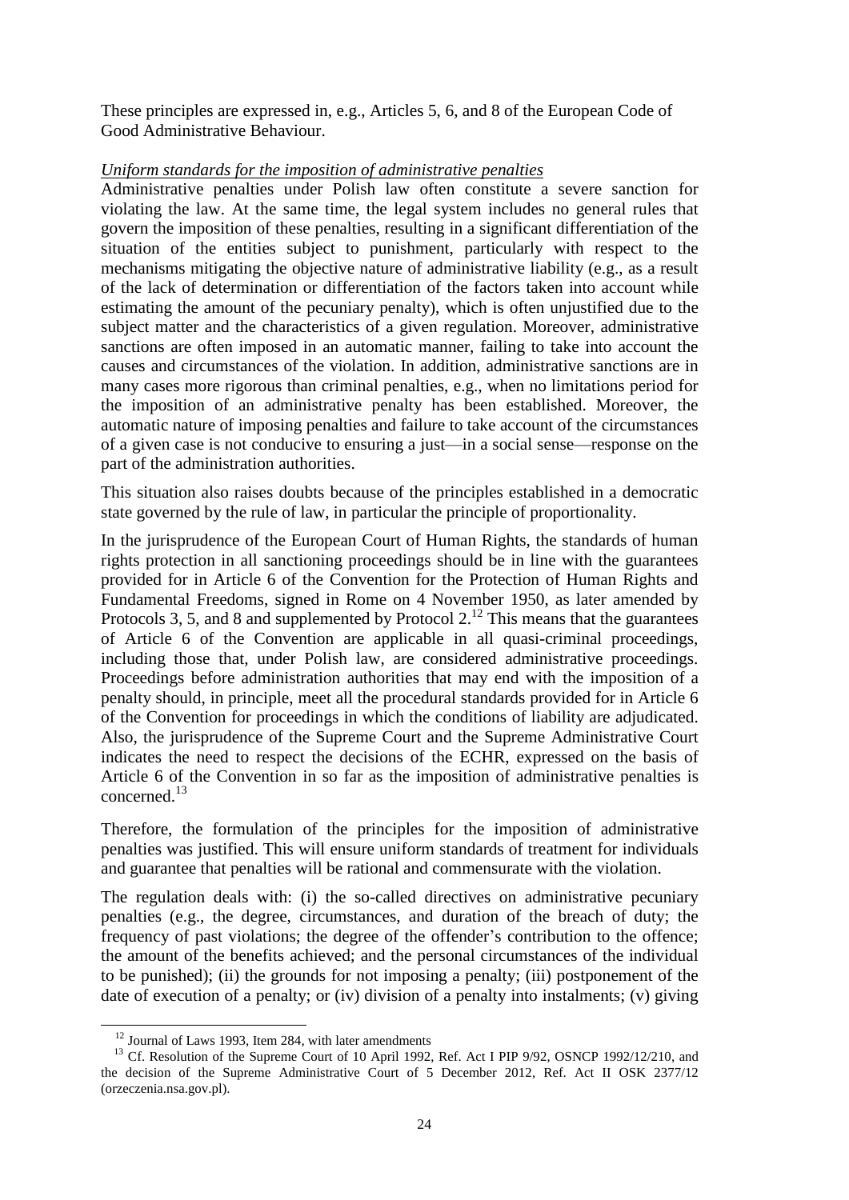These principles are expressed in, e.g., Articles 5, 6, and 8 of the European Code of Good Administrative Behaviour.

*Uniform standards for the imposition of administrative penalties*

Administrative penalties under Polish law often constitute a severe sanction for violating the law. At the same time, the legal system includes no general rules that govern the imposition of these penalties, resulting in a significant differentiation of the situation of the entities subject to punishment, particularly with respect to the mechanisms mitigating the objective nature of administrative liability (e.g., as a result of the lack of determination or differentiation of the factors taken into account while estimating the amount of the pecuniary penalty), which is often unjustified due to the subject matter and the characteristics of a given regulation. Moreover, administrative sanctions are often imposed in an automatic manner, failing to take into account the causes and circumstances of the violation. In addition, administrative sanctions are in many cases more rigorous than criminal penalties, e.g., when no limitations period for the imposition of an administrative penalty has been established. Moreover, the automatic nature of imposing penalties and failure to take account of the circumstances of a given case is not conducive to ensuring a just—in a social sense—response on the part of the administration authorities.

This situation also raises doubts because of the principles established in a democratic state governed by the rule of law, in particular the principle of proportionality.

In the jurisprudence of the European Court of Human Rights, the standards of human rights protection in all sanctioning proceedings should be in line with the guarantees provided for in Article 6 of the Convention for the Protection of Human Rights and Fundamental Freedoms, signed in Rome on 4 November 1950, as later amended by Protocols 3, 5, and 8 and supplemented by Protocol 2.[12] This means that the guarantees of Article 6 of the Convention are applicable in all quasi-criminal proceedings, including those that, under Polish law, are considered administrative proceedings. Proceedings before administration authorities that may end with the imposition of a penalty should, in principle, meet all the procedural standards provided for in Article 6 of the Convention for proceedings in which the conditions of liability are adjudicated. Also, the jurisprudence of the Supreme Court and the Supreme Administrative Court indicates the need to respect the decisions of the ECHR, expressed on the basis of Article 6 of the Convention in so far as the imposition of administrative penalties is concerned.[13]

Therefore, the formulation of the principles for the imposition of administrative penalties was justified. This will ensure uniform standards of treatment for individuals and guarantee that penalties will be rational and commensurate with the violation.

The regulation deals with: (i) the so-called directives on administrative pecuniary penalties (e.g., the degree, circumstances, and duration of the breach of duty; the frequency of past violations; the degree of the offender's contribution to the offence; the amount of the benefits achieved; and the personal circumstances of the individual to be punished); (ii) the grounds for not imposing a penalty; (iii) postponement of the date of execution of a penalty; or (iv) division of a penalty into instalments; (v) giving

---

[12] Journal of Laws 1993, Item 284, with later amendments

[13] Cf. Resolution of the Supreme Court of 10 April 1992, Ref. Act I PIP 9/92, OSNCP 1992/12/210, and the decision of the Supreme Administrative Court of 5 December 2012, Ref. Act II OSK 2377/12 (orzeczenia.nsa.gov.pl).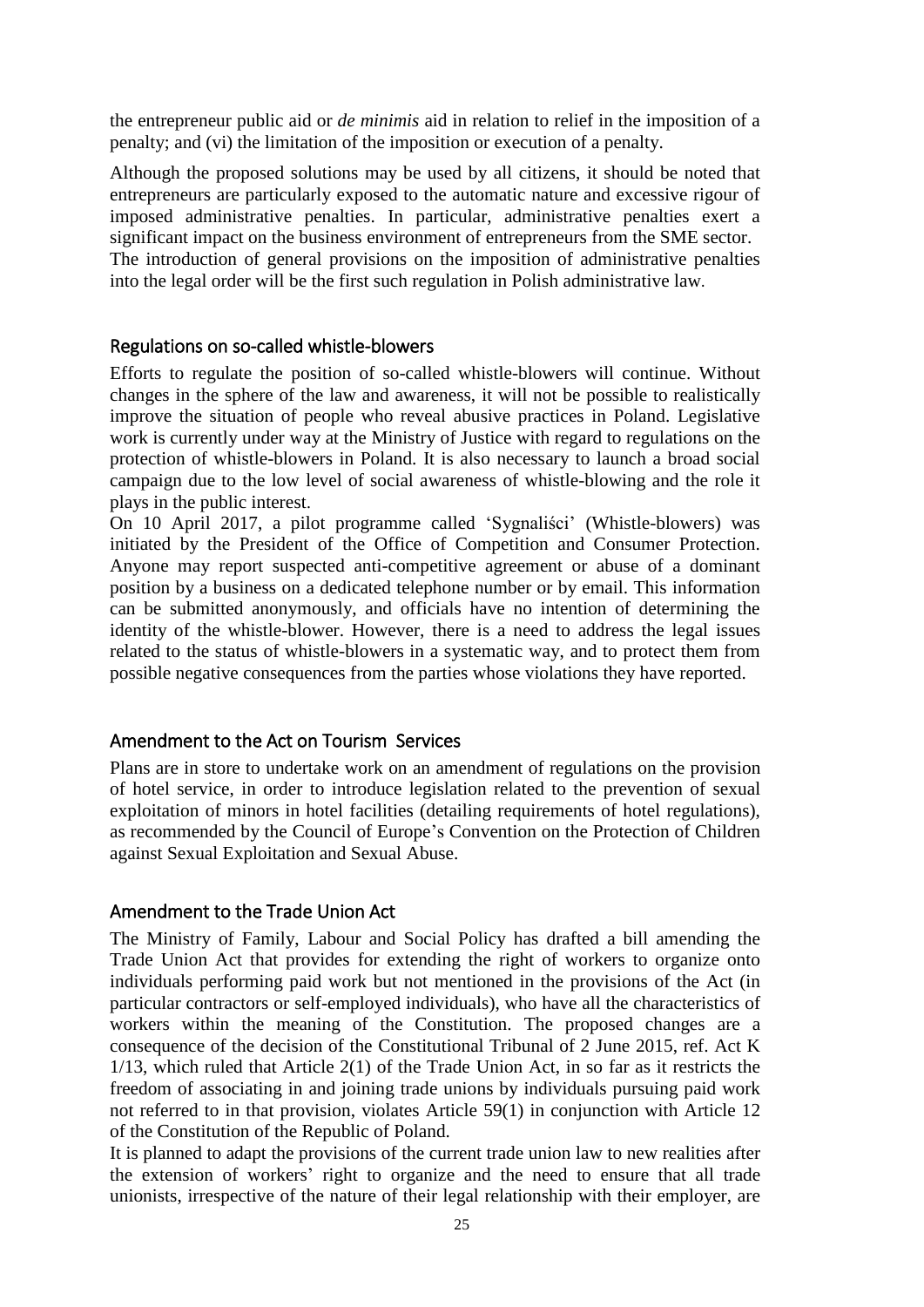the entrepreneur public aid or *de minimis* aid in relation to relief in the imposition of a penalty; and (vi) the limitation of the imposition or execution of a penalty.

Although the proposed solutions may be used by all citizens, it should be noted that entrepreneurs are particularly exposed to the automatic nature and excessive rigour of imposed administrative penalties. In particular, administrative penalties exert a significant impact on the business environment of entrepreneurs from the SME sector. The introduction of general provisions on the imposition of administrative penalties into the legal order will be the first such regulation in Polish administrative law.

## Regulations on so-called whistle-blowers

Efforts to regulate the position of so-called whistle-blowers will continue. Without changes in the sphere of the law and awareness, it will not be possible to realistically improve the situation of people who reveal abusive practices in Poland. Legislative work is currently under way at the Ministry of Justice with regard to regulations on the protection of whistle-blowers in Poland. It is also necessary to launch a broad social campaign due to the low level of social awareness of whistle-blowing and the role it plays in the public interest.

On 10 April 2017, a pilot programme called 'Sygnaliści' (Whistle-blowers) was initiated by the President of the Office of Competition and Consumer Protection. Anyone may report suspected anti-competitive agreement or abuse of a dominant position by a business on a dedicated telephone number or by email. This information can be submitted anonymously, and officials have no intention of determining the identity of the whistle-blower. However, there is a need to address the legal issues related to the status of whistle-blowers in a systematic way, and to protect them from possible negative consequences from the parties whose violations they have reported.

## Amendment to the Act on Tourism Services

Plans are in store to undertake work on an amendment of regulations on the provision of hotel service, in order to introduce legislation related to the prevention of sexual exploitation of minors in hotel facilities (detailing requirements of hotel regulations), as recommended by the Council of Europe's Convention on the Protection of Children against Sexual Exploitation and Sexual Abuse.

## Amendment to the Trade Union Act

The Ministry of Family, Labour and Social Policy has drafted a bill amending the Trade Union Act that provides for extending the right of workers to organize onto individuals performing paid work but not mentioned in the provisions of the Act (in particular contractors or self-employed individuals), who have all the characteristics of workers within the meaning of the Constitution. The proposed changes are a consequence of the decision of the Constitutional Tribunal of 2 June 2015, ref. Act K 1/13, which ruled that Article 2(1) of the Trade Union Act, in so far as it restricts the freedom of associating in and joining trade unions by individuals pursuing paid work not referred to in that provision, violates Article 59(1) in conjunction with Article 12 of the Constitution of the Republic of Poland.

It is planned to adapt the provisions of the current trade union law to new realities after the extension of workers' right to organize and the need to ensure that all trade unionists, irrespective of the nature of their legal relationship with their employer, are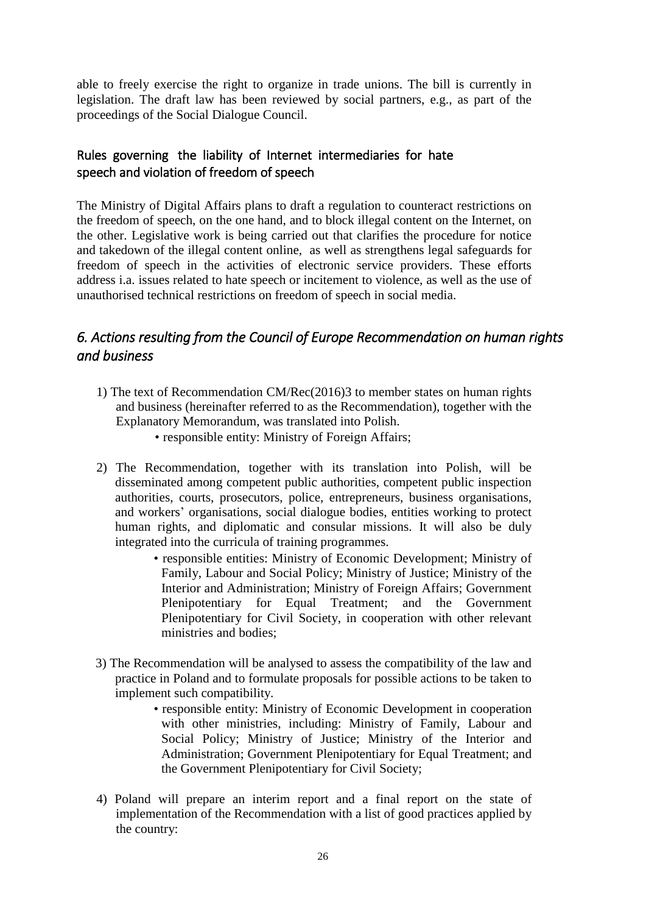able to freely exercise the right to organize in trade unions. The bill is currently in legislation. The draft law has been reviewed by social partners, e.g., as part of the proceedings of the Social Dialogue Council.

### Rules governing the liability of Internet intermediaries for hate speech and violation of freedom of speech

The Ministry of Digital Affairs plans to draft a regulation to counteract restrictions on the freedom of speech, on the one hand, and to block illegal content on the Internet, on the other. Legislative work is being carried out that clarifies the procedure for notice and takedown of the illegal content online, as well as strengthens legal safeguards for freedom of speech in the activities of electronic service providers. These efforts address i.a. issues related to hate speech or incitement to violence, as well as the use of unauthorised technical restrictions on freedom of speech in social media.

## *6. Actions resulting from the Council of Europe Recommendation on human rights and business*

1) The text of Recommendation CM/Rec(2016)3 to member states on human rights and business (hereinafter referred to as the Recommendation), together with the Explanatory Memorandum, was translated into Polish.
   - responsible entity: Ministry of Foreign Affairs;

2) The Recommendation, together with its translation into Polish, will be disseminated among competent public authorities, competent public inspection authorities, courts, prosecutors, police, entrepreneurs, business organisations, and workers' organisations, social dialogue bodies, entities working to protect human rights, and diplomatic and consular missions. It will also be duly integrated into the curricula of training programmes.
   - responsible entities: Ministry of Economic Development; Ministry of Family, Labour and Social Policy; Ministry of Justice; Ministry of the Interior and Administration; Ministry of Foreign Affairs; Government Plenipotentiary for Equal Treatment; and the Government Plenipotentiary for Civil Society, in cooperation with other relevant ministries and bodies;

3) The Recommendation will be analysed to assess the compatibility of the law and practice in Poland and to formulate proposals for possible actions to be taken to implement such compatibility.
   - responsible entity: Ministry of Economic Development in cooperation with other ministries, including: Ministry of Family, Labour and Social Policy; Ministry of Justice; Ministry of the Interior and Administration; Government Plenipotentiary for Equal Treatment; and the Government Plenipotentiary for Civil Society;

4) Poland will prepare an interim report and a final report on the state of implementation of the Recommendation with a list of good practices applied by the country: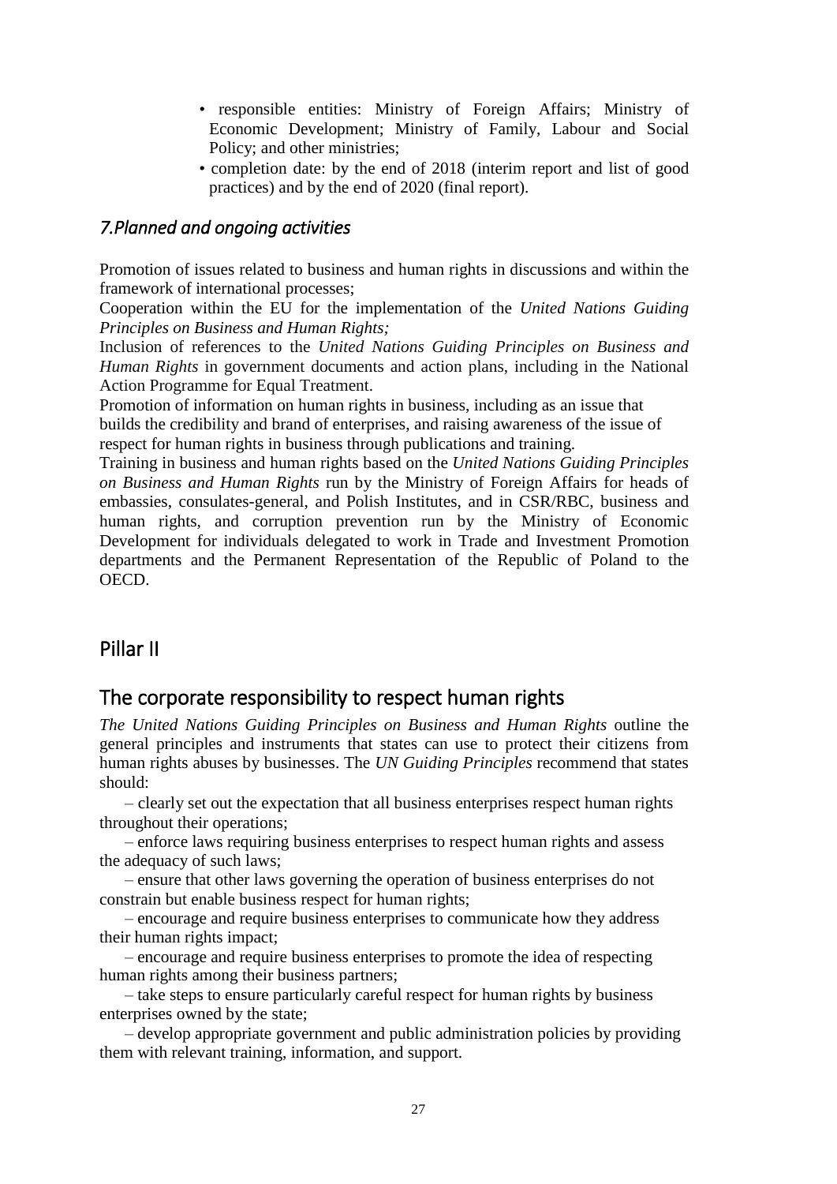- responsible entities: Ministry of Foreign Affairs; Ministry of Economic Development; Ministry of Family, Labour and Social Policy; and other ministries;
- completion date: by the end of 2018 (interim report and list of good practices) and by the end of 2020 (final report).

### *7.Planned and ongoing activities*

Promotion of issues related to business and human rights in discussions and within the framework of international processes;
Cooperation within the EU for the implementation of the *United Nations Guiding Principles on Business and Human Rights;*
Inclusion of references to the *United Nations Guiding Principles on Business and Human Rights* in government documents and action plans, including in the National Action Programme for Equal Treatment.
Promotion of information on human rights in business, including as an issue that builds the credibility and brand of enterprises, and raising awareness of the issue of respect for human rights in business through publications and training.
Training in business and human rights based on the *United Nations Guiding Principles on Business and Human Rights* run by the Ministry of Foreign Affairs for heads of embassies, consulates-general, and Polish Institutes, and in CSR/RBC, business and human rights, and corruption prevention run by the Ministry of Economic Development for individuals delegated to work in Trade and Investment Promotion departments and the Permanent Representation of the Republic of Poland to the OECD.

## Pillar II

## The corporate responsibility to respect human rights

*The United Nations Guiding Principles on Business and Human Rights* outline the general principles and instruments that states can use to protect their citizens from human rights abuses by businesses. The *UN Guiding Principles* recommend that states should:

– clearly set out the expectation that all business enterprises respect human rights throughout their operations;

– enforce laws requiring business enterprises to respect human rights and assess the adequacy of such laws;

– ensure that other laws governing the operation of business enterprises do not constrain but enable business respect for human rights;

– encourage and require business enterprises to communicate how they address their human rights impact;

– encourage and require business enterprises to promote the idea of respecting human rights among their business partners;

– take steps to ensure particularly careful respect for human rights by business enterprises owned by the state;

– develop appropriate government and public administration policies by providing them with relevant training, information, and support.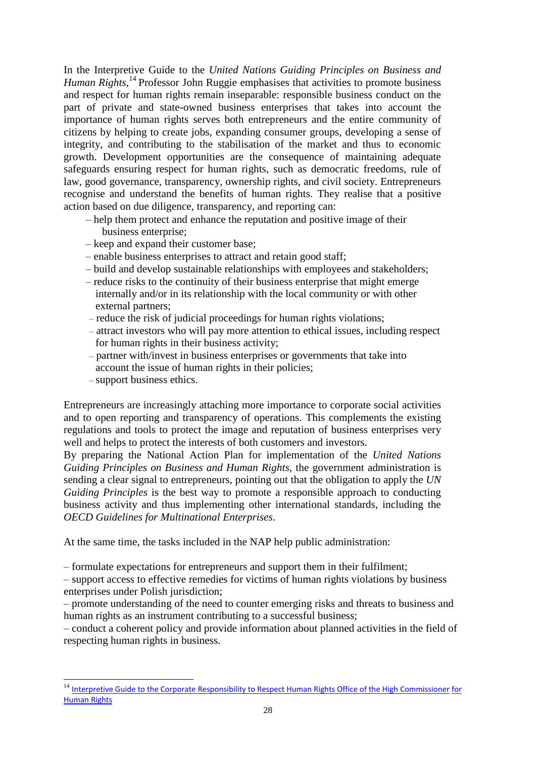In the Interpretive Guide to the *United Nations Guiding Principles on Business and Human Rights*,[14] Professor John Ruggie emphasises that activities to promote business and respect for human rights remain inseparable: responsible business conduct on the part of private and state-owned business enterprises that takes into account the importance of human rights serves both entrepreneurs and the entire community of citizens by helping to create jobs, expanding consumer groups, developing a sense of integrity, and contributing to the stabilisation of the market and thus to economic growth. Development opportunities are the consequence of maintaining adequate safeguards ensuring respect for human rights, such as democratic freedoms, rule of law, good governance, transparency, ownership rights, and civil society. Entrepreneurs recognise and understand the benefits of human rights. They realise that a positive action based on due diligence, transparency, and reporting can:

- help them protect and enhance the reputation and positive image of their business enterprise;
- keep and expand their customer base;
- enable business enterprises to attract and retain good staff;
- build and develop sustainable relationships with employees and stakeholders;
- reduce risks to the continuity of their business enterprise that might emerge internally and/or in its relationship with the local community or with other external partners;
- reduce the risk of judicial proceedings for human rights violations;
- attract investors who will pay more attention to ethical issues, including respect for human rights in their business activity;
- partner with/invest in business enterprises or governments that take into account the issue of human rights in their policies;
- support business ethics.

Entrepreneurs are increasingly attaching more importance to corporate social activities and to open reporting and transparency of operations. This complements the existing regulations and tools to protect the image and reputation of business enterprises very well and helps to protect the interests of both customers and investors.

By preparing the National Action Plan for implementation of the *United Nations Guiding Principles on Business and Human Rights*, the government administration is sending a clear signal to entrepreneurs, pointing out that the obligation to apply the *UN Guiding Principles* is the best way to promote a responsible approach to conducting business activity and thus implementing other international standards, including the *OECD Guidelines for Multinational Enterprises*.

At the same time, the tasks included in the NAP help public administration:

- formulate expectations for entrepreneurs and support them in their fulfilment;
- support access to effective remedies for victims of human rights violations by business enterprises under Polish jurisdiction;
- promote understanding of the need to counter emerging risks and threats to business and human rights as an instrument contributing to a successful business;
- conduct a coherent policy and provide information about planned activities in the field of respecting human rights in business.

[14] Interpretive Guide to the Corporate Responsibility to Respect Human Rights Office of the High Commissioner for Human Rights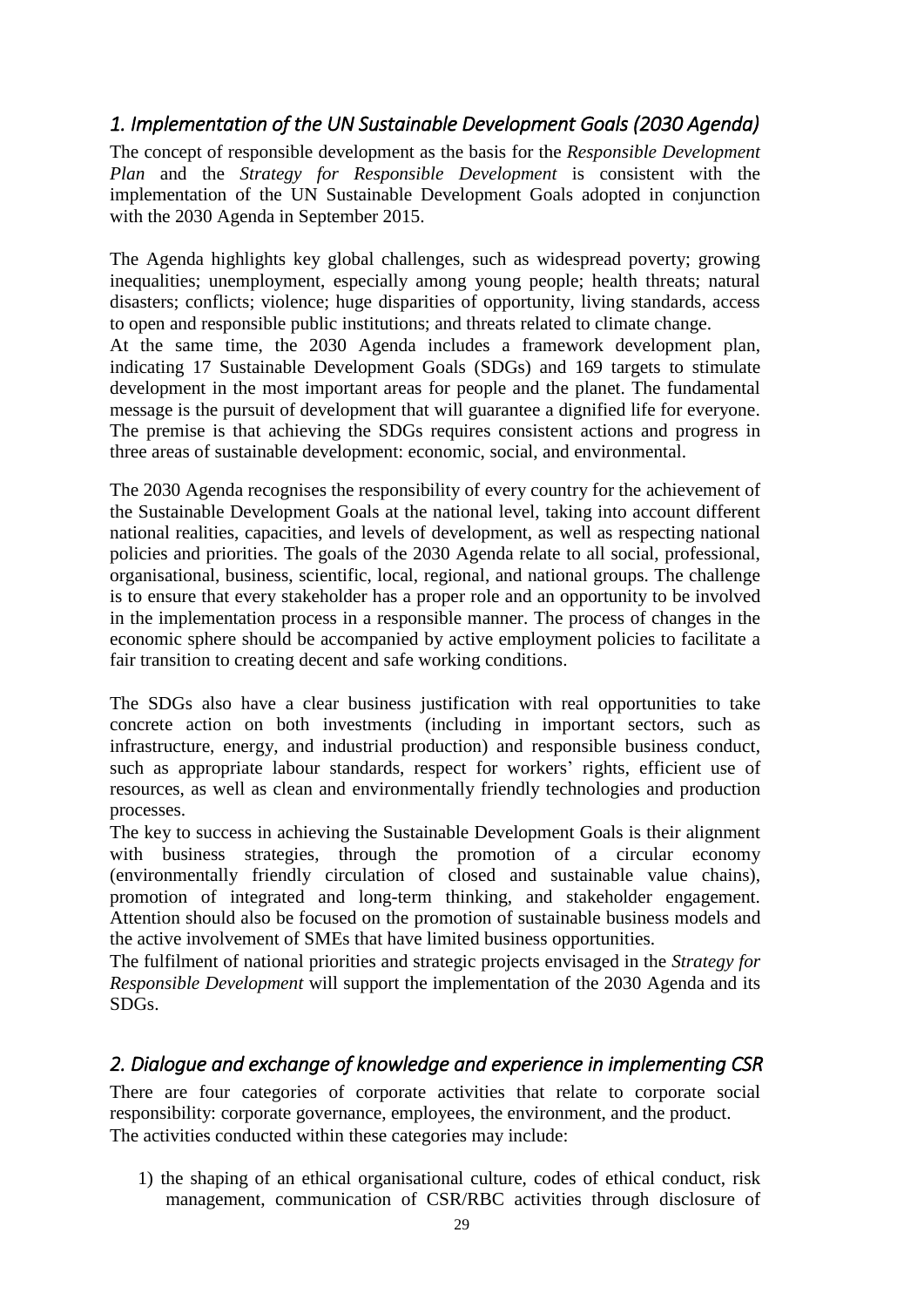## *1. Implementation of the UN Sustainable Development Goals (2030 Agenda)*

The concept of responsible development as the basis for the *Responsible Development Plan* and the *Strategy for Responsible Development* is consistent with the implementation of the UN Sustainable Development Goals adopted in conjunction with the 2030 Agenda in September 2015.

The Agenda highlights key global challenges, such as widespread poverty; growing inequalities; unemployment, especially among young people; health threats; natural disasters; conflicts; violence; huge disparities of opportunity, living standards, access to open and responsible public institutions; and threats related to climate change.

At the same time, the 2030 Agenda includes a framework development plan, indicating 17 Sustainable Development Goals (SDGs) and 169 targets to stimulate development in the most important areas for people and the planet. The fundamental message is the pursuit of development that will guarantee a dignified life for everyone. The premise is that achieving the SDGs requires consistent actions and progress in three areas of sustainable development: economic, social, and environmental.

The 2030 Agenda recognises the responsibility of every country for the achievement of the Sustainable Development Goals at the national level, taking into account different national realities, capacities, and levels of development, as well as respecting national policies and priorities. The goals of the 2030 Agenda relate to all social, professional, organisational, business, scientific, local, regional, and national groups. The challenge is to ensure that every stakeholder has a proper role and an opportunity to be involved in the implementation process in a responsible manner. The process of changes in the economic sphere should be accompanied by active employment policies to facilitate a fair transition to creating decent and safe working conditions.

The SDGs also have a clear business justification with real opportunities to take concrete action on both investments (including in important sectors, such as infrastructure, energy, and industrial production) and responsible business conduct, such as appropriate labour standards, respect for workers' rights, efficient use of resources, as well as clean and environmentally friendly technologies and production processes.

The key to success in achieving the Sustainable Development Goals is their alignment with business strategies, through the promotion of a circular economy (environmentally friendly circulation of closed and sustainable value chains), promotion of integrated and long-term thinking, and stakeholder engagement. Attention should also be focused on the promotion of sustainable business models and the active involvement of SMEs that have limited business opportunities.

The fulfilment of national priorities and strategic projects envisaged in the *Strategy for Responsible Development* will support the implementation of the 2030 Agenda and its SDGs.

## *2. Dialogue and exchange of knowledge and experience in implementing CSR*

There are four categories of corporate activities that relate to corporate social responsibility: corporate governance, employees, the environment, and the product. The activities conducted within these categories may include:

1) the shaping of an ethical organisational culture, codes of ethical conduct, risk management, communication of CSR/RBC activities through disclosure of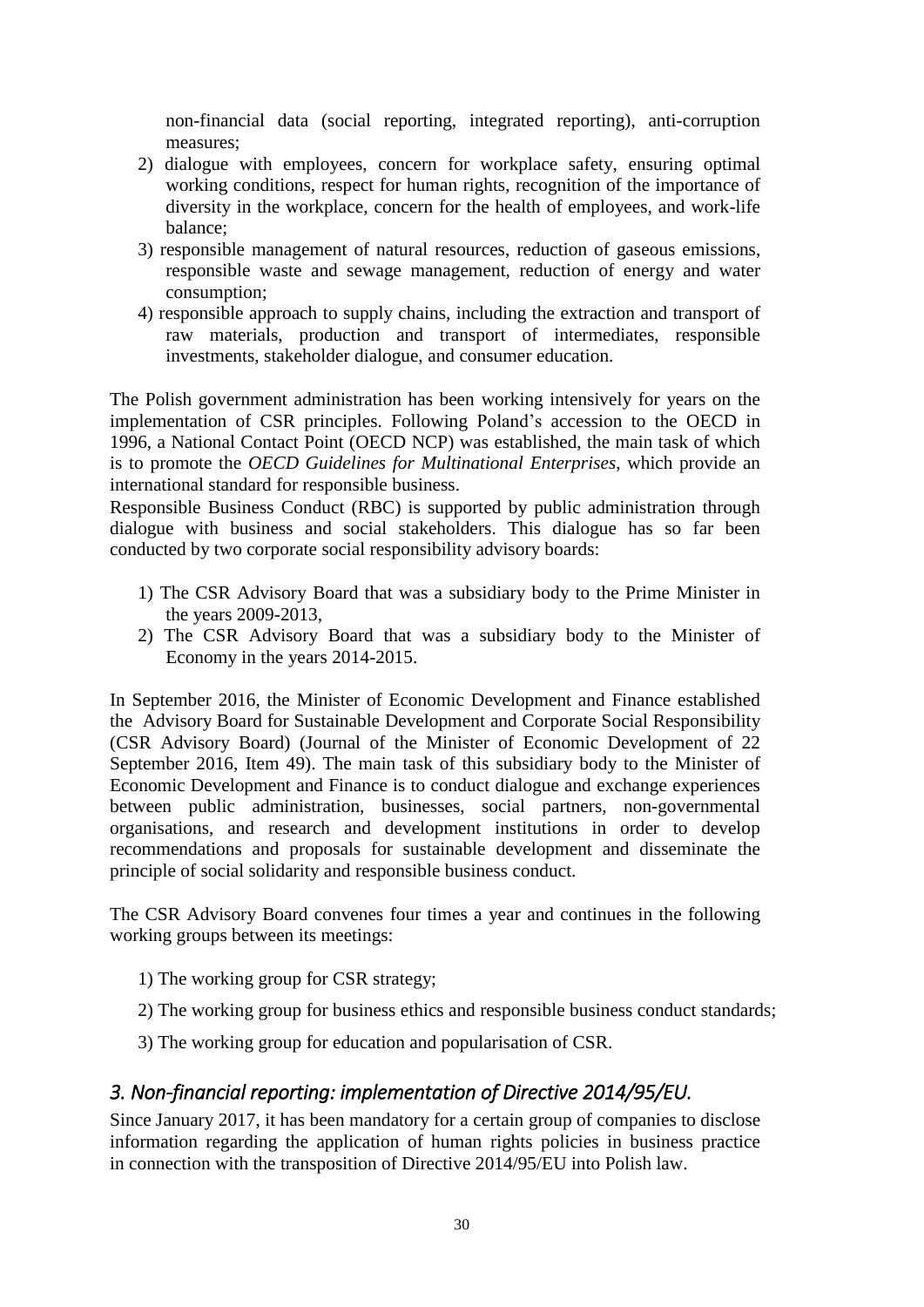non-financial data (social reporting, integrated reporting), anti-corruption measures;

2) dialogue with employees, concern for workplace safety, ensuring optimal working conditions, respect for human rights, recognition of the importance of diversity in the workplace, concern for the health of employees, and work-life balance;
3) responsible management of natural resources, reduction of gaseous emissions, responsible waste and sewage management, reduction of energy and water consumption;
4) responsible approach to supply chains, including the extraction and transport of raw materials, production and transport of intermediates, responsible investments, stakeholder dialogue, and consumer education.

The Polish government administration has been working intensively for years on the implementation of CSR principles. Following Poland's accession to the OECD in 1996, a National Contact Point (OECD NCP) was established, the main task of which is to promote the *OECD Guidelines for Multinational Enterprises*, which provide an international standard for responsible business.

Responsible Business Conduct (RBC) is supported by public administration through dialogue with business and social stakeholders. This dialogue has so far been conducted by two corporate social responsibility advisory boards:

1) The CSR Advisory Board that was a subsidiary body to the Prime Minister in the years 2009-2013,
2) The CSR Advisory Board that was a subsidiary body to the Minister of Economy in the years 2014-2015.

In September 2016, the Minister of Economic Development and Finance established the Advisory Board for Sustainable Development and Corporate Social Responsibility (CSR Advisory Board) (Journal of the Minister of Economic Development of 22 September 2016, Item 49). The main task of this subsidiary body to the Minister of Economic Development and Finance is to conduct dialogue and exchange experiences between public administration, businesses, social partners, non-governmental organisations, and research and development institutions in order to develop recommendations and proposals for sustainable development and disseminate the principle of social solidarity and responsible business conduct.

The CSR Advisory Board convenes four times a year and continues in the following working groups between its meetings:

1) The working group for CSR strategy;
2) The working group for business ethics and responsible business conduct standards;
3) The working group for education and popularisation of CSR.

### *3. Non-financial reporting: implementation of Directive 2014/95/EU.*

Since January 2017, it has been mandatory for a certain group of companies to disclose information regarding the application of human rights policies in business practice in connection with the transposition of Directive 2014/95/EU into Polish law.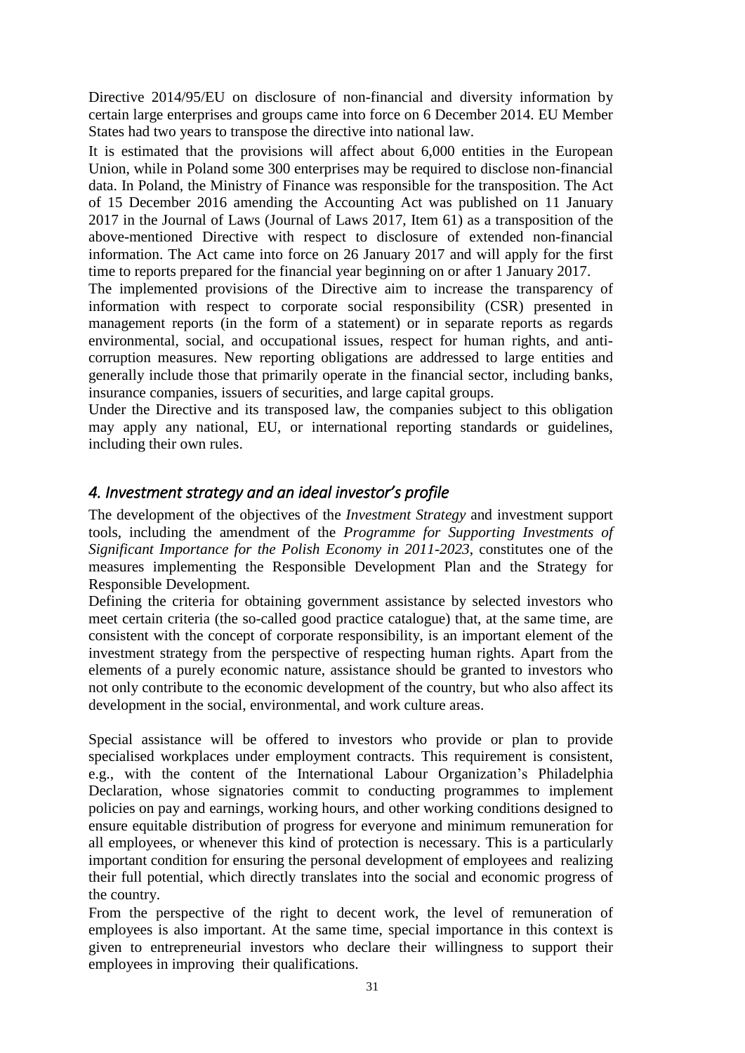Directive 2014/95/EU on disclosure of non-financial and diversity information by certain large enterprises and groups came into force on 6 December 2014. EU Member States had two years to transpose the directive into national law.

It is estimated that the provisions will affect about 6,000 entities in the European Union, while in Poland some 300 enterprises may be required to disclose non-financial data. In Poland, the Ministry of Finance was responsible for the transposition. The Act of 15 December 2016 amending the Accounting Act was published on 11 January 2017 in the Journal of Laws (Journal of Laws 2017, Item 61) as a transposition of the above-mentioned Directive with respect to disclosure of extended non-financial information. The Act came into force on 26 January 2017 and will apply for the first time to reports prepared for the financial year beginning on or after 1 January 2017.

The implemented provisions of the Directive aim to increase the transparency of information with respect to corporate social responsibility (CSR) presented in management reports (in the form of a statement) or in separate reports as regards environmental, social, and occupational issues, respect for human rights, and anti-corruption measures. New reporting obligations are addressed to large entities and generally include those that primarily operate in the financial sector, including banks, insurance companies, issuers of securities, and large capital groups.

Under the Directive and its transposed law, the companies subject to this obligation may apply any national, EU, or international reporting standards or guidelines, including their own rules.

## *4. Investment strategy and an ideal investor's profile*

The development of the objectives of the *Investment Strategy* and investment support tools, including the amendment of the *Programme for Supporting Investments of Significant Importance for the Polish Economy in 2011-2023*, constitutes one of the measures implementing the Responsible Development Plan and the Strategy for Responsible Development.

Defining the criteria for obtaining government assistance by selected investors who meet certain criteria (the so-called good practice catalogue) that, at the same time, are consistent with the concept of corporate responsibility, is an important element of the investment strategy from the perspective of respecting human rights. Apart from the elements of a purely economic nature, assistance should be granted to investors who not only contribute to the economic development of the country, but who also affect its development in the social, environmental, and work culture areas.

Special assistance will be offered to investors who provide or plan to provide specialised workplaces under employment contracts. This requirement is consistent, e.g., with the content of the International Labour Organization's Philadelphia Declaration, whose signatories commit to conducting programmes to implement policies on pay and earnings, working hours, and other working conditions designed to ensure equitable distribution of progress for everyone and minimum remuneration for all employees, or whenever this kind of protection is necessary. This is a particularly important condition for ensuring the personal development of employees and realizing their full potential, which directly translates into the social and economic progress of the country.

From the perspective of the right to decent work, the level of remuneration of employees is also important. At the same time, special importance in this context is given to entrepreneurial investors who declare their willingness to support their employees in improving their qualifications.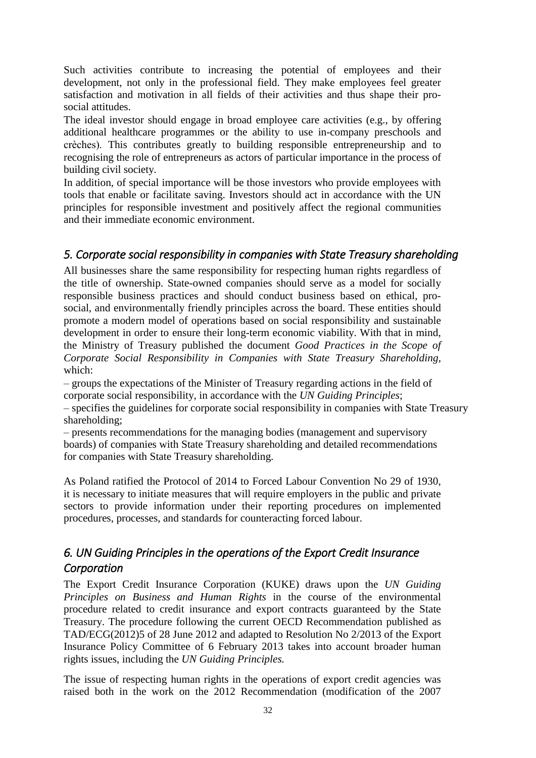Such activities contribute to increasing the potential of employees and their development, not only in the professional field. They make employees feel greater satisfaction and motivation in all fields of their activities and thus shape their pro-social attitudes.

The ideal investor should engage in broad employee care activities (e.g., by offering additional healthcare programmes or the ability to use in-company preschools and crèches). This contributes greatly to building responsible entrepreneurship and to recognising the role of entrepreneurs as actors of particular importance in the process of building civil society.

In addition, of special importance will be those investors who provide employees with tools that enable or facilitate saving. Investors should act in accordance with the UN principles for responsible investment and positively affect the regional communities and their immediate economic environment.

### *5. Corporate social responsibility in companies with State Treasury shareholding*

All businesses share the same responsibility for respecting human rights regardless of the title of ownership. State-owned companies should serve as a model for socially responsible business practices and should conduct business based on ethical, pro-social, and environmentally friendly principles across the board. These entities should promote a modern model of operations based on social responsibility and sustainable development in order to ensure their long-term economic viability. With that in mind, the Ministry of Treasury published the document *Good Practices in the Scope of Corporate Social Responsibility in Companies with State Treasury Shareholding*, which:

– groups the expectations of the Minister of Treasury regarding actions in the field of corporate social responsibility, in accordance with the *UN Guiding Principles*;

– specifies the guidelines for corporate social responsibility in companies with State Treasury shareholding;

– presents recommendations for the managing bodies (management and supervisory boards) of companies with State Treasury shareholding and detailed recommendations for companies with State Treasury shareholding.

As Poland ratified the Protocol of 2014 to Forced Labour Convention No 29 of 1930, it is necessary to initiate measures that will require employers in the public and private sectors to provide information under their reporting procedures on implemented procedures, processes, and standards for counteracting forced labour.

### *6. UN Guiding Principles in the operations of the Export Credit Insurance Corporation*

The Export Credit Insurance Corporation (KUKE) draws upon the *UN Guiding Principles on Business and Human Rights* in the course of the environmental procedure related to credit insurance and export contracts guaranteed by the State Treasury. The procedure following the current OECD Recommendation published as TAD/ECG(2012)5 of 28 June 2012 and adapted to Resolution No 2/2013 of the Export Insurance Policy Committee of 6 February 2013 takes into account broader human rights issues, including the *UN Guiding Principles.*

The issue of respecting human rights in the operations of export credit agencies was raised both in the work on the 2012 Recommendation (modification of the 2007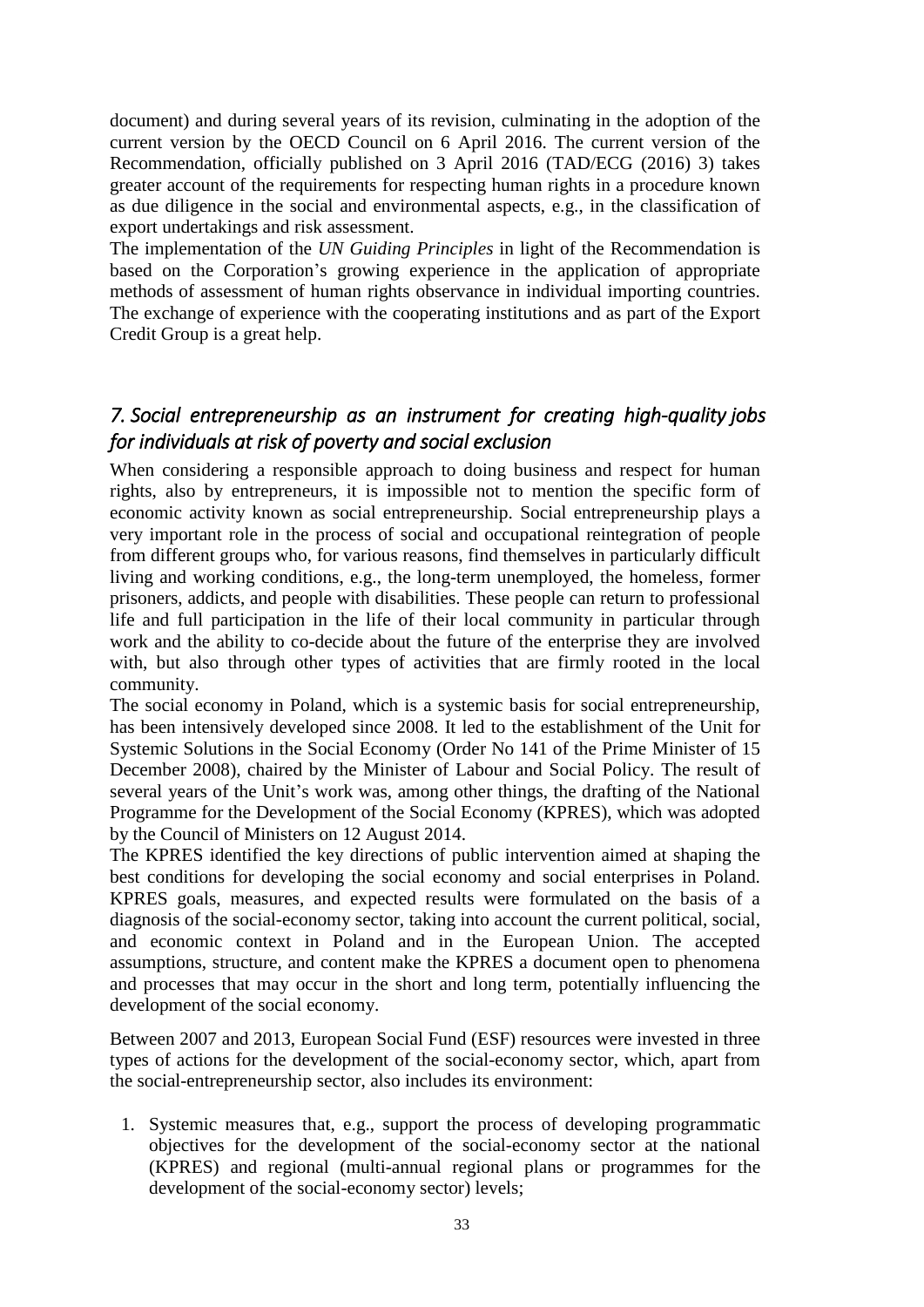document) and during several years of its revision, culminating in the adoption of the current version by the OECD Council on 6 April 2016. The current version of the Recommendation, officially published on 3 April 2016 (TAD/ECG (2016) 3) takes greater account of the requirements for respecting human rights in a procedure known as due diligence in the social and environmental aspects, e.g., in the classification of export undertakings and risk assessment.

The implementation of the *UN Guiding Principles* in light of the Recommendation is based on the Corporation's growing experience in the application of appropriate methods of assessment of human rights observance in individual importing countries. The exchange of experience with the cooperating institutions and as part of the Export Credit Group is a great help.

## *7. Social entrepreneurship as an instrument for creating high-quality jobs for individuals at risk of poverty and social exclusion*

When considering a responsible approach to doing business and respect for human rights, also by entrepreneurs, it is impossible not to mention the specific form of economic activity known as social entrepreneurship. Social entrepreneurship plays a very important role in the process of social and occupational reintegration of people from different groups who, for various reasons, find themselves in particularly difficult living and working conditions, e.g., the long-term unemployed, the homeless, former prisoners, addicts, and people with disabilities. These people can return to professional life and full participation in the life of their local community in particular through work and the ability to co-decide about the future of the enterprise they are involved with, but also through other types of activities that are firmly rooted in the local community.

The social economy in Poland, which is a systemic basis for social entrepreneurship, has been intensively developed since 2008. It led to the establishment of the Unit for Systemic Solutions in the Social Economy (Order No 141 of the Prime Minister of 15 December 2008), chaired by the Minister of Labour and Social Policy. The result of several years of the Unit's work was, among other things, the drafting of the National Programme for the Development of the Social Economy (KPRES), which was adopted by the Council of Ministers on 12 August 2014.

The KPRES identified the key directions of public intervention aimed at shaping the best conditions for developing the social economy and social enterprises in Poland. KPRES goals, measures, and expected results were formulated on the basis of a diagnosis of the social-economy sector, taking into account the current political, social, and economic context in Poland and in the European Union. The accepted assumptions, structure, and content make the KPRES a document open to phenomena and processes that may occur in the short and long term, potentially influencing the development of the social economy.

Between 2007 and 2013, European Social Fund (ESF) resources were invested in three types of actions for the development of the social-economy sector, which, apart from the social-entrepreneurship sector, also includes its environment:

1. Systemic measures that, e.g., support the process of developing programmatic objectives for the development of the social-economy sector at the national (KPRES) and regional (multi-annual regional plans or programmes for the development of the social-economy sector) levels;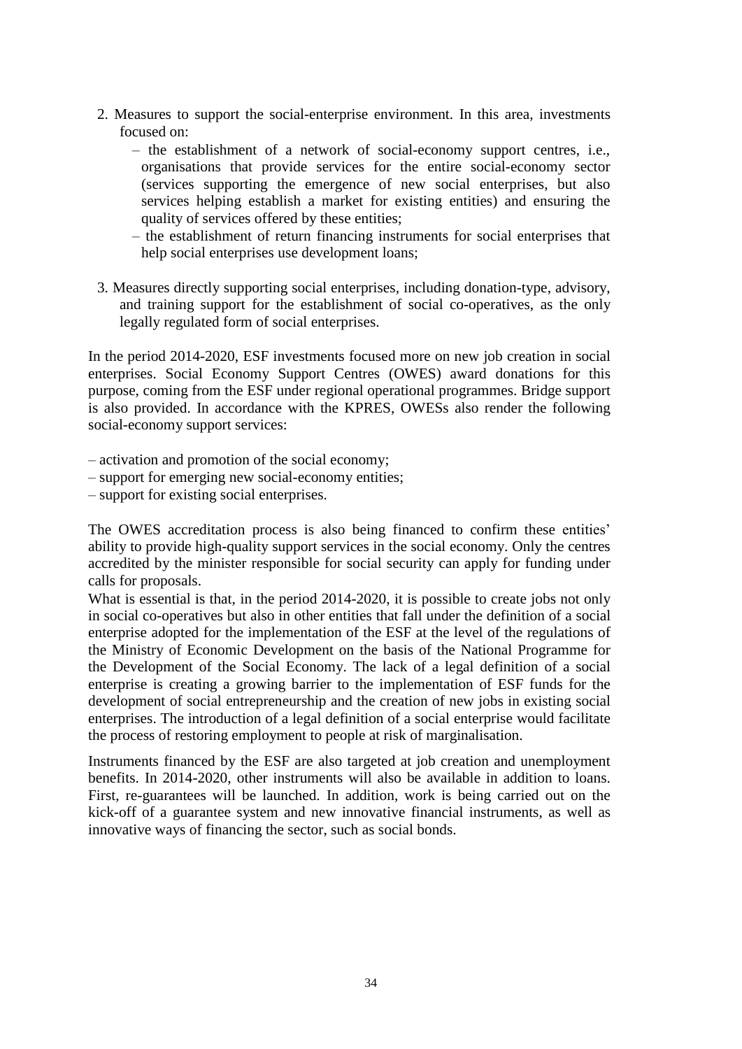2. Measures to support the social-enterprise environment. In this area, investments focused on:
   - the establishment of a network of social-economy support centres, i.e., organisations that provide services for the entire social-economy sector (services supporting the emergence of new social enterprises, but also services helping establish a market for existing entities) and ensuring the quality of services offered by these entities;
   - the establishment of return financing instruments for social enterprises that help social enterprises use development loans;

3. Measures directly supporting social enterprises, including donation-type, advisory, and training support for the establishment of social co-operatives, as the only legally regulated form of social enterprises.

In the period 2014-2020, ESF investments focused more on new job creation in social enterprises. Social Economy Support Centres (OWES) award donations for this purpose, coming from the ESF under regional operational programmes. Bridge support is also provided. In accordance with the KPRES, OWESs also render the following social-economy support services:

- activation and promotion of the social economy;
- support for emerging new social-economy entities;
- support for existing social enterprises.

The OWES accreditation process is also being financed to confirm these entities' ability to provide high-quality support services in the social economy. Only the centres accredited by the minister responsible for social security can apply for funding under calls for proposals.

What is essential is that, in the period 2014-2020, it is possible to create jobs not only in social co-operatives but also in other entities that fall under the definition of a social enterprise adopted for the implementation of the ESF at the level of the regulations of the Ministry of Economic Development on the basis of the National Programme for the Development of the Social Economy. The lack of a legal definition of a social enterprise is creating a growing barrier to the implementation of ESF funds for the development of social entrepreneurship and the creation of new jobs in existing social enterprises. The introduction of a legal definition of a social enterprise would facilitate the process of restoring employment to people at risk of marginalisation.

Instruments financed by the ESF are also targeted at job creation and unemployment benefits. In 2014-2020, other instruments will also be available in addition to loans. First, re-guarantees will be launched. In addition, work is being carried out on the kick-off of a guarantee system and new innovative financial instruments, as well as innovative ways of financing the sector, such as social bonds.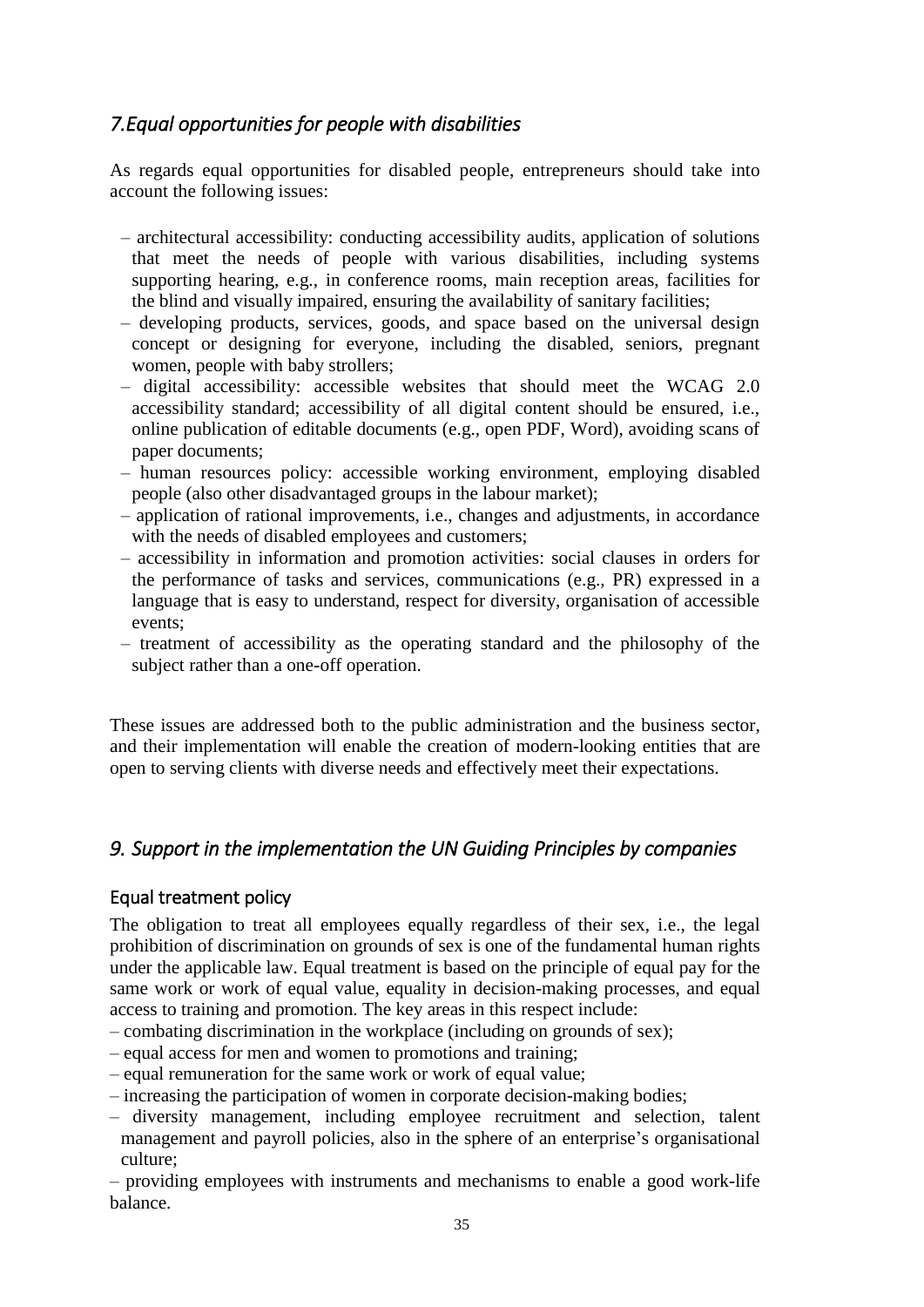## *7.Equal opportunities for people with disabilities*

As regards equal opportunities for disabled people, entrepreneurs should take into account the following issues:

- architectural accessibility: conducting accessibility audits, application of solutions that meet the needs of people with various disabilities, including systems supporting hearing, e.g., in conference rooms, main reception areas, facilities for the blind and visually impaired, ensuring the availability of sanitary facilities;
- developing products, services, goods, and space based on the universal design concept or designing for everyone, including the disabled, seniors, pregnant women, people with baby strollers;
- digital accessibility: accessible websites that should meet the WCAG 2.0 accessibility standard; accessibility of all digital content should be ensured, i.e., online publication of editable documents (e.g., open PDF, Word), avoiding scans of paper documents;
- human resources policy: accessible working environment, employing disabled people (also other disadvantaged groups in the labour market);
- application of rational improvements, i.e., changes and adjustments, in accordance with the needs of disabled employees and customers;
- accessibility in information and promotion activities: social clauses in orders for the performance of tasks and services, communications (e.g., PR) expressed in a language that is easy to understand, respect for diversity, organisation of accessible events;
- treatment of accessibility as the operating standard and the philosophy of the subject rather than a one-off operation.

These issues are addressed both to the public administration and the business sector, and their implementation will enable the creation of modern-looking entities that are open to serving clients with diverse needs and effectively meet their expectations.

## *9. Support in the implementation the UN Guiding Principles by companies*

### Equal treatment policy

The obligation to treat all employees equally regardless of their sex, i.e., the legal prohibition of discrimination on grounds of sex is one of the fundamental human rights under the applicable law. Equal treatment is based on the principle of equal pay for the same work or work of equal value, equality in decision-making processes, and equal access to training and promotion. The key areas in this respect include:

- combating discrimination in the workplace (including on grounds of sex);
- equal access for men and women to promotions and training;
- equal remuneration for the same work or work of equal value;
- increasing the participation of women in corporate decision-making bodies;
- diversity management, including employee recruitment and selection, talent management and payroll policies, also in the sphere of an enterprise's organisational culture;
- providing employees with instruments and mechanisms to enable a good work-life balance.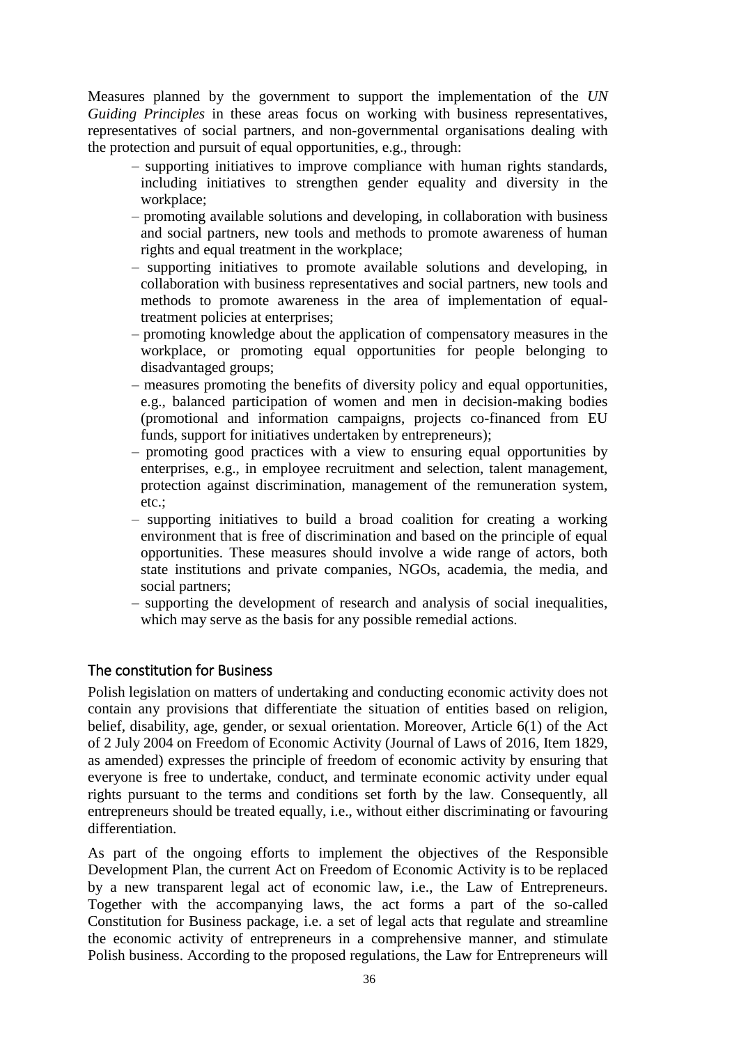Measures planned by the government to support the implementation of the *UN Guiding Principles* in these areas focus on working with business representatives, representatives of social partners, and non-governmental organisations dealing with the protection and pursuit of equal opportunities, e.g., through:

– supporting initiatives to improve compliance with human rights standards, including initiatives to strengthen gender equality and diversity in the workplace;

– promoting available solutions and developing, in collaboration with business and social partners, new tools and methods to promote awareness of human rights and equal treatment in the workplace;

– supporting initiatives to promote available solutions and developing, in collaboration with business representatives and social partners, new tools and methods to promote awareness in the area of implementation of equal-treatment policies at enterprises;

– promoting knowledge about the application of compensatory measures in the workplace, or promoting equal opportunities for people belonging to disadvantaged groups;

– measures promoting the benefits of diversity policy and equal opportunities, e.g., balanced participation of women and men in decision-making bodies (promotional and information campaigns, projects co-financed from EU funds, support for initiatives undertaken by entrepreneurs);

– promoting good practices with a view to ensuring equal opportunities by enterprises, e.g., in employee recruitment and selection, talent management, protection against discrimination, management of the remuneration system, etc.;

– supporting initiatives to build a broad coalition for creating a working environment that is free of discrimination and based on the principle of equal opportunities. These measures should involve a wide range of actors, both state institutions and private companies, NGOs, academia, the media, and social partners;

– supporting the development of research and analysis of social inequalities, which may serve as the basis for any possible remedial actions.

## The constitution for Business

Polish legislation on matters of undertaking and conducting economic activity does not contain any provisions that differentiate the situation of entities based on religion, belief, disability, age, gender, or sexual orientation. Moreover, Article 6(1) of the Act of 2 July 2004 on Freedom of Economic Activity (Journal of Laws of 2016, Item 1829, as amended) expresses the principle of freedom of economic activity by ensuring that everyone is free to undertake, conduct, and terminate economic activity under equal rights pursuant to the terms and conditions set forth by the law. Consequently, all entrepreneurs should be treated equally, i.e., without either discriminating or favouring differentiation.

As part of the ongoing efforts to implement the objectives of the Responsible Development Plan, the current Act on Freedom of Economic Activity is to be replaced by a new transparent legal act of economic law, i.e., the Law of Entrepreneurs. Together with the accompanying laws, the act forms a part of the so-called Constitution for Business package, i.e. a set of legal acts that regulate and streamline the economic activity of entrepreneurs in a comprehensive manner, and stimulate Polish business. According to the proposed regulations, the Law for Entrepreneurs will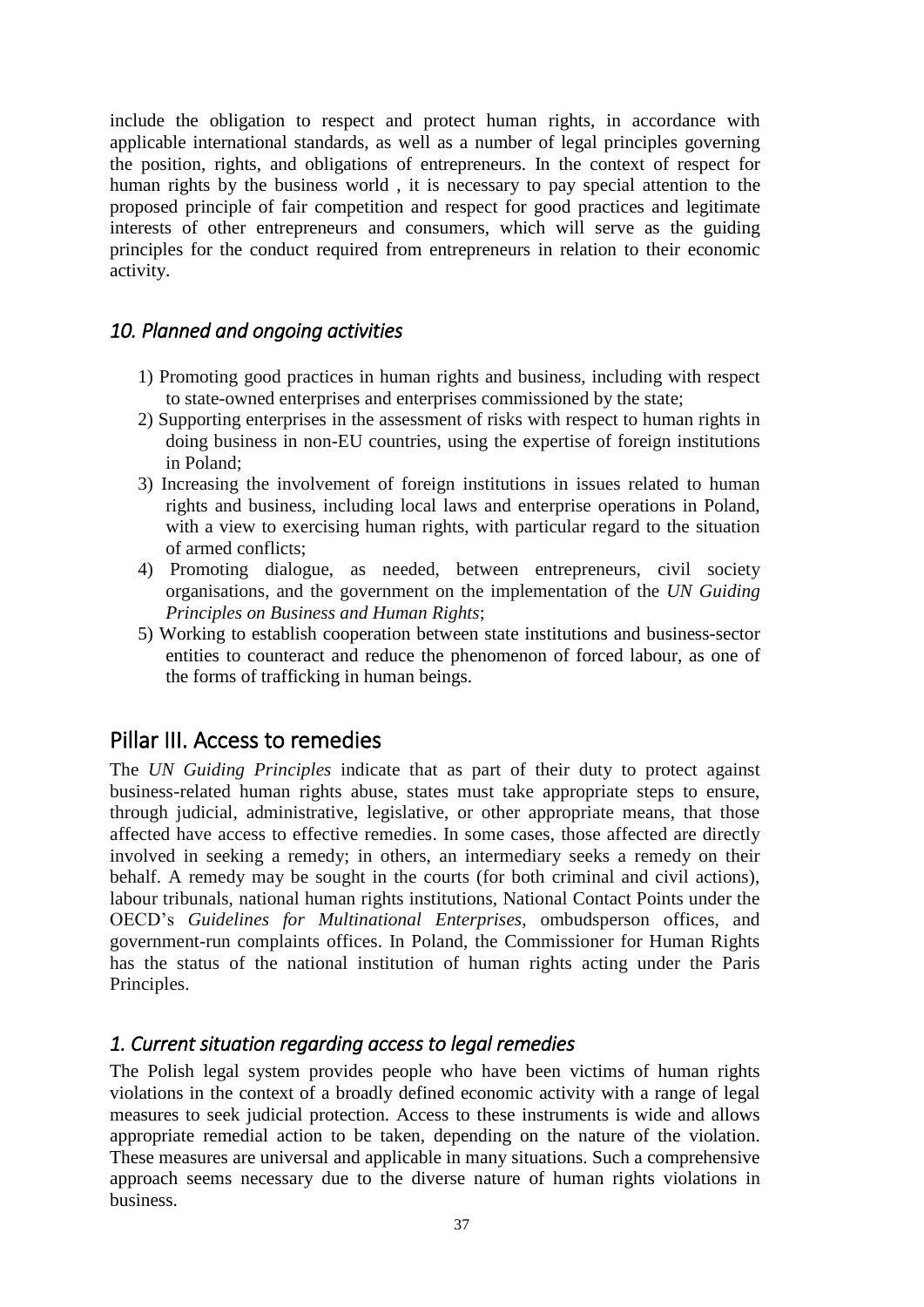include the obligation to respect and protect human rights, in accordance with applicable international standards, as well as a number of legal principles governing the position, rights, and obligations of entrepreneurs. In the context of respect for human rights by the business world , it is necessary to pay special attention to the proposed principle of fair competition and respect for good practices and legitimate interests of other entrepreneurs and consumers, which will serve as the guiding principles for the conduct required from entrepreneurs in relation to their economic activity.

### *10. Planned and ongoing activities*

1) Promoting good practices in human rights and business, including with respect to state-owned enterprises and enterprises commissioned by the state;
2) Supporting enterprises in the assessment of risks with respect to human rights in doing business in non-EU countries, using the expertise of foreign institutions in Poland;
3) Increasing the involvement of foreign institutions in issues related to human rights and business, including local laws and enterprise operations in Poland, with a view to exercising human rights, with particular regard to the situation of armed conflicts;
4) Promoting dialogue, as needed, between entrepreneurs, civil society organisations, and the government on the implementation of the *UN Guiding Principles on Business and Human Rights*;
5) Working to establish cooperation between state institutions and business-sector entities to counteract and reduce the phenomenon of forced labour, as one of the forms of trafficking in human beings.

## Pillar III. Access to remedies

The *UN Guiding Principles* indicate that as part of their duty to protect against business-related human rights abuse, states must take appropriate steps to ensure, through judicial, administrative, legislative, or other appropriate means, that those affected have access to effective remedies. In some cases, those affected are directly involved in seeking a remedy; in others, an intermediary seeks a remedy on their behalf. A remedy may be sought in the courts (for both criminal and civil actions), labour tribunals, national human rights institutions, National Contact Points under the OECD's *Guidelines for Multinational Enterprises*, ombudsperson offices, and government-run complaints offices. In Poland, the Commissioner for Human Rights has the status of the national institution of human rights acting under the Paris Principles.

### *1. Current situation regarding access to legal remedies*

The Polish legal system provides people who have been victims of human rights violations in the context of a broadly defined economic activity with a range of legal measures to seek judicial protection. Access to these instruments is wide and allows appropriate remedial action to be taken, depending on the nature of the violation. These measures are universal and applicable in many situations. Such a comprehensive approach seems necessary due to the diverse nature of human rights violations in business.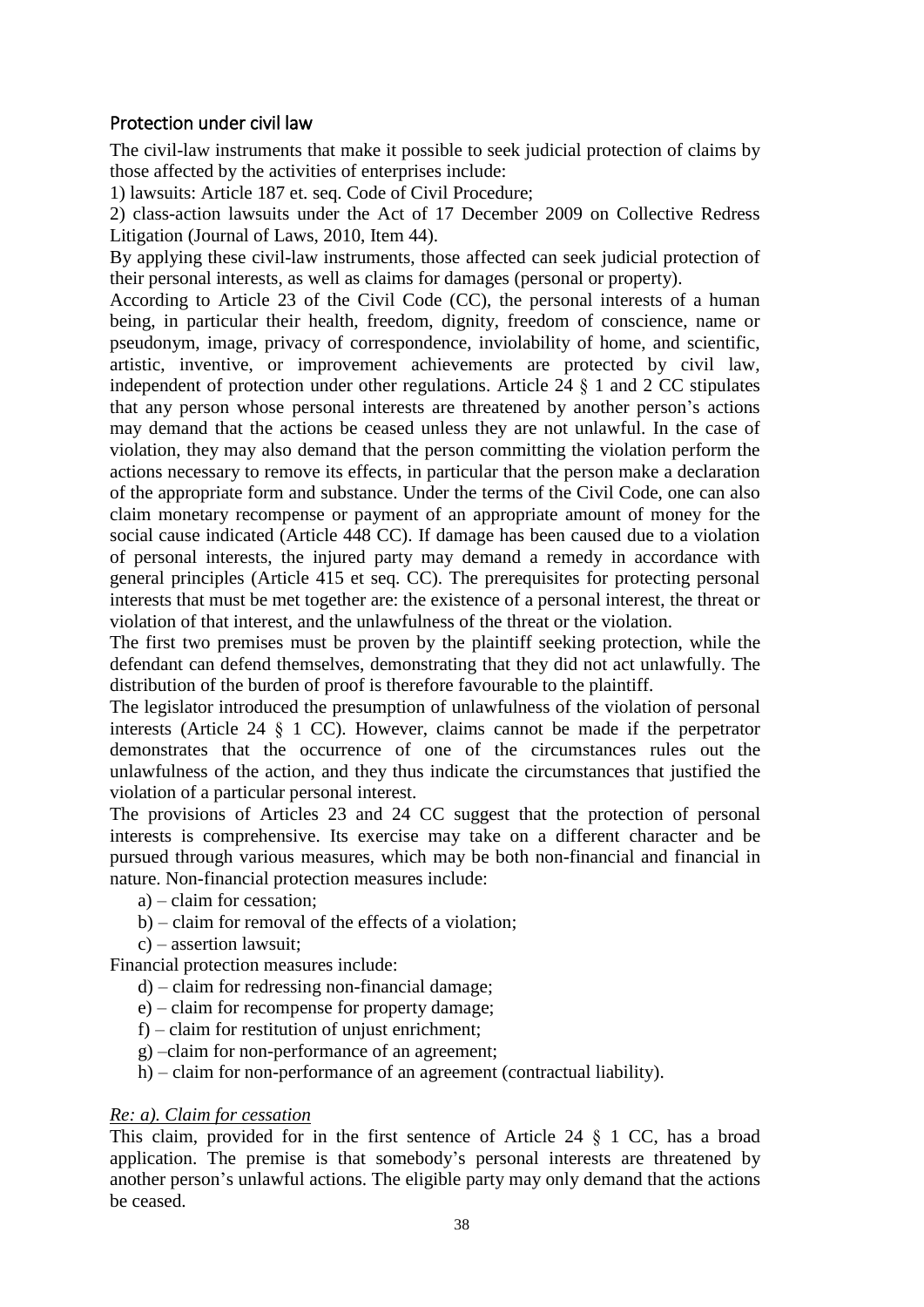## Protection under civil law

The civil-law instruments that make it possible to seek judicial protection of claims by those affected by the activities of enterprises include:

1) lawsuits: Article 187 et. seq. Code of Civil Procedure;

2) class-action lawsuits under the Act of 17 December 2009 on Collective Redress Litigation (Journal of Laws, 2010, Item 44).

By applying these civil-law instruments, those affected can seek judicial protection of their personal interests, as well as claims for damages (personal or property).

According to Article 23 of the Civil Code (CC), the personal interests of a human being, in particular their health, freedom, dignity, freedom of conscience, name or pseudonym, image, privacy of correspondence, inviolability of home, and scientific, artistic, inventive, or improvement achievements are protected by civil law, independent of protection under other regulations. Article 24 § 1 and 2 CC stipulates that any person whose personal interests are threatened by another person's actions may demand that the actions be ceased unless they are not unlawful. In the case of violation, they may also demand that the person committing the violation perform the actions necessary to remove its effects, in particular that the person make a declaration of the appropriate form and substance. Under the terms of the Civil Code, one can also claim monetary recompense or payment of an appropriate amount of money for the social cause indicated (Article 448 CC). If damage has been caused due to a violation of personal interests, the injured party may demand a remedy in accordance with general principles (Article 415 et seq. CC). The prerequisites for protecting personal interests that must be met together are: the existence of a personal interest, the threat or violation of that interest, and the unlawfulness of the threat or the violation.

The first two premises must be proven by the plaintiff seeking protection, while the defendant can defend themselves, demonstrating that they did not act unlawfully. The distribution of the burden of proof is therefore favourable to the plaintiff.

The legislator introduced the presumption of unlawfulness of the violation of personal interests (Article 24 § 1 CC). However, claims cannot be made if the perpetrator demonstrates that the occurrence of one of the circumstances rules out the unlawfulness of the action, and they thus indicate the circumstances that justified the violation of a particular personal interest.

The provisions of Articles 23 and 24 CC suggest that the protection of personal interests is comprehensive. Its exercise may take on a different character and be pursued through various measures, which may be both non-financial and financial in nature. Non-financial protection measures include:

a) – claim for cessation;

b) – claim for removal of the effects of a violation;

c) – assertion lawsuit;

Financial protection measures include:

d) – claim for redressing non-financial damage;

e) – claim for recompense for property damage;

f) – claim for restitution of unjust enrichment;

g) –claim for non-performance of an agreement;

h) – claim for non-performance of an agreement (contractual liability).

*Re: a). Claim for cessation*

This claim, provided for in the first sentence of Article 24 § 1 CC, has a broad application. The premise is that somebody's personal interests are threatened by another person's unlawful actions. The eligible party may only demand that the actions be ceased.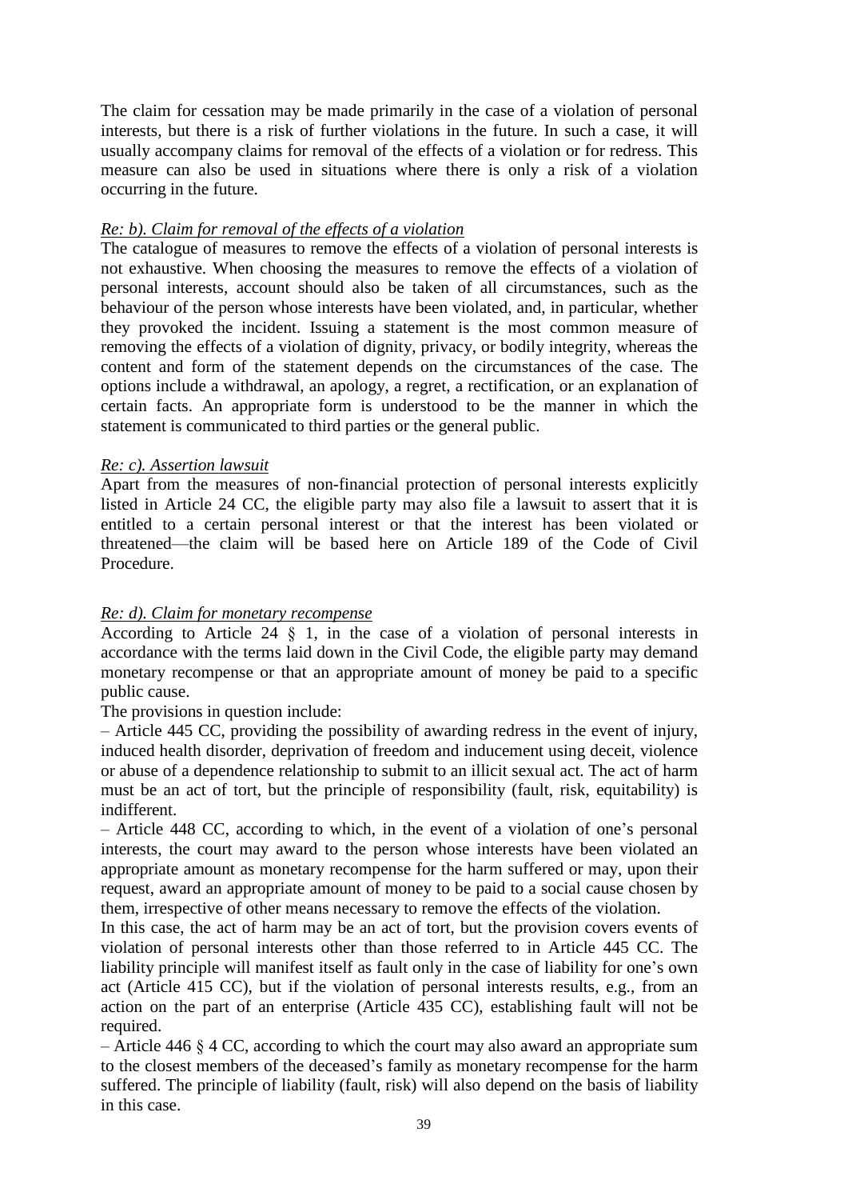The claim for cessation may be made primarily in the case of a violation of personal interests, but there is a risk of further violations in the future. In such a case, it will usually accompany claims for removal of the effects of a violation or for redress. This measure can also be used in situations where there is only a risk of a violation occurring in the future.

*Re: b). Claim for removal of the effects of a violation*

The catalogue of measures to remove the effects of a violation of personal interests is not exhaustive. When choosing the measures to remove the effects of a violation of personal interests, account should also be taken of all circumstances, such as the behaviour of the person whose interests have been violated, and, in particular, whether they provoked the incident. Issuing a statement is the most common measure of removing the effects of a violation of dignity, privacy, or bodily integrity, whereas the content and form of the statement depends on the circumstances of the case. The options include a withdrawal, an apology, a regret, a rectification, or an explanation of certain facts. An appropriate form is understood to be the manner in which the statement is communicated to third parties or the general public.

*Re: c). Assertion lawsuit*

Apart from the measures of non-financial protection of personal interests explicitly listed in Article 24 CC, the eligible party may also file a lawsuit to assert that it is entitled to a certain personal interest or that the interest has been violated or threatened—the claim will be based here on Article 189 of the Code of Civil Procedure.

*Re: d). Claim for monetary recompense*

According to Article 24 § 1, in the case of a violation of personal interests in accordance with the terms laid down in the Civil Code, the eligible party may demand monetary recompense or that an appropriate amount of money be paid to a specific public cause.

The provisions in question include:

– Article 445 CC, providing the possibility of awarding redress in the event of injury, induced health disorder, deprivation of freedom and inducement using deceit, violence or abuse of a dependence relationship to submit to an illicit sexual act. The act of harm must be an act of tort, but the principle of responsibility (fault, risk, equitability) is indifferent.

– Article 448 CC, according to which, in the event of a violation of one's personal interests, the court may award to the person whose interests have been violated an appropriate amount as monetary recompense for the harm suffered or may, upon their request, award an appropriate amount of money to be paid to a social cause chosen by them, irrespective of other means necessary to remove the effects of the violation.

In this case, the act of harm may be an act of tort, but the provision covers events of violation of personal interests other than those referred to in Article 445 CC. The liability principle will manifest itself as fault only in the case of liability for one's own act (Article 415 CC), but if the violation of personal interests results, e.g., from an action on the part of an enterprise (Article 435 CC), establishing fault will not be required.

– Article 446 § 4 CC, according to which the court may also award an appropriate sum to the closest members of the deceased's family as monetary recompense for the harm suffered. The principle of liability (fault, risk) will also depend on the basis of liability in this case.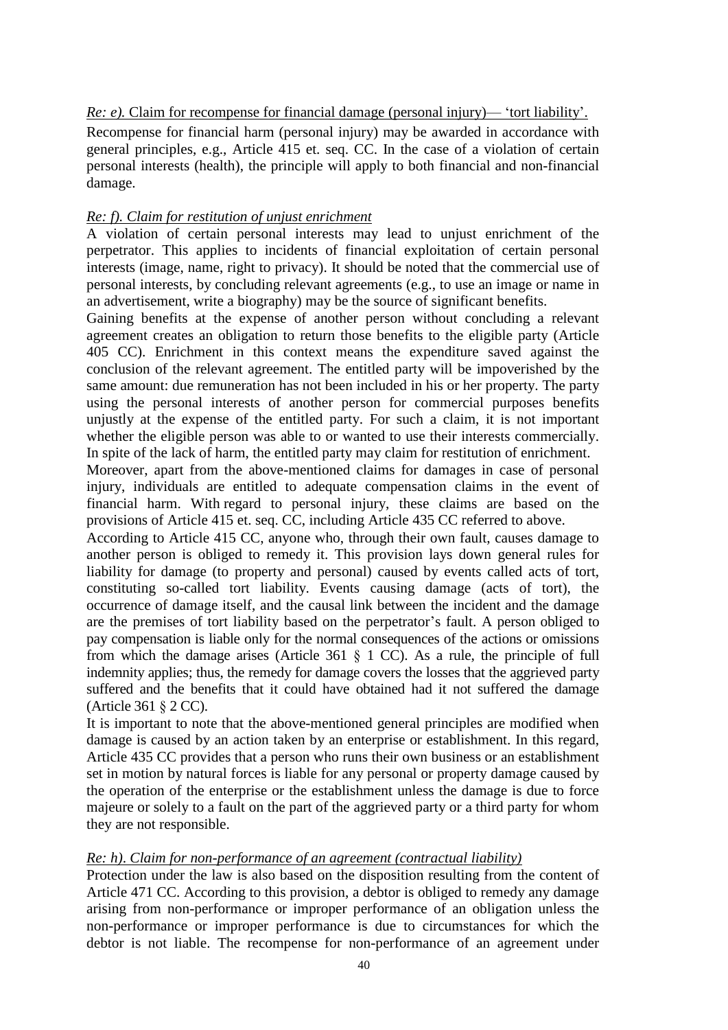*Re: e).* Claim for recompense for financial damage (personal injury)— 'tort liability'.

Recompense for financial harm (personal injury) may be awarded in accordance with general principles, e.g., Article 415 et. seq. CC. In the case of a violation of certain personal interests (health), the principle will apply to both financial and non-financial damage.

*Re: f). Claim for restitution of unjust enrichment*

A violation of certain personal interests may lead to unjust enrichment of the perpetrator. This applies to incidents of financial exploitation of certain personal interests (image, name, right to privacy). It should be noted that the commercial use of personal interests, by concluding relevant agreements (e.g., to use an image or name in an advertisement, write a biography) may be the source of significant benefits.

Gaining benefits at the expense of another person without concluding a relevant agreement creates an obligation to return those benefits to the eligible party (Article 405 CC). Enrichment in this context means the expenditure saved against the conclusion of the relevant agreement. The entitled party will be impoverished by the same amount: due remuneration has not been included in his or her property. The party using the personal interests of another person for commercial purposes benefits unjustly at the expense of the entitled party. For such a claim, it is not important whether the eligible person was able to or wanted to use their interests commercially. In spite of the lack of harm, the entitled party may claim for restitution of enrichment.

Moreover, apart from the above-mentioned claims for damages in case of personal injury, individuals are entitled to adequate compensation claims in the event of financial harm. With regard to personal injury, these claims are based on the provisions of Article 415 et. seq. CC, including Article 435 CC referred to above.

According to Article 415 CC, anyone who, through their own fault, causes damage to another person is obliged to remedy it. This provision lays down general rules for liability for damage (to property and personal) caused by events called acts of tort, constituting so-called tort liability. Events causing damage (acts of tort), the occurrence of damage itself, and the causal link between the incident and the damage are the premises of tort liability based on the perpetrator's fault. A person obliged to pay compensation is liable only for the normal consequences of the actions or omissions from which the damage arises (Article 361 § 1 CC). As a rule, the principle of full indemnity applies; thus, the remedy for damage covers the losses that the aggrieved party suffered and the benefits that it could have obtained had it not suffered the damage (Article 361 § 2 CC).

It is important to note that the above-mentioned general principles are modified when damage is caused by an action taken by an enterprise or establishment. In this regard, Article 435 CC provides that a person who runs their own business or an establishment set in motion by natural forces is liable for any personal or property damage caused by the operation of the enterprise or the establishment unless the damage is due to force majeure or solely to a fault on the part of the aggrieved party or a third party for whom they are not responsible.

*Re: h). Claim for non-performance of an agreement (contractual liability)*

Protection under the law is also based on the disposition resulting from the content of Article 471 CC. According to this provision, a debtor is obliged to remedy any damage arising from non-performance or improper performance of an obligation unless the non-performance or improper performance is due to circumstances for which the debtor is not liable. The recompense for non-performance of an agreement under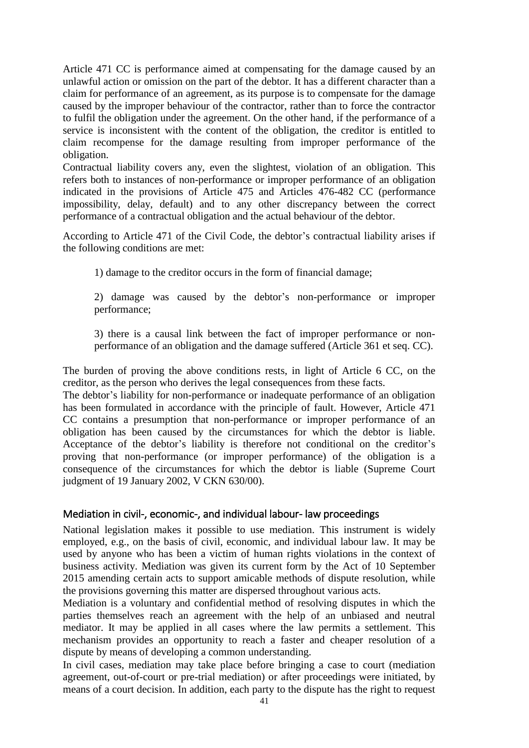Article 471 CC is performance aimed at compensating for the damage caused by an unlawful action or omission on the part of the debtor. It has a different character than a claim for performance of an agreement, as its purpose is to compensate for the damage caused by the improper behaviour of the contractor, rather than to force the contractor to fulfil the obligation under the agreement. On the other hand, if the performance of a service is inconsistent with the content of the obligation, the creditor is entitled to claim recompense for the damage resulting from improper performance of the obligation.

Contractual liability covers any, even the slightest, violation of an obligation. This refers both to instances of non-performance or improper performance of an obligation indicated in the provisions of Article 475 and Articles 476-482 CC (performance impossibility, delay, default) and to any other discrepancy between the correct performance of a contractual obligation and the actual behaviour of the debtor.

According to Article 471 of the Civil Code, the debtor's contractual liability arises if the following conditions are met:

1) damage to the creditor occurs in the form of financial damage;

2) damage was caused by the debtor's non-performance or improper performance;

3) there is a causal link between the fact of improper performance or non-performance of an obligation and the damage suffered (Article 361 et seq. CC).

The burden of proving the above conditions rests, in light of Article 6 CC, on the creditor, as the person who derives the legal consequences from these facts.

The debtor's liability for non-performance or inadequate performance of an obligation has been formulated in accordance with the principle of fault. However, Article 471 CC contains a presumption that non-performance or improper performance of an obligation has been caused by the circumstances for which the debtor is liable. Acceptance of the debtor's liability is therefore not conditional on the creditor's proving that non-performance (or improper performance) of the obligation is a consequence of the circumstances for which the debtor is liable (Supreme Court judgment of 19 January 2002, V CKN 630/00).

### Mediation in civil-, economic-, and individual labour- law proceedings

National legislation makes it possible to use mediation. This instrument is widely employed, e.g., on the basis of civil, economic, and individual labour law. It may be used by anyone who has been a victim of human rights violations in the context of business activity. Mediation was given its current form by the Act of 10 September 2015 amending certain acts to support amicable methods of dispute resolution, while the provisions governing this matter are dispersed throughout various acts.

Mediation is a voluntary and confidential method of resolving disputes in which the parties themselves reach an agreement with the help of an unbiased and neutral mediator. It may be applied in all cases where the law permits a settlement. This mechanism provides an opportunity to reach a faster and cheaper resolution of a dispute by means of developing a common understanding.

In civil cases, mediation may take place before bringing a case to court (mediation agreement, out-of-court or pre-trial mediation) or after proceedings were initiated, by means of a court decision. In addition, each party to the dispute has the right to request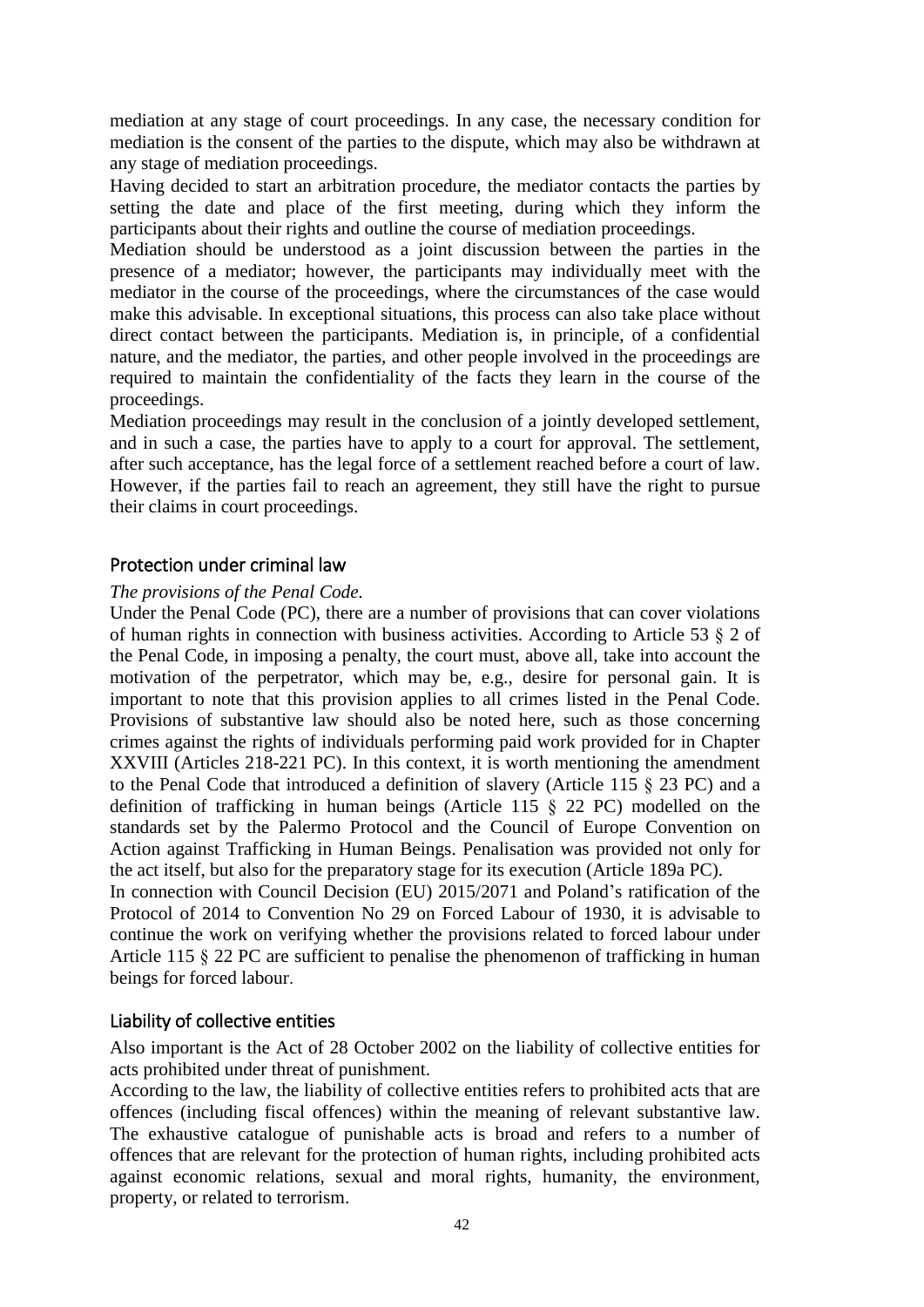mediation at any stage of court proceedings. In any case, the necessary condition for mediation is the consent of the parties to the dispute, which may also be withdrawn at any stage of mediation proceedings.

Having decided to start an arbitration procedure, the mediator contacts the parties by setting the date and place of the first meeting, during which they inform the participants about their rights and outline the course of mediation proceedings.

Mediation should be understood as a joint discussion between the parties in the presence of a mediator; however, the participants may individually meet with the mediator in the course of the proceedings, where the circumstances of the case would make this advisable. In exceptional situations, this process can also take place without direct contact between the participants. Mediation is, in principle, of a confidential nature, and the mediator, the parties, and other people involved in the proceedings are required to maintain the confidentiality of the facts they learn in the course of the proceedings.

Mediation proceedings may result in the conclusion of a jointly developed settlement, and in such a case, the parties have to apply to a court for approval. The settlement, after such acceptance, has the legal force of a settlement reached before a court of law. However, if the parties fail to reach an agreement, they still have the right to pursue their claims in court proceedings.

## Protection under criminal law

*The provisions of the Penal Code.*

Under the Penal Code (PC), there are a number of provisions that can cover violations of human rights in connection with business activities. According to Article 53 § 2 of the Penal Code, in imposing a penalty, the court must, above all, take into account the motivation of the perpetrator, which may be, e.g., desire for personal gain. It is important to note that this provision applies to all crimes listed in the Penal Code. Provisions of substantive law should also be noted here, such as those concerning crimes against the rights of individuals performing paid work provided for in Chapter XXVIII (Articles 218-221 PC). In this context, it is worth mentioning the amendment to the Penal Code that introduced a definition of slavery (Article 115 § 23 PC) and a definition of trafficking in human beings (Article 115 § 22 PC) modelled on the standards set by the Palermo Protocol and the Council of Europe Convention on Action against Trafficking in Human Beings. Penalisation was provided not only for the act itself, but also for the preparatory stage for its execution (Article 189a PC).

In connection with Council Decision (EU) 2015/2071 and Poland's ratification of the Protocol of 2014 to Convention No 29 on Forced Labour of 1930, it is advisable to continue the work on verifying whether the provisions related to forced labour under Article 115 § 22 PC are sufficient to penalise the phenomenon of trafficking in human beings for forced labour.

## Liability of collective entities

Also important is the Act of 28 October 2002 on the liability of collective entities for acts prohibited under threat of punishment.

According to the law, the liability of collective entities refers to prohibited acts that are offences (including fiscal offences) within the meaning of relevant substantive law. The exhaustive catalogue of punishable acts is broad and refers to a number of offences that are relevant for the protection of human rights, including prohibited acts against economic relations, sexual and moral rights, humanity, the environment, property, or related to terrorism.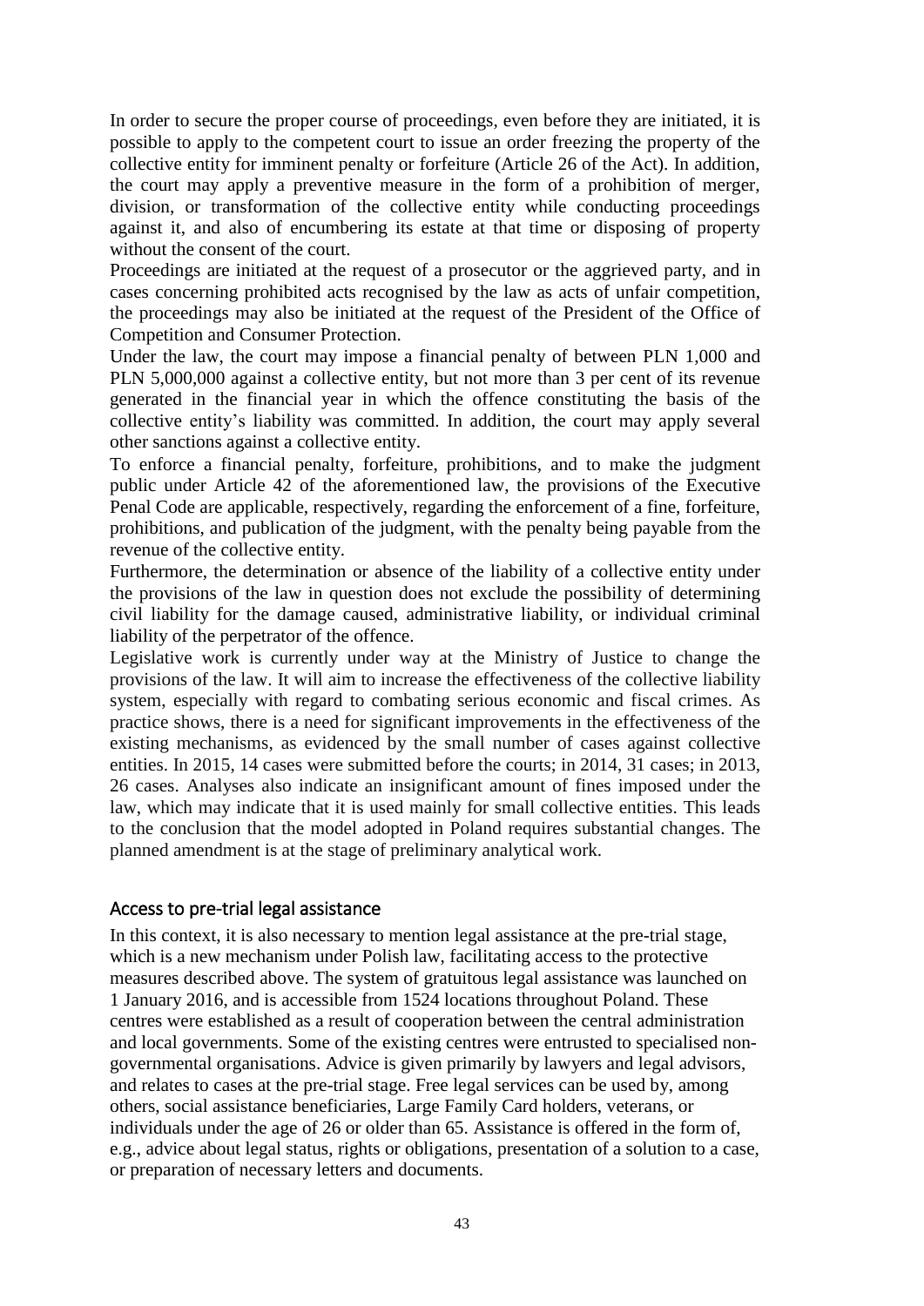In order to secure the proper course of proceedings, even before they are initiated, it is possible to apply to the competent court to issue an order freezing the property of the collective entity for imminent penalty or forfeiture (Article 26 of the Act). In addition, the court may apply a preventive measure in the form of a prohibition of merger, division, or transformation of the collective entity while conducting proceedings against it, and also of encumbering its estate at that time or disposing of property without the consent of the court.

Proceedings are initiated at the request of a prosecutor or the aggrieved party, and in cases concerning prohibited acts recognised by the law as acts of unfair competition, the proceedings may also be initiated at the request of the President of the Office of Competition and Consumer Protection.

Under the law, the court may impose a financial penalty of between PLN 1,000 and PLN 5,000,000 against a collective entity, but not more than 3 per cent of its revenue generated in the financial year in which the offence constituting the basis of the collective entity's liability was committed. In addition, the court may apply several other sanctions against a collective entity.

To enforce a financial penalty, forfeiture, prohibitions, and to make the judgment public under Article 42 of the aforementioned law, the provisions of the Executive Penal Code are applicable, respectively, regarding the enforcement of a fine, forfeiture, prohibitions, and publication of the judgment, with the penalty being payable from the revenue of the collective entity.

Furthermore, the determination or absence of the liability of a collective entity under the provisions of the law in question does not exclude the possibility of determining civil liability for the damage caused, administrative liability, or individual criminal liability of the perpetrator of the offence.

Legislative work is currently under way at the Ministry of Justice to change the provisions of the law. It will aim to increase the effectiveness of the collective liability system, especially with regard to combating serious economic and fiscal crimes. As practice shows, there is a need for significant improvements in the effectiveness of the existing mechanisms, as evidenced by the small number of cases against collective entities. In 2015, 14 cases were submitted before the courts; in 2014, 31 cases; in 2013, 26 cases. Analyses also indicate an insignificant amount of fines imposed under the law, which may indicate that it is used mainly for small collective entities. This leads to the conclusion that the model adopted in Poland requires substantial changes. The planned amendment is at the stage of preliminary analytical work.

## Access to pre-trial legal assistance

In this context, it is also necessary to mention legal assistance at the pre-trial stage, which is a new mechanism under Polish law, facilitating access to the protective measures described above. The system of gratuitous legal assistance was launched on 1 January 2016, and is accessible from 1524 locations throughout Poland. These centres were established as a result of cooperation between the central administration and local governments. Some of the existing centres were entrusted to specialised non-governmental organisations. Advice is given primarily by lawyers and legal advisors, and relates to cases at the pre-trial stage. Free legal services can be used by, among others, social assistance beneficiaries, Large Family Card holders, veterans, or individuals under the age of 26 or older than 65. Assistance is offered in the form of, e.g., advice about legal status, rights or obligations, presentation of a solution to a case, or preparation of necessary letters and documents.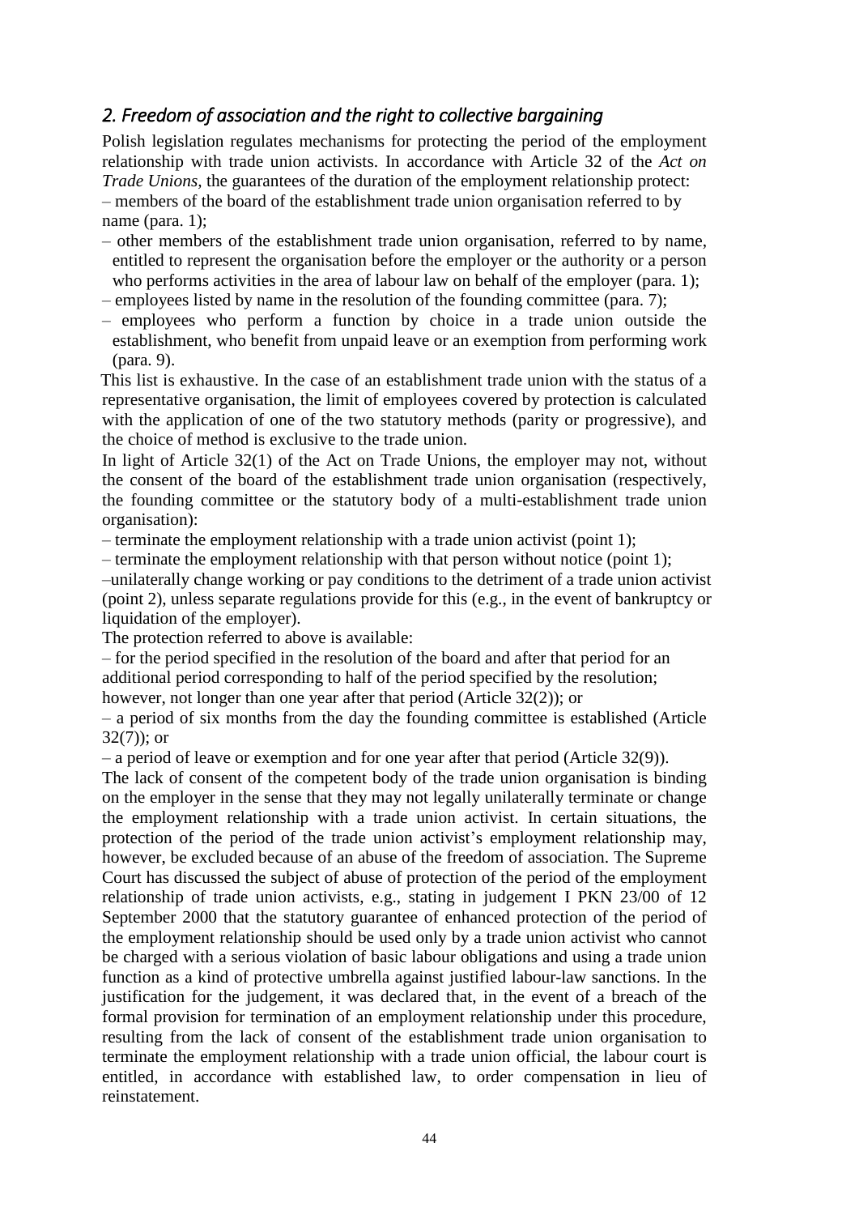## *2. Freedom of association and the right to collective bargaining*

Polish legislation regulates mechanisms for protecting the period of the employment relationship with trade union activists. In accordance with Article 32 of the *Act on Trade Unions,* the guarantees of the duration of the employment relationship protect:

– members of the board of the establishment trade union organisation referred to by name (para. 1);

– other members of the establishment trade union organisation, referred to by name, entitled to represent the organisation before the employer or the authority or a person who performs activities in the area of labour law on behalf of the employer (para. 1);

– employees listed by name in the resolution of the founding committee (para. 7);

– employees who perform a function by choice in a trade union outside the establishment, who benefit from unpaid leave or an exemption from performing work (para. 9).

This list is exhaustive. In the case of an establishment trade union with the status of a representative organisation, the limit of employees covered by protection is calculated with the application of one of the two statutory methods (parity or progressive), and the choice of method is exclusive to the trade union.

In light of Article 32(1) of the Act on Trade Unions, the employer may not, without the consent of the board of the establishment trade union organisation (respectively, the founding committee or the statutory body of a multi-establishment trade union organisation):

– terminate the employment relationship with a trade union activist (point 1);

– terminate the employment relationship with that person without notice (point 1);

–unilaterally change working or pay conditions to the detriment of a trade union activist (point 2), unless separate regulations provide for this (e.g., in the event of bankruptcy or liquidation of the employer).

The protection referred to above is available:

– for the period specified in the resolution of the board and after that period for an additional period corresponding to half of the period specified by the resolution; however, not longer than one year after that period (Article 32(2)); or

– a period of six months from the day the founding committee is established (Article 32(7)); or

– a period of leave or exemption and for one year after that period (Article 32(9)).

The lack of consent of the competent body of the trade union organisation is binding on the employer in the sense that they may not legally unilaterally terminate or change the employment relationship with a trade union activist. In certain situations, the protection of the period of the trade union activist's employment relationship may, however, be excluded because of an abuse of the freedom of association. The Supreme Court has discussed the subject of abuse of protection of the period of the employment relationship of trade union activists, e.g., stating in judgement I PKN 23/00 of 12 September 2000 that the statutory guarantee of enhanced protection of the period of the employment relationship should be used only by a trade union activist who cannot be charged with a serious violation of basic labour obligations and using a trade union function as a kind of protective umbrella against justified labour-law sanctions. In the justification for the judgement, it was declared that, in the event of a breach of the formal provision for termination of an employment relationship under this procedure, resulting from the lack of consent of the establishment trade union organisation to terminate the employment relationship with a trade union official, the labour court is entitled, in accordance with established law, to order compensation in lieu of reinstatement.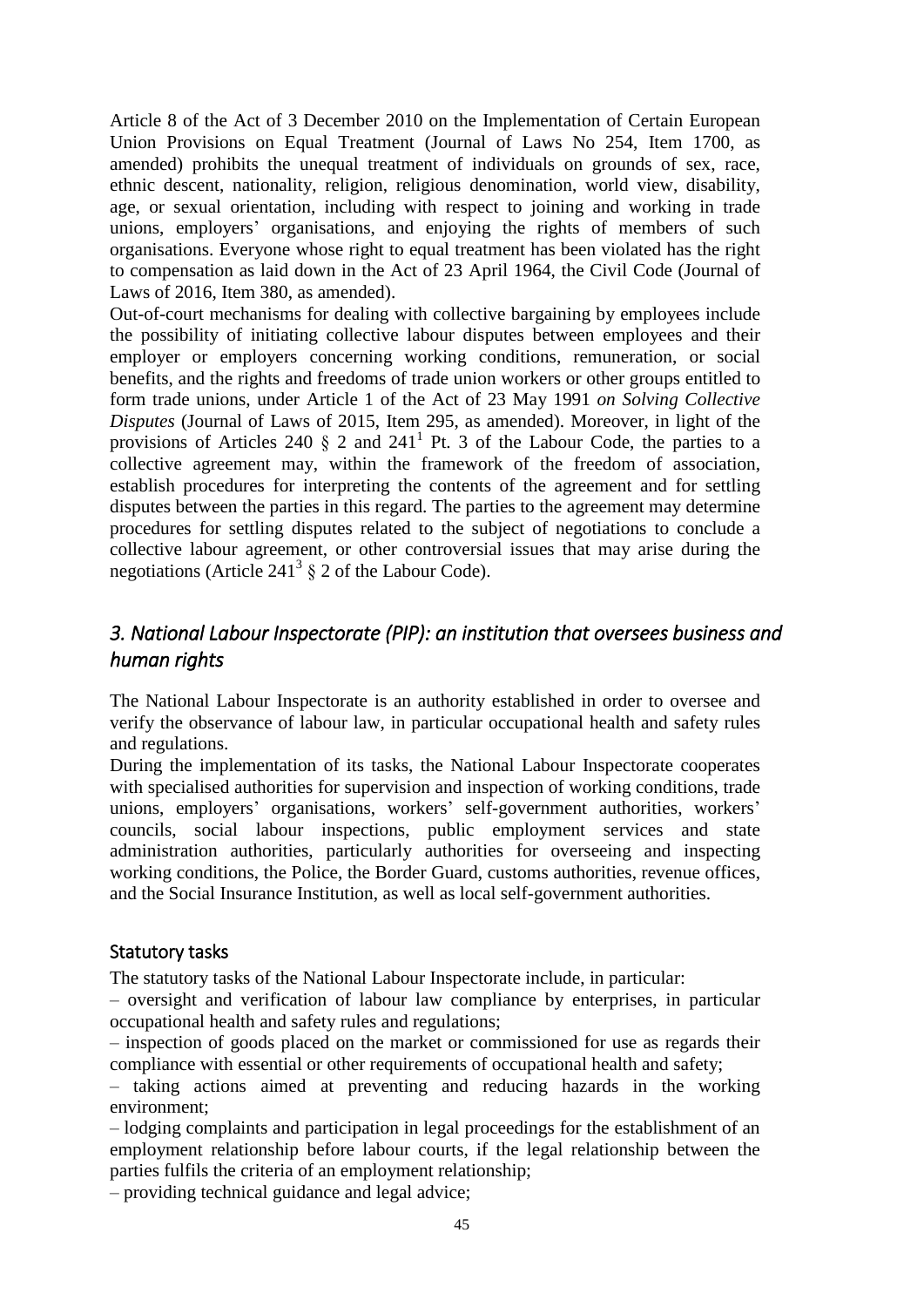Article 8 of the Act of 3 December 2010 on the Implementation of Certain European Union Provisions on Equal Treatment (Journal of Laws No 254, Item 1700, as amended) prohibits the unequal treatment of individuals on grounds of sex, race, ethnic descent, nationality, religion, religious denomination, world view, disability, age, or sexual orientation, including with respect to joining and working in trade unions, employers' organisations, and enjoying the rights of members of such organisations. Everyone whose right to equal treatment has been violated has the right to compensation as laid down in the Act of 23 April 1964, the Civil Code (Journal of Laws of 2016, Item 380, as amended).

Out-of-court mechanisms for dealing with collective bargaining by employees include the possibility of initiating collective labour disputes between employees and their employer or employers concerning working conditions, remuneration, or social benefits, and the rights and freedoms of trade union workers or other groups entitled to form trade unions, under Article 1 of the Act of 23 May 1991 *on Solving Collective Disputes* (Journal of Laws of 2015, Item 295, as amended). Moreover, in light of the provisions of Articles 240 § 2 and 241[1] Pt. 3 of the Labour Code, the parties to a collective agreement may, within the framework of the freedom of association, establish procedures for interpreting the contents of the agreement and for settling disputes between the parties in this regard. The parties to the agreement may determine procedures for settling disputes related to the subject of negotiations to conclude a collective labour agreement, or other controversial issues that may arise during the negotiations (Article 241[3] § 2 of the Labour Code).

## *3. National Labour Inspectorate (PIP): an institution that oversees business and human rights*

The National Labour Inspectorate is an authority established in order to oversee and verify the observance of labour law, in particular occupational health and safety rules and regulations.

During the implementation of its tasks, the National Labour Inspectorate cooperates with specialised authorities for supervision and inspection of working conditions, trade unions, employers' organisations, workers' self-government authorities, workers' councils, social labour inspections, public employment services and state administration authorities, particularly authorities for overseeing and inspecting working conditions, the Police, the Border Guard, customs authorities, revenue offices, and the Social Insurance Institution, as well as local self-government authorities.

### Statutory tasks

The statutory tasks of the National Labour Inspectorate include, in particular:

– oversight and verification of labour law compliance by enterprises, in particular occupational health and safety rules and regulations;

– inspection of goods placed on the market or commissioned for use as regards their compliance with essential or other requirements of occupational health and safety;

– taking actions aimed at preventing and reducing hazards in the working environment;

– lodging complaints and participation in legal proceedings for the establishment of an employment relationship before labour courts, if the legal relationship between the parties fulfils the criteria of an employment relationship;

– providing technical guidance and legal advice;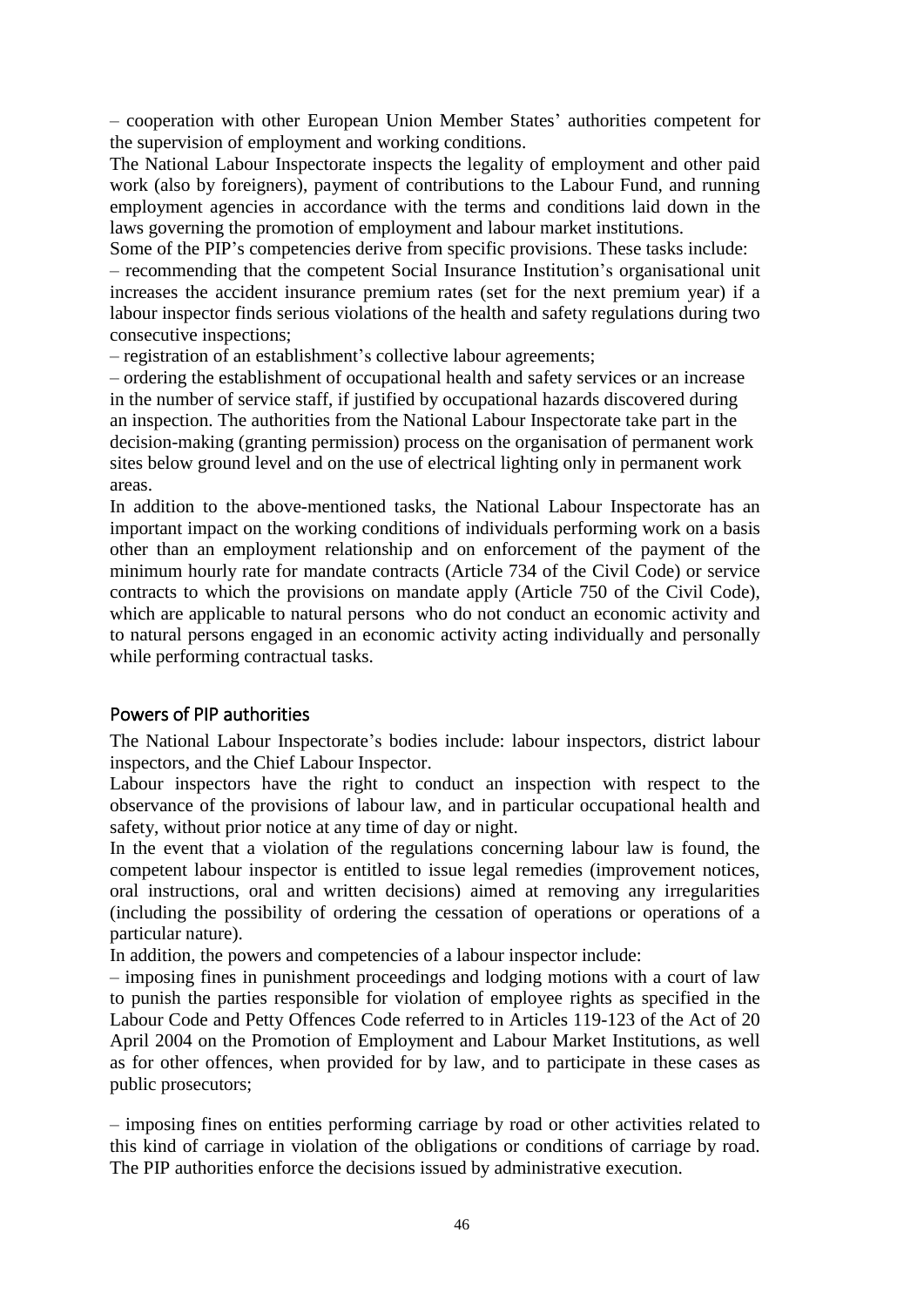– cooperation with other European Union Member States' authorities competent for the supervision of employment and working conditions.

The National Labour Inspectorate inspects the legality of employment and other paid work (also by foreigners), payment of contributions to the Labour Fund, and running employment agencies in accordance with the terms and conditions laid down in the laws governing the promotion of employment and labour market institutions.

Some of the PIP's competencies derive from specific provisions. These tasks include:

– recommending that the competent Social Insurance Institution's organisational unit increases the accident insurance premium rates (set for the next premium year) if a labour inspector finds serious violations of the health and safety regulations during two consecutive inspections;

– registration of an establishment's collective labour agreements;

– ordering the establishment of occupational health and safety services or an increase in the number of service staff, if justified by occupational hazards discovered during an inspection. The authorities from the National Labour Inspectorate take part in the decision-making (granting permission) process on the organisation of permanent work sites below ground level and on the use of electrical lighting only in permanent work areas.

In addition to the above-mentioned tasks, the National Labour Inspectorate has an important impact on the working conditions of individuals performing work on a basis other than an employment relationship and on enforcement of the payment of the minimum hourly rate for mandate contracts (Article 734 of the Civil Code) or service contracts to which the provisions on mandate apply (Article 750 of the Civil Code), which are applicable to natural persons who do not conduct an economic activity and to natural persons engaged in an economic activity acting individually and personally while performing contractual tasks.

## Powers of PIP authorities

The National Labour Inspectorate's bodies include: labour inspectors, district labour inspectors, and the Chief Labour Inspector.

Labour inspectors have the right to conduct an inspection with respect to the observance of the provisions of labour law, and in particular occupational health and safety, without prior notice at any time of day or night.

In the event that a violation of the regulations concerning labour law is found, the competent labour inspector is entitled to issue legal remedies (improvement notices, oral instructions, oral and written decisions) aimed at removing any irregularities (including the possibility of ordering the cessation of operations or operations of a particular nature).

In addition, the powers and competencies of a labour inspector include:

– imposing fines in punishment proceedings and lodging motions with a court of law to punish the parties responsible for violation of employee rights as specified in the Labour Code and Petty Offences Code referred to in Articles 119-123 of the Act of 20 April 2004 on the Promotion of Employment and Labour Market Institutions, as well as for other offences, when provided for by law, and to participate in these cases as public prosecutors;

– imposing fines on entities performing carriage by road or other activities related to this kind of carriage in violation of the obligations or conditions of carriage by road. The PIP authorities enforce the decisions issued by administrative execution.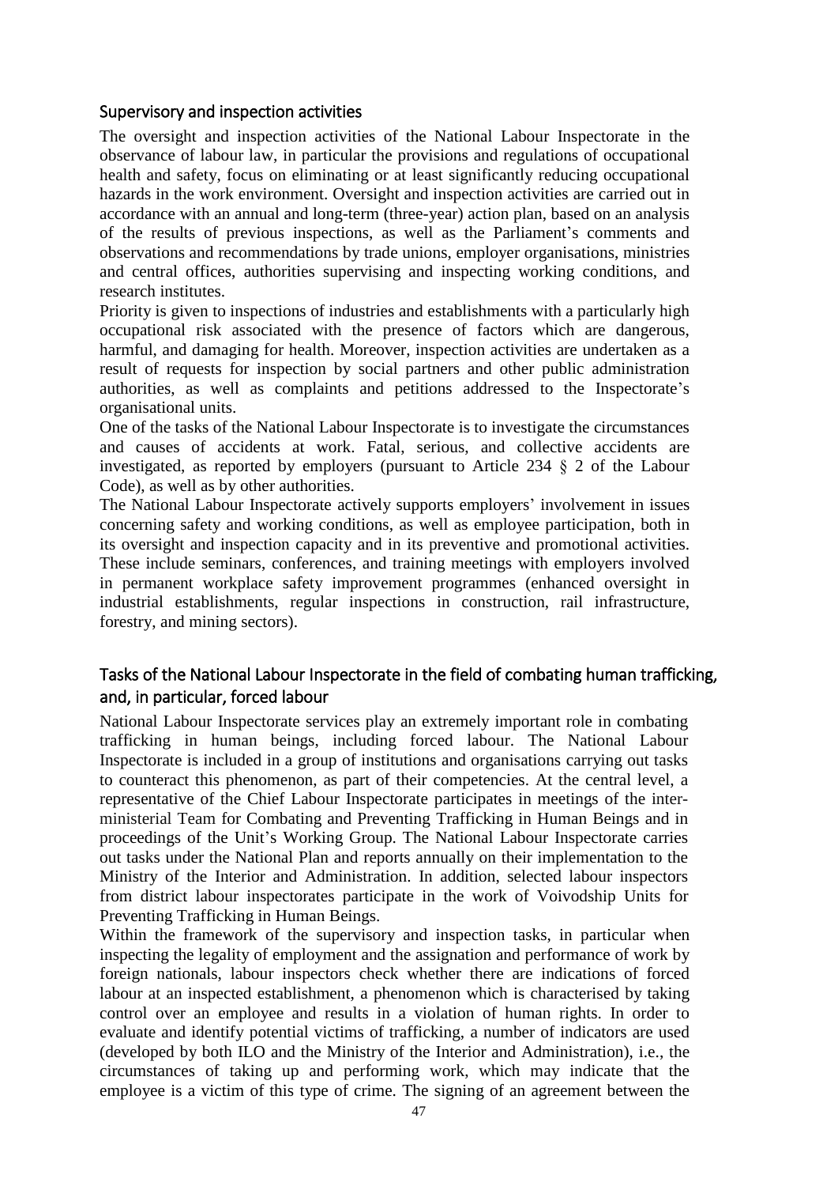## Supervisory and inspection activities

The oversight and inspection activities of the National Labour Inspectorate in the observance of labour law, in particular the provisions and regulations of occupational health and safety, focus on eliminating or at least significantly reducing occupational hazards in the work environment. Oversight and inspection activities are carried out in accordance with an annual and long-term (three-year) action plan, based on an analysis of the results of previous inspections, as well as the Parliament's comments and observations and recommendations by trade unions, employer organisations, ministries and central offices, authorities supervising and inspecting working conditions, and research institutes.

Priority is given to inspections of industries and establishments with a particularly high occupational risk associated with the presence of factors which are dangerous, harmful, and damaging for health. Moreover, inspection activities are undertaken as a result of requests for inspection by social partners and other public administration authorities, as well as complaints and petitions addressed to the Inspectorate's organisational units.

One of the tasks of the National Labour Inspectorate is to investigate the circumstances and causes of accidents at work. Fatal, serious, and collective accidents are investigated, as reported by employers (pursuant to Article 234 § 2 of the Labour Code), as well as by other authorities.

The National Labour Inspectorate actively supports employers' involvement in issues concerning safety and working conditions, as well as employee participation, both in its oversight and inspection capacity and in its preventive and promotional activities. These include seminars, conferences, and training meetings with employers involved in permanent workplace safety improvement programmes (enhanced oversight in industrial establishments, regular inspections in construction, rail infrastructure, forestry, and mining sectors).

## Tasks of the National Labour Inspectorate in the field of combating human trafficking, and, in particular, forced labour

National Labour Inspectorate services play an extremely important role in combating trafficking in human beings, including forced labour. The National Labour Inspectorate is included in a group of institutions and organisations carrying out tasks to counteract this phenomenon, as part of their competencies. At the central level, a representative of the Chief Labour Inspectorate participates in meetings of the inter-ministerial Team for Combating and Preventing Trafficking in Human Beings and in proceedings of the Unit's Working Group. The National Labour Inspectorate carries out tasks under the National Plan and reports annually on their implementation to the Ministry of the Interior and Administration. In addition, selected labour inspectors from district labour inspectorates participate in the work of Voivodship Units for Preventing Trafficking in Human Beings.

Within the framework of the supervisory and inspection tasks, in particular when inspecting the legality of employment and the assignation and performance of work by foreign nationals, labour inspectors check whether there are indications of forced labour at an inspected establishment, a phenomenon which is characterised by taking control over an employee and results in a violation of human rights. In order to evaluate and identify potential victims of trafficking, a number of indicators are used (developed by both ILO and the Ministry of the Interior and Administration), i.e., the circumstances of taking up and performing work, which may indicate that the employee is a victim of this type of crime. The signing of an agreement between the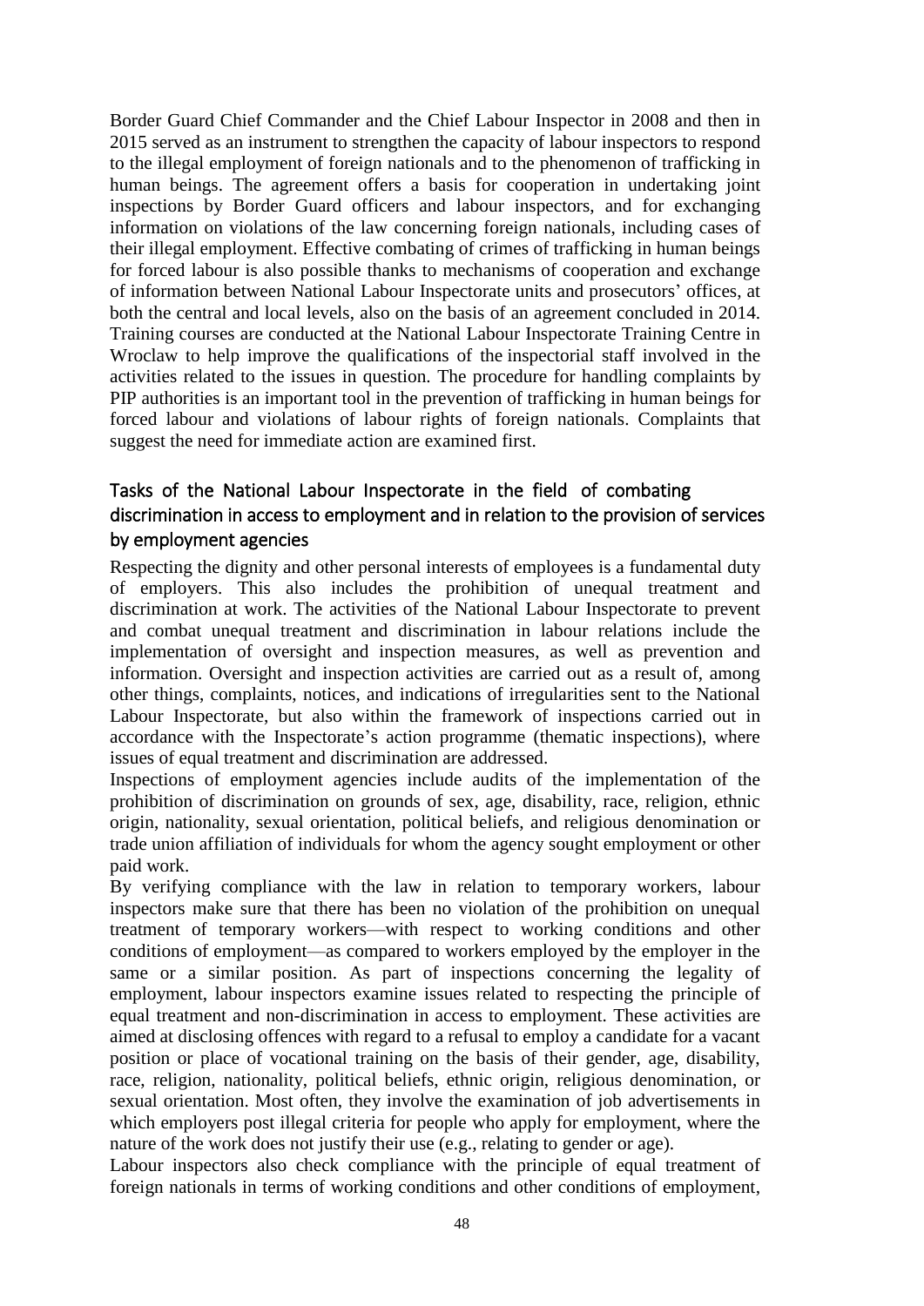Border Guard Chief Commander and the Chief Labour Inspector in 2008 and then in 2015 served as an instrument to strengthen the capacity of labour inspectors to respond to the illegal employment of foreign nationals and to the phenomenon of trafficking in human beings. The agreement offers a basis for cooperation in undertaking joint inspections by Border Guard officers and labour inspectors, and for exchanging information on violations of the law concerning foreign nationals, including cases of their illegal employment. Effective combating of crimes of trafficking in human beings for forced labour is also possible thanks to mechanisms of cooperation and exchange of information between National Labour Inspectorate units and prosecutors' offices, at both the central and local levels, also on the basis of an agreement concluded in 2014. Training courses are conducted at the National Labour Inspectorate Training Centre in Wroclaw to help improve the qualifications of the inspectorial staff involved in the activities related to the issues in question. The procedure for handling complaints by PIP authorities is an important tool in the prevention of trafficking in human beings for forced labour and violations of labour rights of foreign nationals. Complaints that suggest the need for immediate action are examined first.

## Tasks of the National Labour Inspectorate in the field of combating discrimination in access to employment and in relation to the provision of services by employment agencies

Respecting the dignity and other personal interests of employees is a fundamental duty of employers. This also includes the prohibition of unequal treatment and discrimination at work. The activities of the National Labour Inspectorate to prevent and combat unequal treatment and discrimination in labour relations include the implementation of oversight and inspection measures, as well as prevention and information. Oversight and inspection activities are carried out as a result of, among other things, complaints, notices, and indications of irregularities sent to the National Labour Inspectorate, but also within the framework of inspections carried out in accordance with the Inspectorate's action programme (thematic inspections), where issues of equal treatment and discrimination are addressed.

Inspections of employment agencies include audits of the implementation of the prohibition of discrimination on grounds of sex, age, disability, race, religion, ethnic origin, nationality, sexual orientation, political beliefs, and religious denomination or trade union affiliation of individuals for whom the agency sought employment or other paid work.

By verifying compliance with the law in relation to temporary workers, labour inspectors make sure that there has been no violation of the prohibition on unequal treatment of temporary workers—with respect to working conditions and other conditions of employment—as compared to workers employed by the employer in the same or a similar position. As part of inspections concerning the legality of employment, labour inspectors examine issues related to respecting the principle of equal treatment and non-discrimination in access to employment. These activities are aimed at disclosing offences with regard to a refusal to employ a candidate for a vacant position or place of vocational training on the basis of their gender, age, disability, race, religion, nationality, political beliefs, ethnic origin, religious denomination, or sexual orientation. Most often, they involve the examination of job advertisements in which employers post illegal criteria for people who apply for employment, where the nature of the work does not justify their use (e.g., relating to gender or age).

Labour inspectors also check compliance with the principle of equal treatment of foreign nationals in terms of working conditions and other conditions of employment,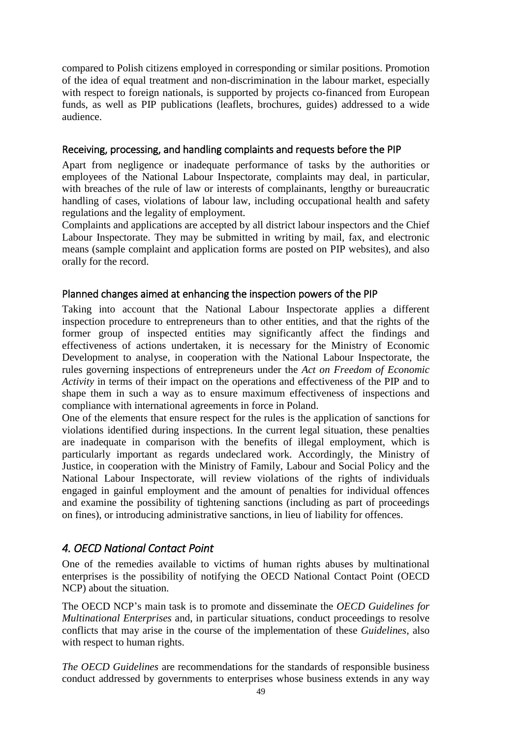compared to Polish citizens employed in corresponding or similar positions. Promotion of the idea of equal treatment and non-discrimination in the labour market, especially with respect to foreign nationals, is supported by projects co-financed from European funds, as well as PIP publications (leaflets, brochures, guides) addressed to a wide audience.

### Receiving, processing, and handling complaints and requests before the PIP

Apart from negligence or inadequate performance of tasks by the authorities or employees of the National Labour Inspectorate, complaints may deal, in particular, with breaches of the rule of law or interests of complainants, lengthy or bureaucratic handling of cases, violations of labour law, including occupational health and safety regulations and the legality of employment.

Complaints and applications are accepted by all district labour inspectors and the Chief Labour Inspectorate. They may be submitted in writing by mail, fax, and electronic means (sample complaint and application forms are posted on PIP websites), and also orally for the record.

### Planned changes aimed at enhancing the inspection powers of the PIP

Taking into account that the National Labour Inspectorate applies a different inspection procedure to entrepreneurs than to other entities, and that the rights of the former group of inspected entities may significantly affect the findings and effectiveness of actions undertaken, it is necessary for the Ministry of Economic Development to analyse, in cooperation with the National Labour Inspectorate, the rules governing inspections of entrepreneurs under the *Act on Freedom of Economic Activity* in terms of their impact on the operations and effectiveness of the PIP and to shape them in such a way as to ensure maximum effectiveness of inspections and compliance with international agreements in force in Poland.

One of the elements that ensure respect for the rules is the application of sanctions for violations identified during inspections. In the current legal situation, these penalties are inadequate in comparison with the benefits of illegal employment, which is particularly important as regards undeclared work. Accordingly, the Ministry of Justice, in cooperation with the Ministry of Family, Labour and Social Policy and the National Labour Inspectorate, will review violations of the rights of individuals engaged in gainful employment and the amount of penalties for individual offences and examine the possibility of tightening sanctions (including as part of proceedings on fines), or introducing administrative sanctions, in lieu of liability for offences.

## *4. OECD National Contact Point*

One of the remedies available to victims of human rights abuses by multinational enterprises is the possibility of notifying the OECD National Contact Point (OECD NCP) about the situation.

The OECD NCP's main task is to promote and disseminate the *OECD Guidelines for Multinational Enterprises* and, in particular situations, conduct proceedings to resolve conflicts that may arise in the course of the implementation of these *Guidelines*, also with respect to human rights.

*The OECD Guidelines* are recommendations for the standards of responsible business conduct addressed by governments to enterprises whose business extends in any way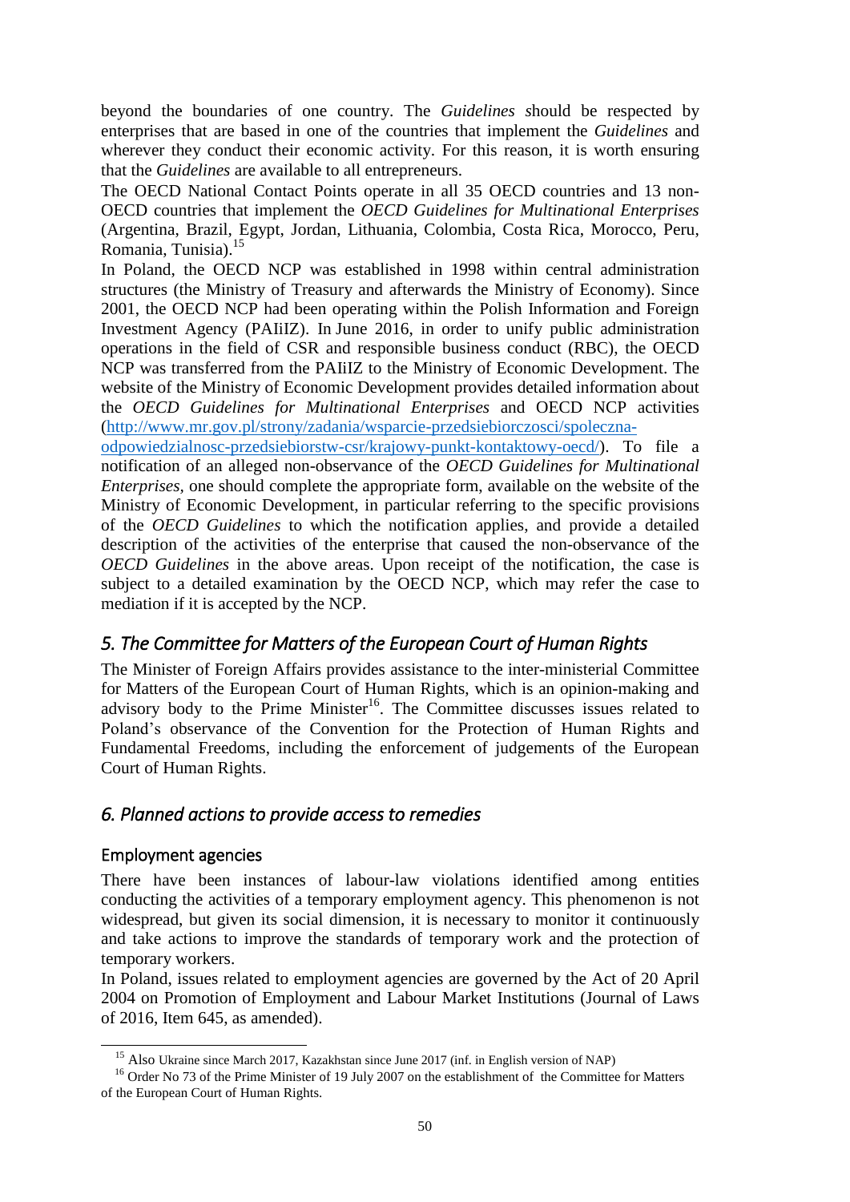beyond the boundaries of one country. The *Guidelines* should be respected by enterprises that are based in one of the countries that implement the *Guidelines* and wherever they conduct their economic activity. For this reason, it is worth ensuring that the *Guidelines* are available to all entrepreneurs.

The OECD National Contact Points operate in all 35 OECD countries and 13 non-OECD countries that implement the *OECD Guidelines for Multinational Enterprises* (Argentina, Brazil, Egypt, Jordan, Lithuania, Colombia, Costa Rica, Morocco, Peru, Romania, Tunisia).[15]

In Poland, the OECD NCP was established in 1998 within central administration structures (the Ministry of Treasury and afterwards the Ministry of Economy). Since 2001, the OECD NCP had been operating within the Polish Information and Foreign Investment Agency (PAIiIZ). In June 2016, in order to unify public administration operations in the field of CSR and responsible business conduct (RBC), the OECD NCP was transferred from the PAIiIZ to the Ministry of Economic Development. The website of the Ministry of Economic Development provides detailed information about the *OECD Guidelines for Multinational Enterprises* and OECD NCP activities (http://www.mr.gov.pl/strony/zadania/wsparcie-przedsiebiorczosci/spoleczna-odpowiedzialnosc-przedsiebiorstw-csr/krajowy-punkt-kontaktowy-oecd/). To file a notification of an alleged non-observance of the *OECD Guidelines for Multinational Enterprises*, one should complete the appropriate form, available on the website of the Ministry of Economic Development, in particular referring to the specific provisions of the *OECD Guidelines* to which the notification applies, and provide a detailed description of the activities of the enterprise that caused the non-observance of the *OECD Guidelines* in the above areas. Upon receipt of the notification, the case is subject to a detailed examination by the OECD NCP, which may refer the case to mediation if it is accepted by the NCP.

## *5. The Committee for Matters of the European Court of Human Rights*

The Minister of Foreign Affairs provides assistance to the inter-ministerial Committee for Matters of the European Court of Human Rights, which is an opinion-making and advisory body to the Prime Minister[16]. The Committee discusses issues related to Poland's observance of the Convention for the Protection of Human Rights and Fundamental Freedoms, including the enforcement of judgements of the European Court of Human Rights.

## *6. Planned actions to provide access to remedies*

### Employment agencies

There have been instances of labour-law violations identified among entities conducting the activities of a temporary employment agency. This phenomenon is not widespread, but given its social dimension, it is necessary to monitor it continuously and take actions to improve the standards of temporary work and the protection of temporary workers.

In Poland, issues related to employment agencies are governed by the Act of 20 April 2004 on Promotion of Employment and Labour Market Institutions (Journal of Laws of 2016, Item 645, as amended).

---

[15] Also Ukraine since March 2017, Kazakhstan since June 2017 (inf. in English version of NAP)

[16] Order No 73 of the Prime Minister of 19 July 2007 on the establishment of the Committee for Matters of the European Court of Human Rights.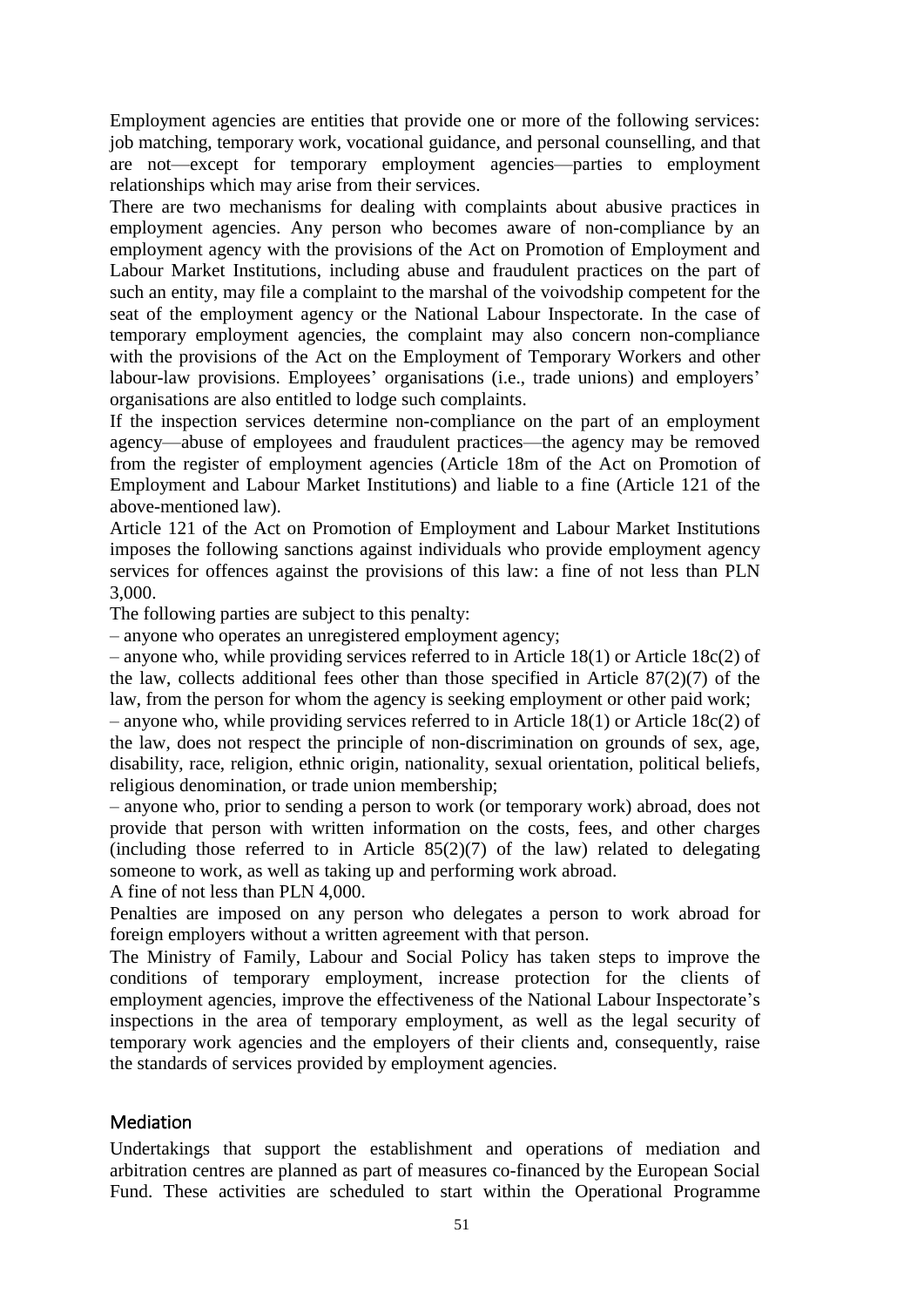Employment agencies are entities that provide one or more of the following services: job matching, temporary work, vocational guidance, and personal counselling, and that are not—except for temporary employment agencies—parties to employment relationships which may arise from their services.

There are two mechanisms for dealing with complaints about abusive practices in employment agencies. Any person who becomes aware of non-compliance by an employment agency with the provisions of the Act on Promotion of Employment and Labour Market Institutions, including abuse and fraudulent practices on the part of such an entity, may file a complaint to the marshal of the voivodship competent for the seat of the employment agency or the National Labour Inspectorate. In the case of temporary employment agencies, the complaint may also concern non-compliance with the provisions of the Act on the Employment of Temporary Workers and other labour-law provisions. Employees' organisations (i.e., trade unions) and employers' organisations are also entitled to lodge such complaints.

If the inspection services determine non-compliance on the part of an employment agency—abuse of employees and fraudulent practices—the agency may be removed from the register of employment agencies (Article 18m of the Act on Promotion of Employment and Labour Market Institutions) and liable to a fine (Article 121 of the above-mentioned law).

Article 121 of the Act on Promotion of Employment and Labour Market Institutions imposes the following sanctions against individuals who provide employment agency services for offences against the provisions of this law: a fine of not less than PLN 3,000.

The following parties are subject to this penalty:

– anyone who operates an unregistered employment agency;

– anyone who, while providing services referred to in Article 18(1) or Article 18c(2) of the law, collects additional fees other than those specified in Article 87(2)(7) of the law, from the person for whom the agency is seeking employment or other paid work;

– anyone who, while providing services referred to in Article 18(1) or Article 18c(2) of the law, does not respect the principle of non-discrimination on grounds of sex, age, disability, race, religion, ethnic origin, nationality, sexual orientation, political beliefs, religious denomination, or trade union membership;

– anyone who, prior to sending a person to work (or temporary work) abroad, does not provide that person with written information on the costs, fees, and other charges (including those referred to in Article 85(2)(7) of the law) related to delegating someone to work, as well as taking up and performing work abroad.

A fine of not less than PLN 4,000.

Penalties are imposed on any person who delegates a person to work abroad for foreign employers without a written agreement with that person.

The Ministry of Family, Labour and Social Policy has taken steps to improve the conditions of temporary employment, increase protection for the clients of employment agencies, improve the effectiveness of the National Labour Inspectorate's inspections in the area of temporary employment, as well as the legal security of temporary work agencies and the employers of their clients and, consequently, raise the standards of services provided by employment agencies.

## Mediation

Undertakings that support the establishment and operations of mediation and arbitration centres are planned as part of measures co-financed by the European Social Fund. These activities are scheduled to start within the Operational Programme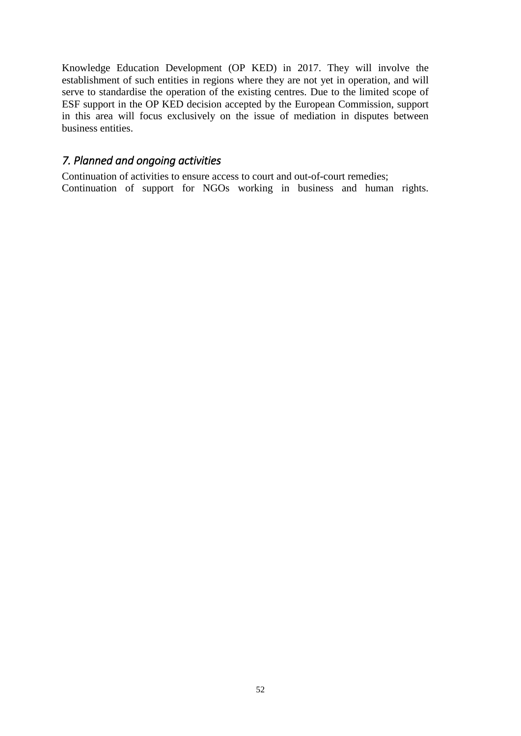Knowledge Education Development (OP KED) in 2017. They will involve the establishment of such entities in regions where they are not yet in operation, and will serve to standardise the operation of the existing centres. Due to the limited scope of ESF support in the OP KED decision accepted by the European Commission, support in this area will focus exclusively on the issue of mediation in disputes between business entities.

## *7. Planned and ongoing activities*

Continuation of activities to ensure access to court and out-of-court remedies;
Continuation of support for NGOs working in business and human rights.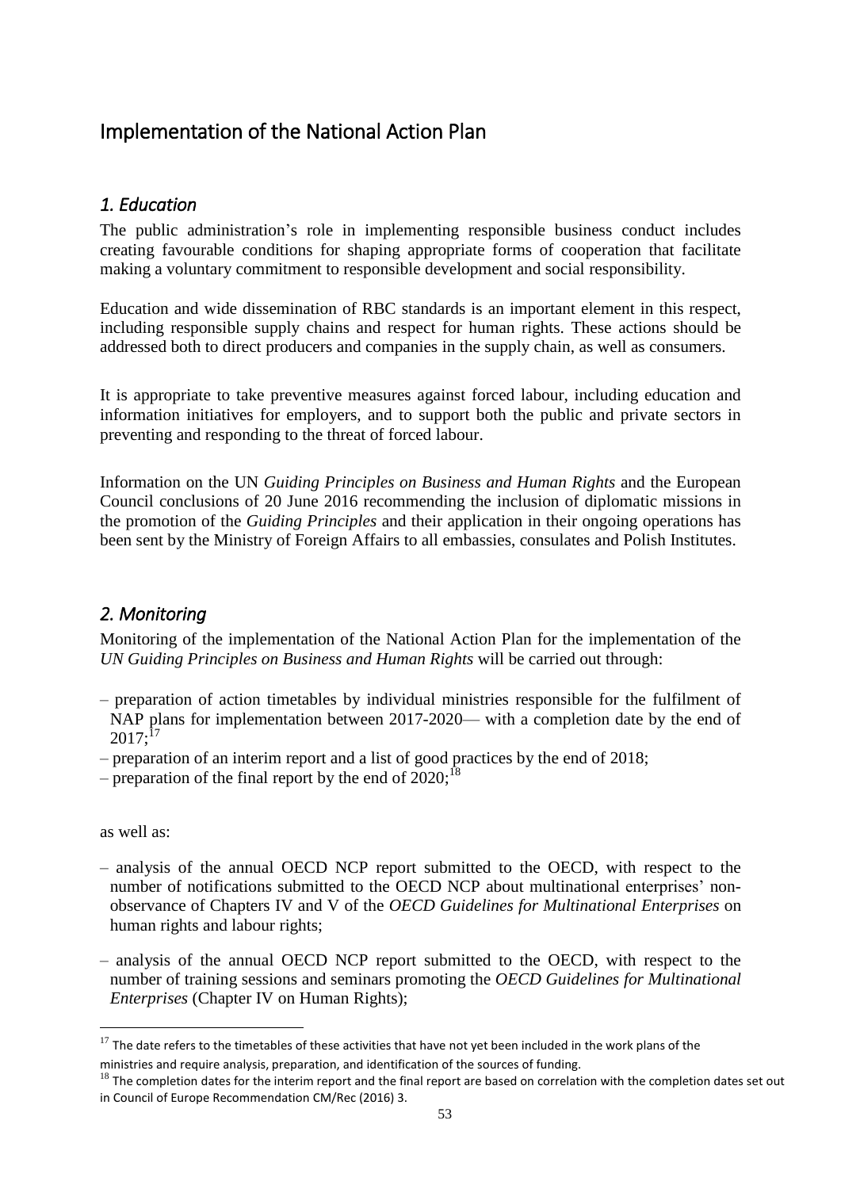# Implementation of the National Action Plan

## *1. Education*

The public administration's role in implementing responsible business conduct includes creating favourable conditions for shaping appropriate forms of cooperation that facilitate making a voluntary commitment to responsible development and social responsibility.

Education and wide dissemination of RBC standards is an important element in this respect, including responsible supply chains and respect for human rights. These actions should be addressed both to direct producers and companies in the supply chain, as well as consumers.

It is appropriate to take preventive measures against forced labour, including education and information initiatives for employers, and to support both the public and private sectors in preventing and responding to the threat of forced labour.

Information on the UN *Guiding Principles on Business and Human Rights* and the European Council conclusions of 20 June 2016 recommending the inclusion of diplomatic missions in the promotion of the *Guiding Principles* and their application in their ongoing operations has been sent by the Ministry of Foreign Affairs to all embassies, consulates and Polish Institutes.

## *2. Monitoring*

Monitoring of the implementation of the National Action Plan for the implementation of the *UN Guiding Principles on Business and Human Rights* will be carried out through:

– preparation of action timetables by individual ministries responsible for the fulfilment of NAP plans for implementation between 2017-2020— with a completion date by the end of 2017;[17]

– preparation of an interim report and a list of good practices by the end of 2018;

– preparation of the final report by the end of 2020;[18]

as well as:

– analysis of the annual OECD NCP report submitted to the OECD, with respect to the number of notifications submitted to the OECD NCP about multinational enterprises' non-observance of Chapters IV and V of the *OECD Guidelines for Multinational Enterprises* on human rights and labour rights;

– analysis of the annual OECD NCP report submitted to the OECD, with respect to the number of training sessions and seminars promoting the *OECD Guidelines for Multinational Enterprises* (Chapter IV on Human Rights);

---

[17] The date refers to the timetables of these activities that have not yet been included in the work plans of the ministries and require analysis, preparation, and identification of the sources of funding.

[18] The completion dates for the interim report and the final report are based on correlation with the completion dates set out in Council of Europe Recommendation CM/Rec (2016) 3.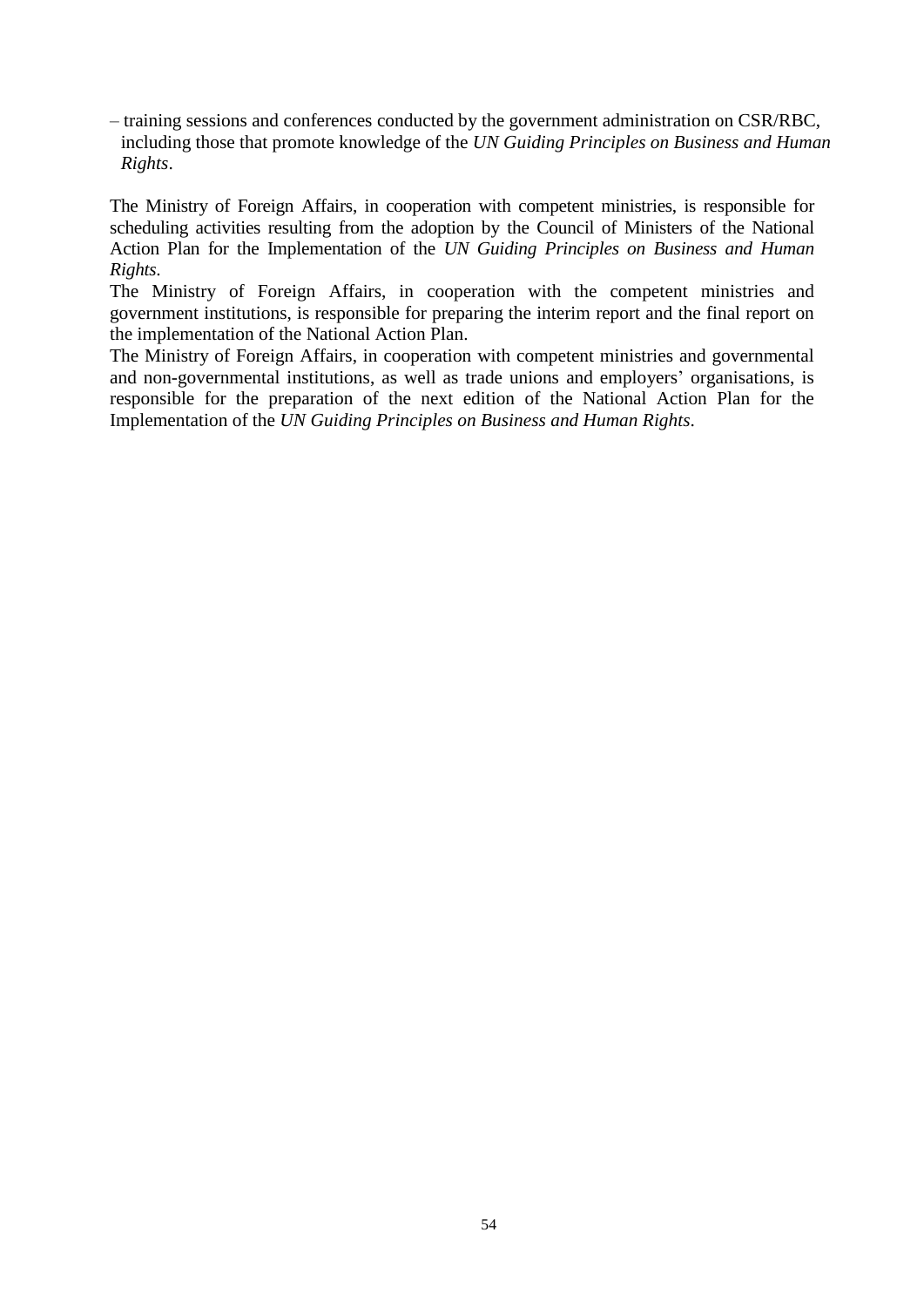– training sessions and conferences conducted by the government administration on CSR/RBC, including those that promote knowledge of the *UN Guiding Principles on Business and Human Rights*.

The Ministry of Foreign Affairs, in cooperation with competent ministries, is responsible for scheduling activities resulting from the adoption by the Council of Ministers of the National Action Plan for the Implementation of the *UN Guiding Principles on Business and Human Rights*.

The Ministry of Foreign Affairs, in cooperation with the competent ministries and government institutions, is responsible for preparing the interim report and the final report on the implementation of the National Action Plan.

The Ministry of Foreign Affairs, in cooperation with competent ministries and governmental and non-governmental institutions, as well as trade unions and employers' organisations, is responsible for the preparation of the next edition of the National Action Plan for the Implementation of the *UN Guiding Principles on Business and Human Rights*.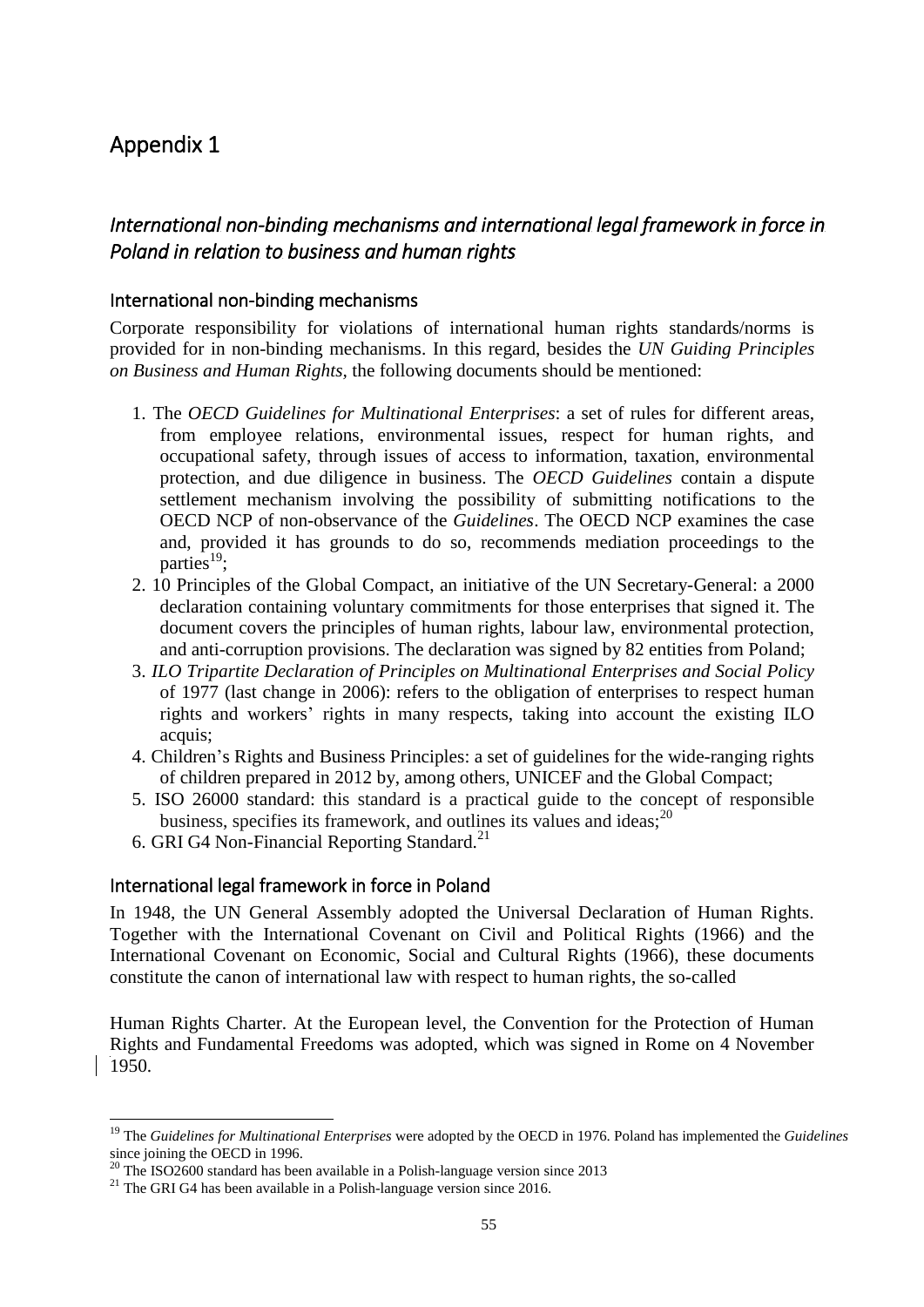# Appendix 1

## *International non-binding mechanisms and international legal framework in force in Poland in relation to business and human rights*

### International non-binding mechanisms

Corporate responsibility for violations of international human rights standards/norms is provided for in non-binding mechanisms. In this regard, besides the *UN Guiding Principles on Business and Human Rights*, the following documents should be mentioned:

1. The *OECD Guidelines for Multinational Enterprises*: a set of rules for different areas, from employee relations, environmental issues, respect for human rights, and occupational safety, through issues of access to information, taxation, environmental protection, and due diligence in business. The *OECD Guidelines* contain a dispute settlement mechanism involving the possibility of submitting notifications to the OECD NCP of non-observance of the *Guidelines*. The OECD NCP examines the case and, provided it has grounds to do so, recommends mediation proceedings to the parties[19];
2. 10 Principles of the Global Compact, an initiative of the UN Secretary-General: a 2000 declaration containing voluntary commitments for those enterprises that signed it. The document covers the principles of human rights, labour law, environmental protection, and anti-corruption provisions. The declaration was signed by 82 entities from Poland;
3. *ILO Tripartite Declaration of Principles on Multinational Enterprises and Social Policy* of 1977 (last change in 2006): refers to the obligation of enterprises to respect human rights and workers' rights in many respects, taking into account the existing ILO acquis;
4. Children's Rights and Business Principles: a set of guidelines for the wide-ranging rights of children prepared in 2012 by, among others, UNICEF and the Global Compact;
5. ISO 26000 standard: this standard is a practical guide to the concept of responsible business, specifies its framework, and outlines its values and ideas;[20]
6. GRI G4 Non-Financial Reporting Standard.[21]

### International legal framework in force in Poland

In 1948, the UN General Assembly adopted the Universal Declaration of Human Rights. Together with the International Covenant on Civil and Political Rights (1966) and the International Covenant on Economic, Social and Cultural Rights (1966), these documents constitute the canon of international law with respect to human rights, the so-called

Human Rights Charter. At the European level, the Convention for the Protection of Human Rights and Fundamental Freedoms was adopted, which was signed in Rome on 4 November 1950.

---

[19] The *Guidelines for Multinational Enterprises* were adopted by the OECD in 1976. Poland has implemented the *Guidelines* since joining the OECD in 1996.

[20] The ISO2600 standard has been available in a Polish-language version since 2013

[21] The GRI G4 has been available in a Polish-language version since 2016.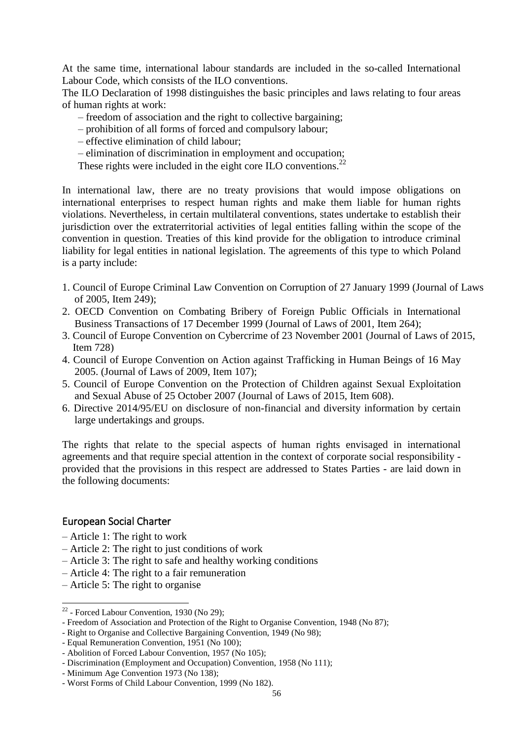At the same time, international labour standards are included in the so-called International Labour Code, which consists of the ILO conventions.

The ILO Declaration of 1998 distinguishes the basic principles and laws relating to four areas of human rights at work:

– freedom of association and the right to collective bargaining;
– prohibition of all forms of forced and compulsory labour;
– effective elimination of child labour;
– elimination of discrimination in employment and occupation;

These rights were included in the eight core ILO conventions.[22]

In international law, there are no treaty provisions that would impose obligations on international enterprises to respect human rights and make them liable for human rights violations. Nevertheless, in certain multilateral conventions, states undertake to establish their jurisdiction over the extraterritorial activities of legal entities falling within the scope of the convention in question. Treaties of this kind provide for the obligation to introduce criminal liability for legal entities in national legislation. The agreements of this type to which Poland is a party include:

1. Council of Europe Criminal Law Convention on Corruption of 27 January 1999 (Journal of Laws of 2005, Item 249);
2. OECD Convention on Combating Bribery of Foreign Public Officials in International Business Transactions of 17 December 1999 (Journal of Laws of 2001, Item 264);
3. Council of Europe Convention on Cybercrime of 23 November 2001 (Journal of Laws of 2015, Item 728)
4. Council of Europe Convention on Action against Trafficking in Human Beings of 16 May 2005. (Journal of Laws of 2009, Item 107);
5. Council of Europe Convention on the Protection of Children against Sexual Exploitation and Sexual Abuse of 25 October 2007 (Journal of Laws of 2015, Item 608).
6. Directive 2014/95/EU on disclosure of non-financial and diversity information by certain large undertakings and groups.

The rights that relate to the special aspects of human rights envisaged in international agreements and that require special attention in the context of corporate social responsibility - provided that the provisions in this respect are addressed to States Parties - are laid down in the following documents:

### European Social Charter

– Article 1: The right to work
– Article 2: The right to just conditions of work
– Article 3: The right to safe and healthy working conditions
– Article 4: The right to a fair remuneration
– Article 5: The right to organise

---

[22] - Forced Labour Convention, 1930 (No 29);
- Freedom of Association and Protection of the Right to Organise Convention, 1948 (No 87);
- Right to Organise and Collective Bargaining Convention, 1949 (No 98);
- Equal Remuneration Convention, 1951 (No 100);
- Abolition of Forced Labour Convention, 1957 (No 105);
- Discrimination (Employment and Occupation) Convention, 1958 (No 111);
- Minimum Age Convention 1973 (No 138);
- Worst Forms of Child Labour Convention, 1999 (No 182).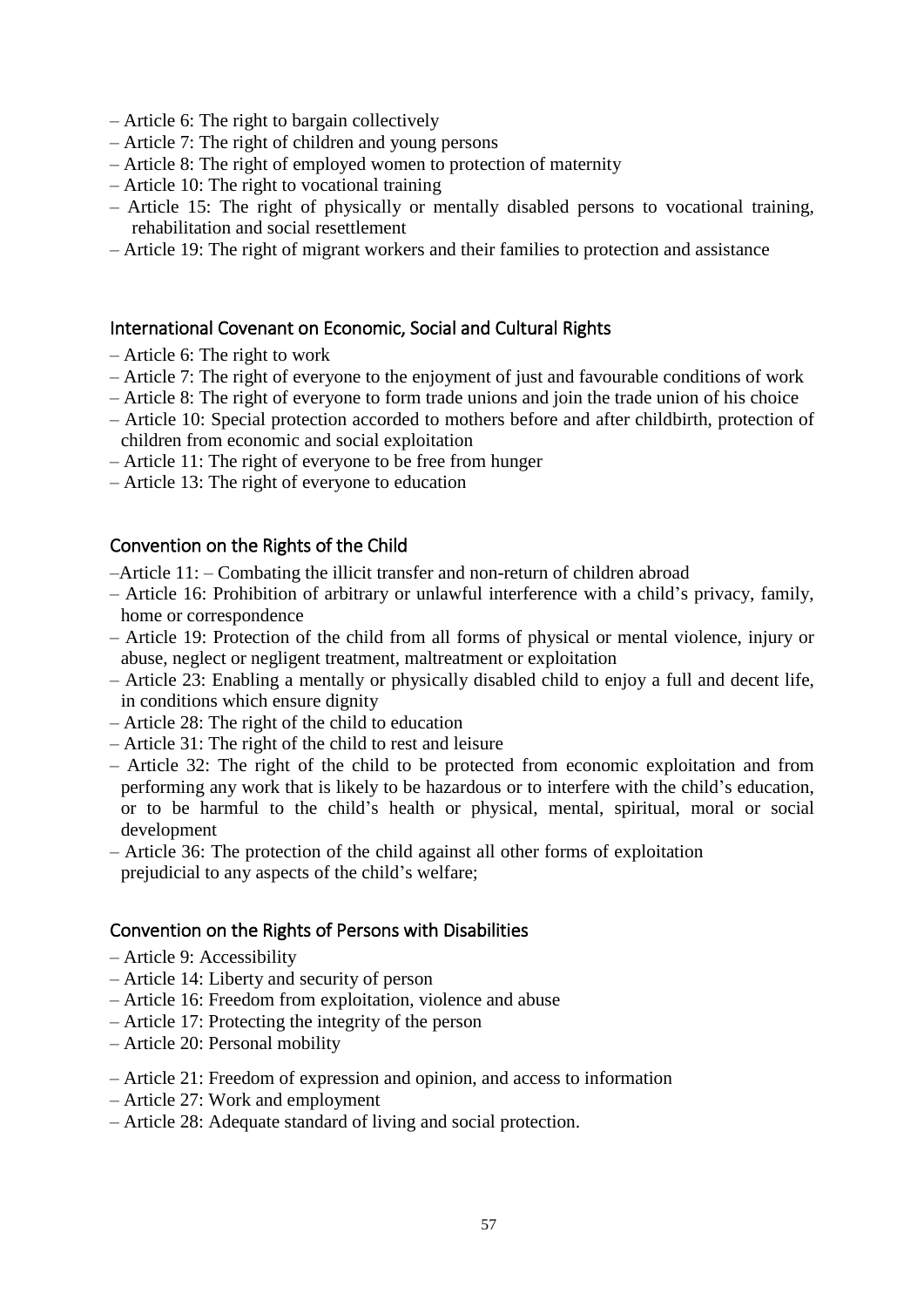– Article 6: The right to bargain collectively
– Article 7: The right of children and young persons
– Article 8: The right of employed women to protection of maternity
– Article 10: The right to vocational training
– Article 15: The right of physically or mentally disabled persons to vocational training, rehabilitation and social resettlement
– Article 19: The right of migrant workers and their families to protection and assistance

## International Covenant on Economic, Social and Cultural Rights

– Article 6: The right to work
– Article 7: The right of everyone to the enjoyment of just and favourable conditions of work
– Article 8: The right of everyone to form trade unions and join the trade union of his choice
– Article 10: Special protection accorded to mothers before and after childbirth, protection of children from economic and social exploitation
– Article 11: The right of everyone to be free from hunger
– Article 13: The right of everyone to education

## Convention on the Rights of the Child

–Article 11: – Combating the illicit transfer and non-return of children abroad
– Article 16: Prohibition of arbitrary or unlawful interference with a child's privacy, family, home or correspondence
– Article 19: Protection of the child from all forms of physical or mental violence, injury or abuse, neglect or negligent treatment, maltreatment or exploitation
– Article 23: Enabling a mentally or physically disabled child to enjoy a full and decent life, in conditions which ensure dignity
– Article 28: The right of the child to education
– Article 31: The right of the child to rest and leisure
– Article 32: The right of the child to be protected from economic exploitation and from performing any work that is likely to be hazardous or to interfere with the child's education, or to be harmful to the child's health or physical, mental, spiritual, moral or social development
– Article 36: The protection of the child against all other forms of exploitation prejudicial to any aspects of the child's welfare;

## Convention on the Rights of Persons with Disabilities

– Article 9: Accessibility
– Article 14: Liberty and security of person
– Article 16: Freedom from exploitation, violence and abuse
– Article 17: Protecting the integrity of the person
– Article 20: Personal mobility
– Article 21: Freedom of expression and opinion, and access to information
– Article 27: Work and employment
– Article 28: Adequate standard of living and social protection.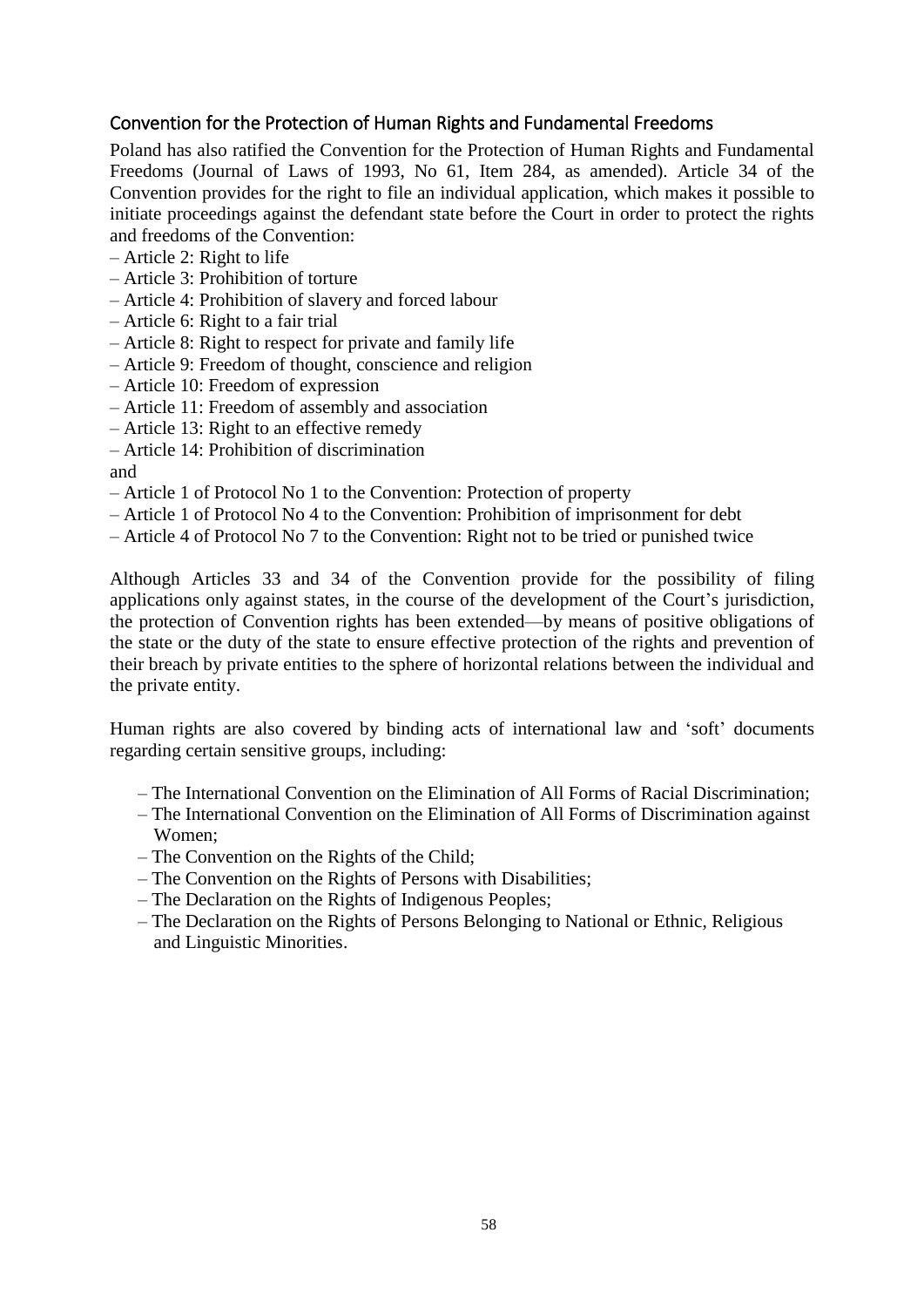## Convention for the Protection of Human Rights and Fundamental Freedoms

Poland has also ratified the Convention for the Protection of Human Rights and Fundamental Freedoms (Journal of Laws of 1993, No 61, Item 284, as amended). Article 34 of the Convention provides for the right to file an individual application, which makes it possible to initiate proceedings against the defendant state before the Court in order to protect the rights and freedoms of the Convention:

– Article 2: Right to life
– Article 3: Prohibition of torture
– Article 4: Prohibition of slavery and forced labour
– Article 6: Right to a fair trial
– Article 8: Right to respect for private and family life
– Article 9: Freedom of thought, conscience and religion
– Article 10: Freedom of expression
– Article 11: Freedom of assembly and association
– Article 13: Right to an effective remedy
– Article 14: Prohibition of discrimination
and
– Article 1 of Protocol No 1 to the Convention: Protection of property
– Article 1 of Protocol No 4 to the Convention: Prohibition of imprisonment for debt
– Article 4 of Protocol No 7 to the Convention: Right not to be tried or punished twice

Although Articles 33 and 34 of the Convention provide for the possibility of filing applications only against states, in the course of the development of the Court's jurisdiction, the protection of Convention rights has been extended—by means of positive obligations of the state or the duty of the state to ensure effective protection of the rights and prevention of their breach by private entities to the sphere of horizontal relations between the individual and the private entity.

Human rights are also covered by binding acts of international law and 'soft' documents regarding certain sensitive groups, including:

– The International Convention on the Elimination of All Forms of Racial Discrimination;
– The International Convention on the Elimination of All Forms of Discrimination against Women;
– The Convention on the Rights of the Child;
– The Convention on the Rights of Persons with Disabilities;
– The Declaration on the Rights of Indigenous Peoples;
– The Declaration on the Rights of Persons Belonging to National or Ethnic, Religious and Linguistic Minorities.